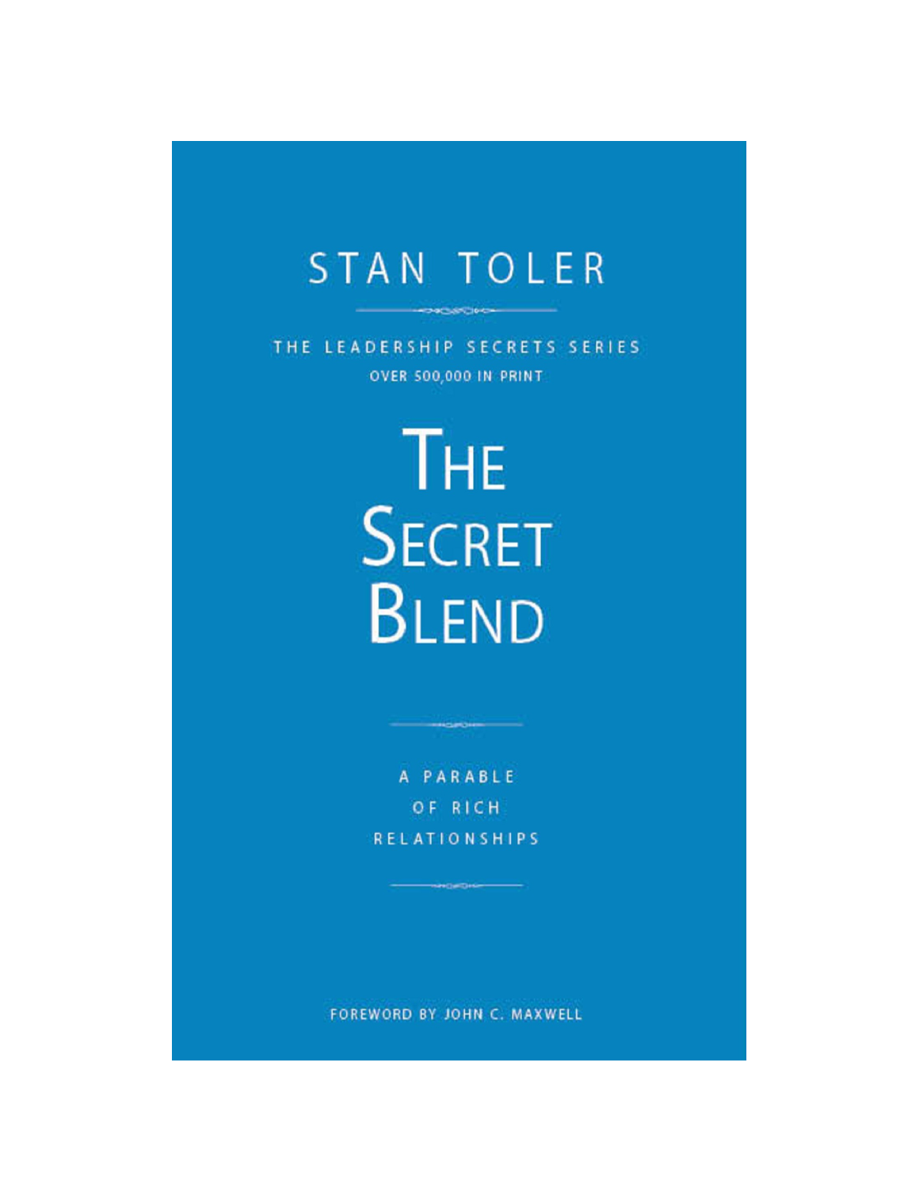STAN TOLER

THE LEADERSHIP SECRETS SERIES

OVER 500,000 IN PRINT

# The Secret Blend

A PARABLE OF RICH RELATIONSHIPS

FOREWORD BY JOHN C. MAXWELL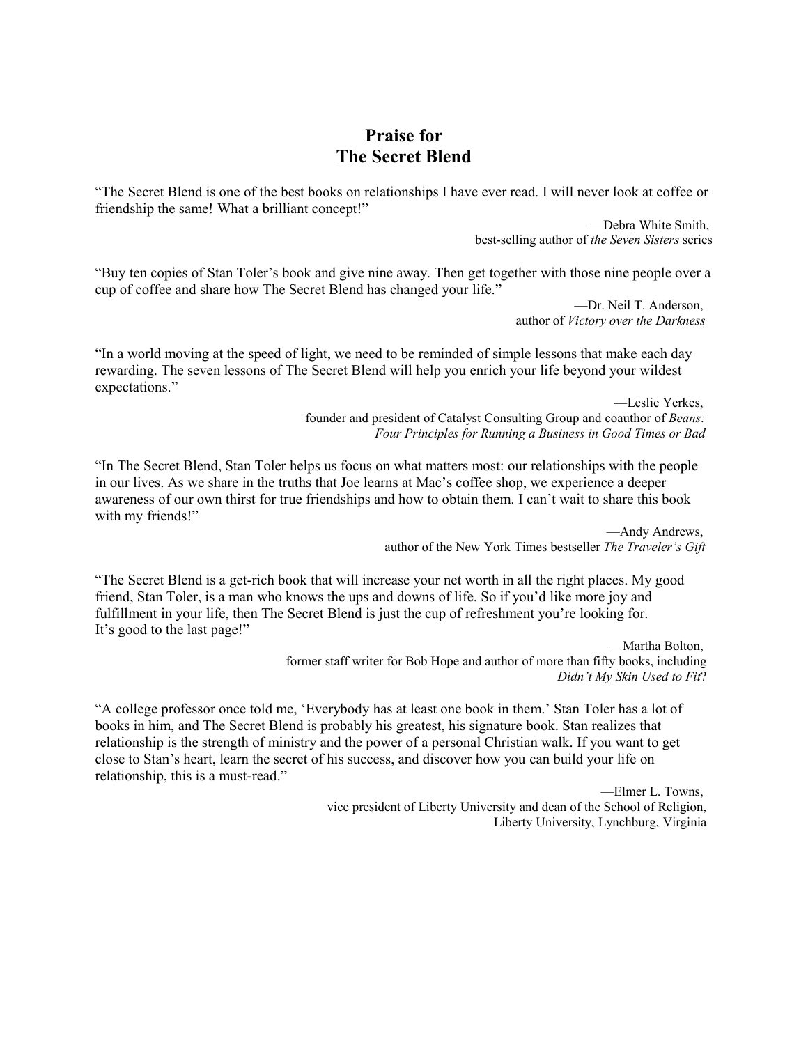# Praise for
# The Secret Blend

"The Secret Blend is one of the best books on relationships I have ever read. I will never look at coffee or friendship the same! What a brilliant concept!"

—Debra White Smith,
best-selling author of *the Seven Sisters* series

"Buy ten copies of Stan Toler's book and give nine away. Then get together with those nine people over a cup of coffee and share how The Secret Blend has changed your life."

—Dr. Neil T. Anderson,
author of *Victory over the Darkness*

"In a world moving at the speed of light, we need to be reminded of simple lessons that make each day rewarding. The seven lessons of The Secret Blend will help you enrich your life beyond your wildest expectations."

—Leslie Yerkes,
founder and president of Catalyst Consulting Group and coauthor of *Beans: Four Principles for Running a Business in Good Times or Bad*

"In The Secret Blend, Stan Toler helps us focus on what matters most: our relationships with the people in our lives. As we share in the truths that Joe learns at Mac's coffee shop, we experience a deeper awareness of our own thirst for true friendships and how to obtain them. I can't wait to share this book with my friends!"

—Andy Andrews,
author of the New York Times bestseller *The Traveler's Gift*

"The Secret Blend is a get-rich book that will increase your net worth in all the right places. My good friend, Stan Toler, is a man who knows the ups and downs of life. So if you'd like more joy and fulfillment in your life, then The Secret Blend is just the cup of refreshment you're looking for. It's good to the last page!"

—Martha Bolton,
former staff writer for Bob Hope and author of more than fifty books, including *Didn't My Skin Used to Fit*?

"A college professor once told me, 'Everybody has at least one book in them.' Stan Toler has a lot of books in him, and The Secret Blend is probably his greatest, his signature book. Stan realizes that relationship is the strength of ministry and the power of a personal Christian walk. If you want to get close to Stan's heart, learn the secret of his success, and discover how you can build your life on relationship, this is a must-read."

—Elmer L. Towns,
vice president of Liberty University and dean of the School of Religion,
Liberty University, Lynchburg, Virginia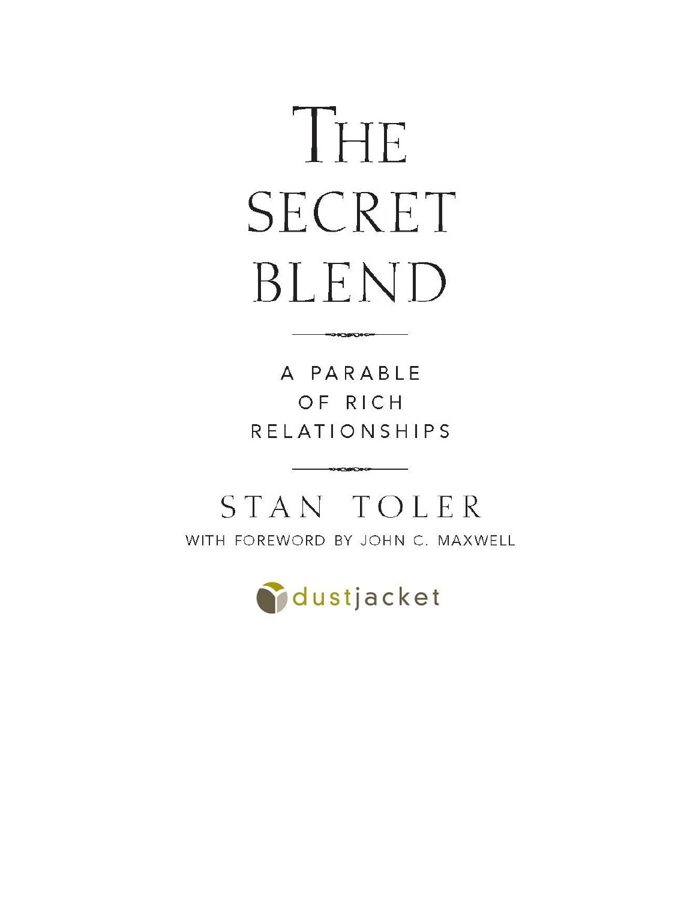# THE SECRET BLEND

## A PARABLE OF RICH RELATIONSHIPS

STAN TOLER

WITH FOREWORD BY JOHN C. MAXWELL

dustjacket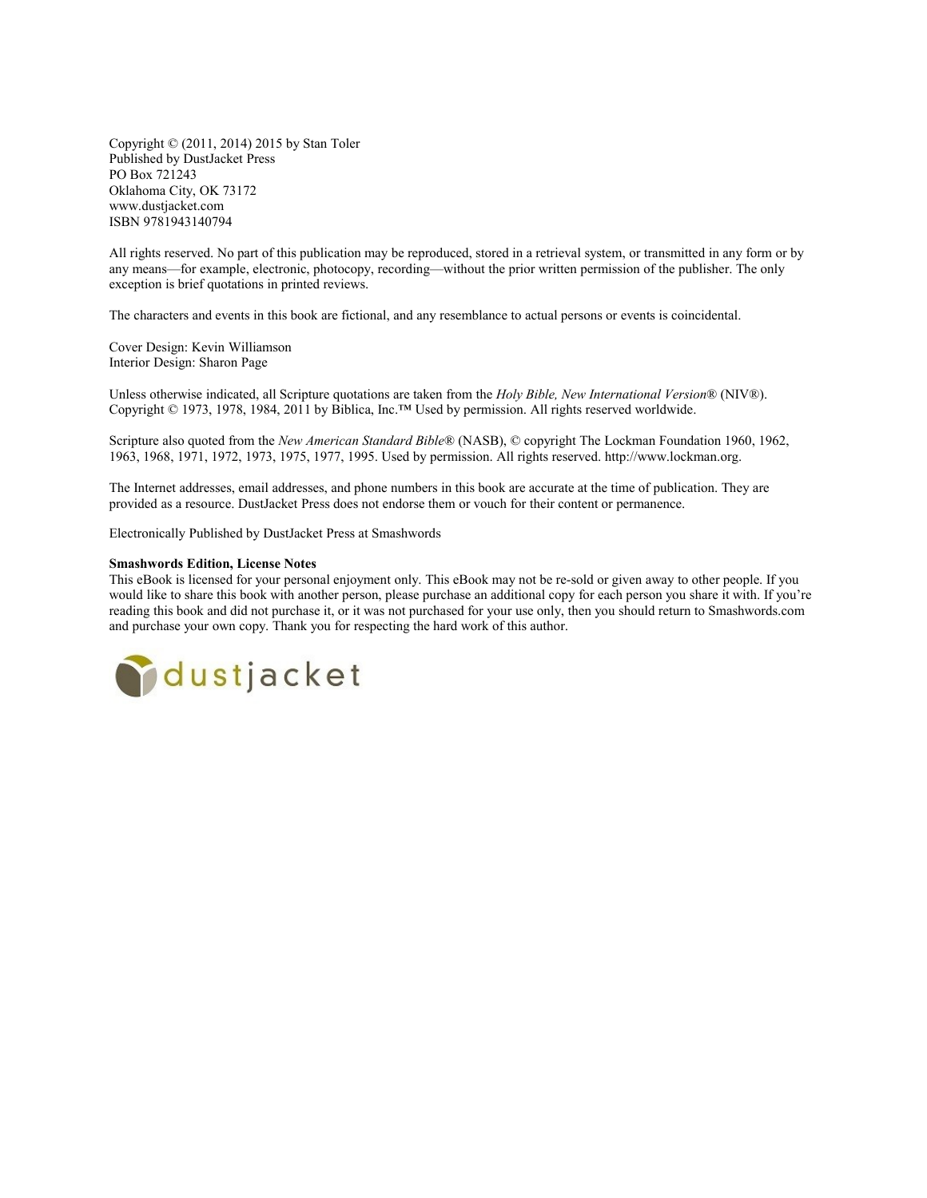Copyright © (2011, 2014) 2015 by Stan Toler
Published by DustJacket Press
PO Box 721243
Oklahoma City, OK 73172
www.dustjacket.com
ISBN 9781943140794

All rights reserved. No part of this publication may be reproduced, stored in a retrieval system, or transmitted in any form or by any means—for example, electronic, photocopy, recording—without the prior written permission of the publisher. The only exception is brief quotations in printed reviews.

The characters and events in this book are fictional, and any resemblance to actual persons or events is coincidental.

Cover Design: Kevin Williamson
Interior Design: Sharon Page

Unless otherwise indicated, all Scripture quotations are taken from the *Holy Bible, New International Version*® (NIV®). Copyright © 1973, 1978, 1984, 2011 by Biblica, Inc.™ Used by permission. All rights reserved worldwide.

Scripture also quoted from the *New American Standard Bible*® (NASB), © copyright The Lockman Foundation 1960, 1962, 1963, 1968, 1971, 1972, 1973, 1975, 1977, 1995. Used by permission. All rights reserved. http://www.lockman.org.

The Internet addresses, email addresses, and phone numbers in this book are accurate at the time of publication. They are provided as a resource. DustJacket Press does not endorse them or vouch for their content or permanence.

Electronically Published by DustJacket Press at Smashwords

**Smashwords Edition, License Notes**
This eBook is licensed for your personal enjoyment only. This eBook may not be re-sold or given away to other people. If you would like to share this book with another person, please purchase an additional copy for each person you share it with. If you're reading this book and did not purchase it, or it was not purchased for your use only, then you should return to Smashwords.com and purchase your own copy. Thank you for respecting the hard work of this author.

dustjacket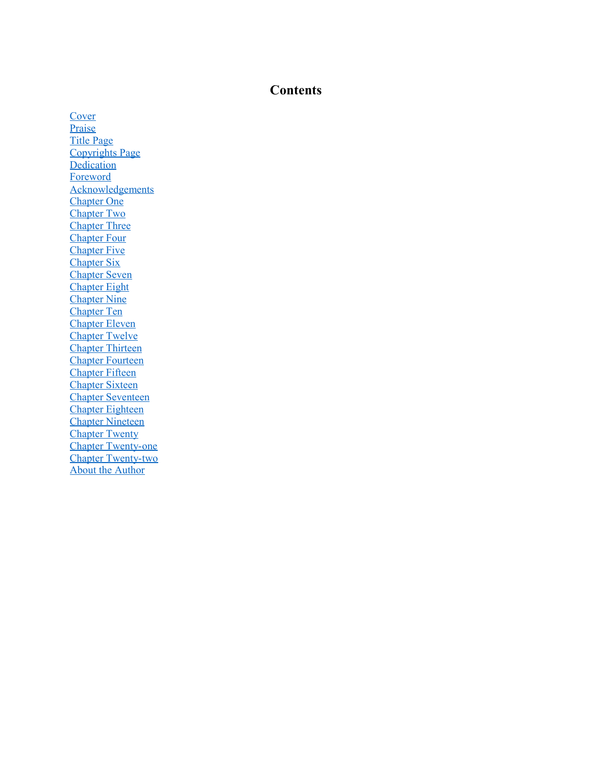# Contents

Cover
Praise
Title Page
Copyrights Page
Dedication
Foreword
Acknowledgements
Chapter One
Chapter Two
Chapter Three
Chapter Four
Chapter Five
Chapter Six
Chapter Seven
Chapter Eight
Chapter Nine
Chapter Ten
Chapter Eleven
Chapter Twelve
Chapter Thirteen
Chapter Fourteen
Chapter Fifteen
Chapter Sixteen
Chapter Seventeen
Chapter Eighteen
Chapter Nineteen
Chapter Twenty
Chapter Twenty-one
Chapter Twenty-two
About the Author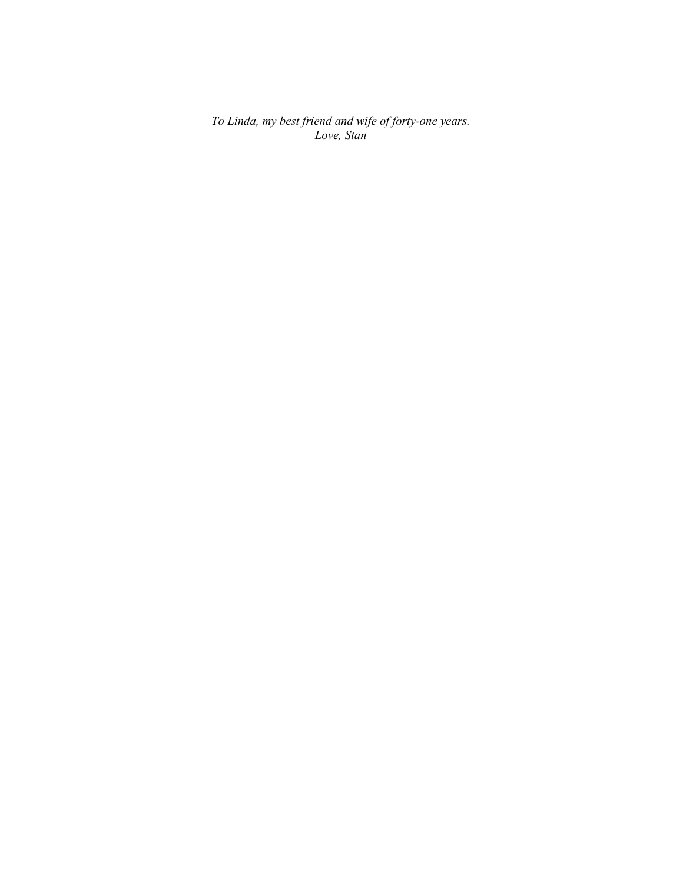*To Linda, my best friend and wife of forty-one years.*
*Love, Stan*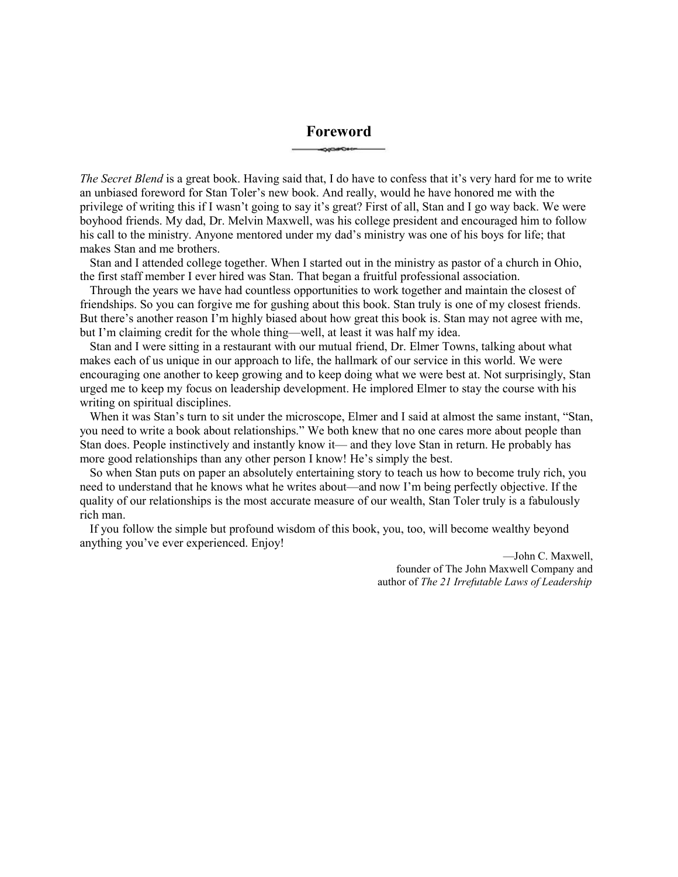# Foreword

*The Secret Blend* is a great book. Having said that, I do have to confess that it's very hard for me to write an unbiased foreword for Stan Toler's new book. And really, would he have honored me with the privilege of writing this if I wasn't going to say it's great? First of all, Stan and I go way back. We were boyhood friends. My dad, Dr. Melvin Maxwell, was his college president and encouraged him to follow his call to the ministry. Anyone mentored under my dad's ministry was one of his boys for life; that makes Stan and me brothers.

Stan and I attended college together. When I started out in the ministry as pastor of a church in Ohio, the first staff member I ever hired was Stan. That began a fruitful professional association.

Through the years we have had countless opportunities to work together and maintain the closest of friendships. So you can forgive me for gushing about this book. Stan truly is one of my closest friends. But there's another reason I'm highly biased about how great this book is. Stan may not agree with me, but I'm claiming credit for the whole thing—well, at least it was half my idea.

Stan and I were sitting in a restaurant with our mutual friend, Dr. Elmer Towns, talking about what makes each of us unique in our approach to life, the hallmark of our service in this world. We were encouraging one another to keep growing and to keep doing what we were best at. Not surprisingly, Stan urged me to keep my focus on leadership development. He implored Elmer to stay the course with his writing on spiritual disciplines.

When it was Stan's turn to sit under the microscope, Elmer and I said at almost the same instant, "Stan, you need to write a book about relationships." We both knew that no one cares more about people than Stan does. People instinctively and instantly know it— and they love Stan in return. He probably has more good relationships than any other person I know! He's simply the best.

So when Stan puts on paper an absolutely entertaining story to teach us how to become truly rich, you need to understand that he knows what he writes about—and now I'm being perfectly objective. If the quality of our relationships is the most accurate measure of our wealth, Stan Toler truly is a fabulously rich man.

If you follow the simple but profound wisdom of this book, you, too, will become wealthy beyond anything you've ever experienced. Enjoy!

—John C. Maxwell,
founder of The John Maxwell Company and
author of *The 21 Irrefutable Laws of Leadership*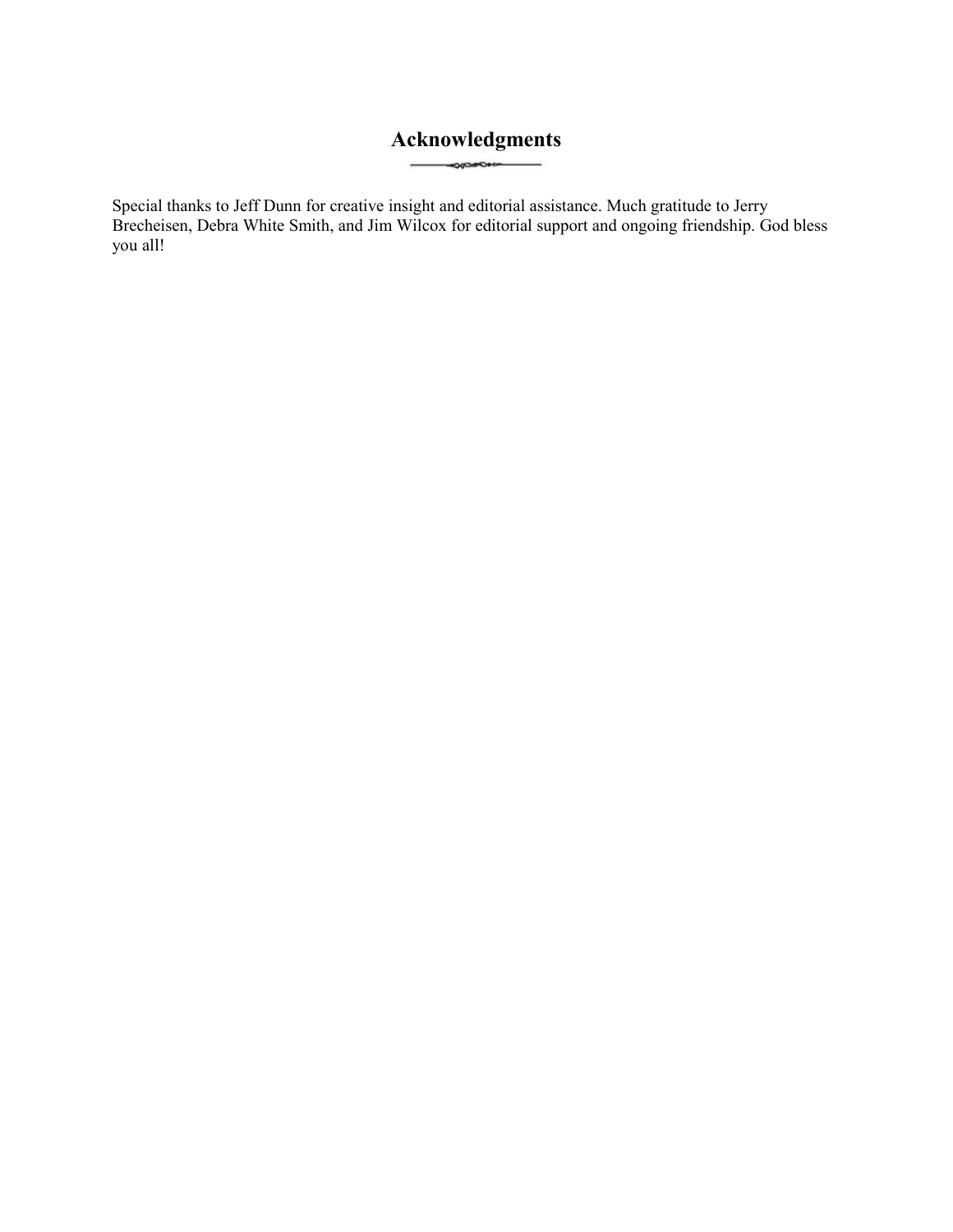## Acknowledgments

Special thanks to Jeff Dunn for creative insight and editorial assistance. Much gratitude to Jerry Brecheisen, Debra White Smith, and Jim Wilcox for editorial support and ongoing friendship. God bless you all!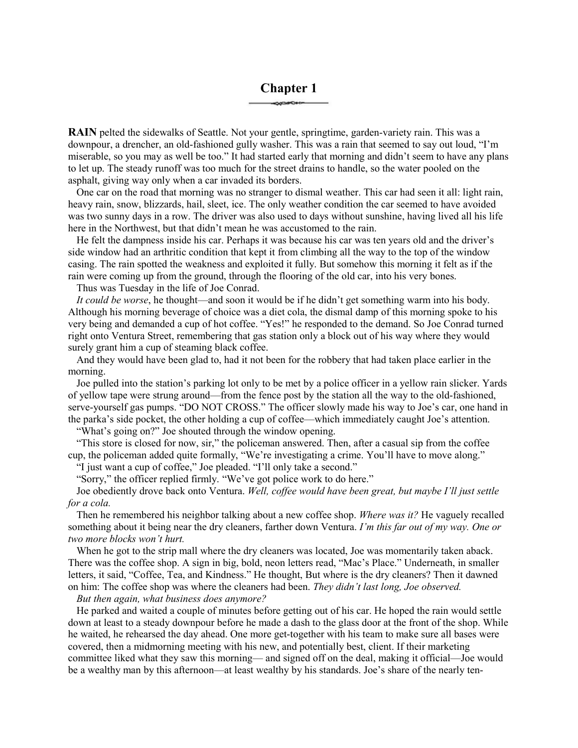# Chapter 1

**RAIN** pelted the sidewalks of Seattle. Not your gentle, springtime, garden-variety rain. This was a downpour, a drencher, an old-fashioned gully washer. This was a rain that seemed to say out loud, "I'm miserable, so you may as well be too." It had started early that morning and didn't seem to have any plans to let up. The steady runoff was too much for the street drains to handle, so the water pooled on the asphalt, giving way only when a car invaded its borders.

One car on the road that morning was no stranger to dismal weather. This car had seen it all: light rain, heavy rain, snow, blizzards, hail, sleet, ice. The only weather condition the car seemed to have avoided was two sunny days in a row. The driver was also used to days without sunshine, having lived all his life here in the Northwest, but that didn't mean he was accustomed to the rain.

He felt the dampness inside his car. Perhaps it was because his car was ten years old and the driver's side window had an arthritic condition that kept it from climbing all the way to the top of the window casing. The rain spotted the weakness and exploited it fully. But somehow this morning it felt as if the rain were coming up from the ground, through the flooring of the old car, into his very bones.

Thus was Tuesday in the life of Joe Conrad.

*It could be worse*, he thought—and soon it would be if he didn't get something warm into his body. Although his morning beverage of choice was a diet cola, the dismal damp of this morning spoke to his very being and demanded a cup of hot coffee. "Yes!" he responded to the demand. So Joe Conrad turned right onto Ventura Street, remembering that gas station only a block out of his way where they would surely grant him a cup of steaming black coffee.

And they would have been glad to, had it not been for the robbery that had taken place earlier in the morning.

Joe pulled into the station's parking lot only to be met by a police officer in a yellow rain slicker. Yards of yellow tape were strung around—from the fence post by the station all the way to the old-fashioned, serve-yourself gas pumps. "DO NOT CROSS." The officer slowly made his way to Joe's car, one hand in the parka's side pocket, the other holding a cup of coffee—which immediately caught Joe's attention.

"What's going on?" Joe shouted through the window opening.

"This store is closed for now, sir," the policeman answered. Then, after a casual sip from the coffee cup, the policeman added quite formally, "We're investigating a crime. You'll have to move along."

"I just want a cup of coffee," Joe pleaded. "I'll only take a second."

"Sorry," the officer replied firmly. "We've got police work to do here."

Joe obediently drove back onto Ventura. *Well, coffee would have been great, but maybe I'll just settle for a cola.*

Then he remembered his neighbor talking about a new coffee shop. *Where was it?* He vaguely recalled something about it being near the dry cleaners, farther down Ventura. *I'm this far out of my way. One or two more blocks won't hurt.*

When he got to the strip mall where the dry cleaners was located, Joe was momentarily taken aback. There was the coffee shop. A sign in big, bold, neon letters read, "Mac's Place." Underneath, in smaller letters, it said, "Coffee, Tea, and Kindness." He thought, But where is the dry cleaners? Then it dawned on him: The coffee shop was where the cleaners had been. *They didn't last long, Joe observed.*

*But then again, what business does anymore?*

He parked and waited a couple of minutes before getting out of his car. He hoped the rain would settle down at least to a steady downpour before he made a dash to the glass door at the front of the shop. While he waited, he rehearsed the day ahead. One more get-together with his team to make sure all bases were covered, then a midmorning meeting with his new, and potentially best, client. If their marketing committee liked what they saw this morning— and signed off on the deal, making it official—Joe would be a wealthy man by this afternoon—at least wealthy by his standards. Joe's share of the nearly ten-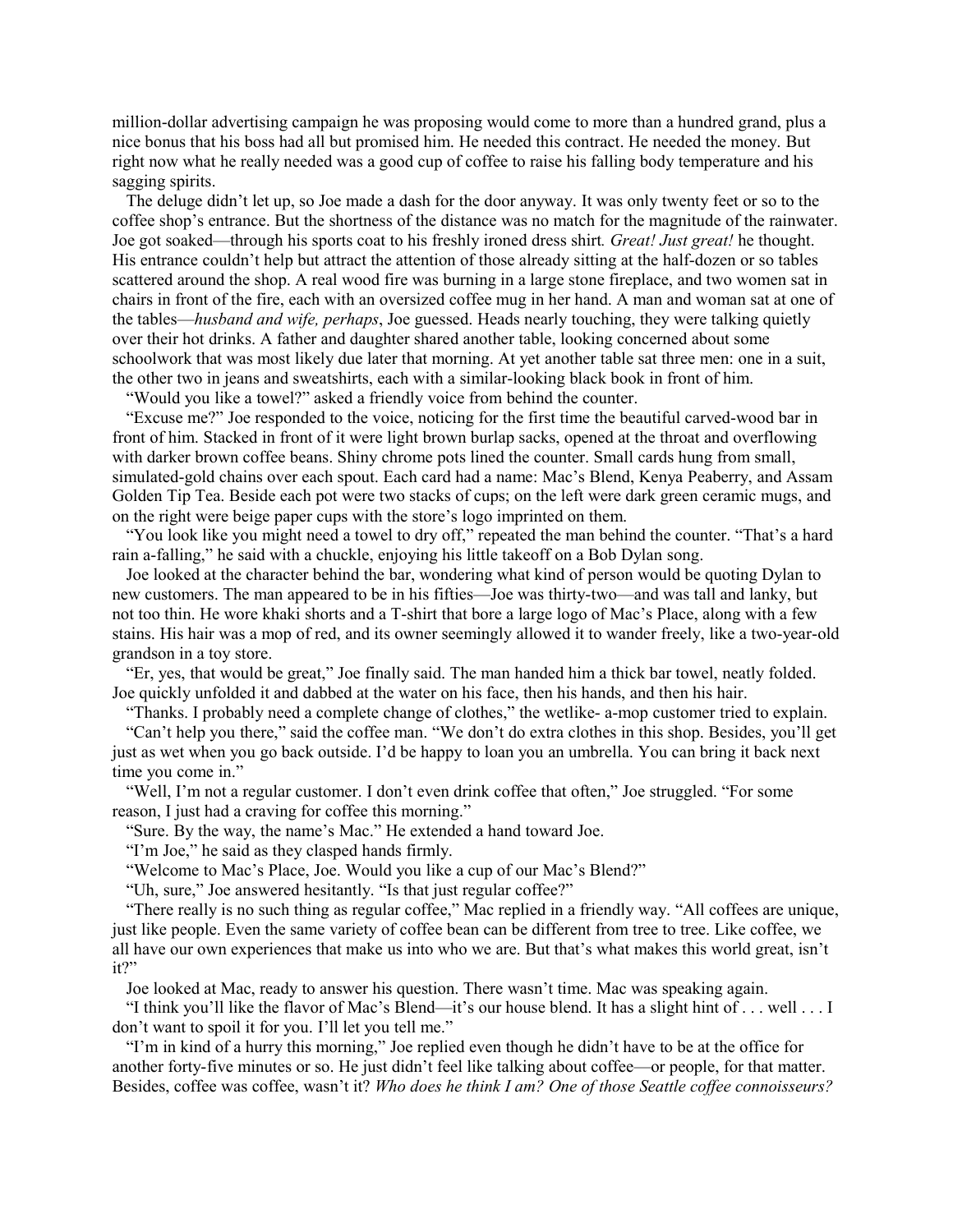million-dollar advertising campaign he was proposing would come to more than a hundred grand, plus a nice bonus that his boss had all but promised him. He needed this contract. He needed the money. But right now what he really needed was a good cup of coffee to raise his falling body temperature and his sagging spirits.

The deluge didn't let up, so Joe made a dash for the door anyway. It was only twenty feet or so to the coffee shop's entrance. But the shortness of the distance was no match for the magnitude of the rainwater. Joe got soaked—through his sports coat to his freshly ironed dress shirt. *Great! Just great!* he thought. His entrance couldn't help but attract the attention of those already sitting at the half-dozen or so tables scattered around the shop. A real wood fire was burning in a large stone fireplace, and two women sat in chairs in front of the fire, each with an oversized coffee mug in her hand. A man and woman sat at one of the tables—*husband and wife, perhaps*, Joe guessed. Heads nearly touching, they were talking quietly over their hot drinks. A father and daughter shared another table, looking concerned about some schoolwork that was most likely due later that morning. At yet another table sat three men: one in a suit, the other two in jeans and sweatshirts, each with a similar-looking black book in front of him.

"Would you like a towel?" asked a friendly voice from behind the counter.

"Excuse me?" Joe responded to the voice, noticing for the first time the beautiful carved-wood bar in front of him. Stacked in front of it were light brown burlap sacks, opened at the throat and overflowing with darker brown coffee beans. Shiny chrome pots lined the counter. Small cards hung from small, simulated-gold chains over each spout. Each card had a name: Mac's Blend, Kenya Peaberry, and Assam Golden Tip Tea. Beside each pot were two stacks of cups; on the left were dark green ceramic mugs, and on the right were beige paper cups with the store's logo imprinted on them.

"You look like you might need a towel to dry off," repeated the man behind the counter. "That's a hard rain a-falling," he said with a chuckle, enjoying his little takeoff on a Bob Dylan song.

Joe looked at the character behind the bar, wondering what kind of person would be quoting Dylan to new customers. The man appeared to be in his fifties—Joe was thirty-two—and was tall and lanky, but not too thin. He wore khaki shorts and a T-shirt that bore a large logo of Mac's Place, along with a few stains. His hair was a mop of red, and its owner seemingly allowed it to wander freely, like a two-year-old grandson in a toy store.

"Er, yes, that would be great," Joe finally said. The man handed him a thick bar towel, neatly folded. Joe quickly unfolded it and dabbed at the water on his face, then his hands, and then his hair.

"Thanks. I probably need a complete change of clothes," the wetlike- a-mop customer tried to explain.

"Can't help you there," said the coffee man. "We don't do extra clothes in this shop. Besides, you'll get just as wet when you go back outside. I'd be happy to loan you an umbrella. You can bring it back next time you come in."

"Well, I'm not a regular customer. I don't even drink coffee that often," Joe struggled. "For some reason, I just had a craving for coffee this morning."

"Sure. By the way, the name's Mac." He extended a hand toward Joe.

"I'm Joe," he said as they clasped hands firmly.

"Welcome to Mac's Place, Joe. Would you like a cup of our Mac's Blend?"

"Uh, sure," Joe answered hesitantly. "Is that just regular coffee?"

"There really is no such thing as regular coffee," Mac replied in a friendly way. "All coffees are unique, just like people. Even the same variety of coffee bean can be different from tree to tree. Like coffee, we all have our own experiences that make us into who we are. But that's what makes this world great, isn't it?"

Joe looked at Mac, ready to answer his question. There wasn't time. Mac was speaking again.

"I think you'll like the flavor of Mac's Blend—it's our house blend. It has a slight hint of . . . well . . . I don't want to spoil it for you. I'll let you tell me."

"I'm in kind of a hurry this morning," Joe replied even though he didn't have to be at the office for another forty-five minutes or so. He just didn't feel like talking about coffee—or people, for that matter. Besides, coffee was coffee, wasn't it? *Who does he think I am? One of those Seattle coffee connoisseurs?*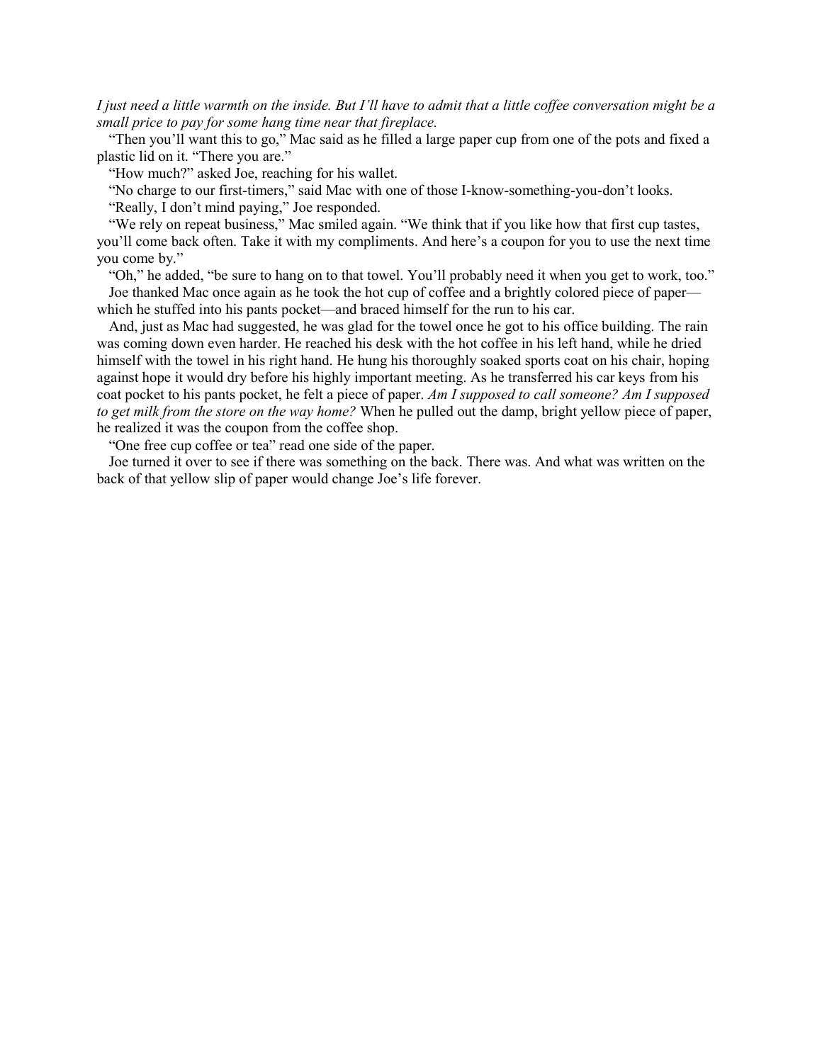*I just need a little warmth on the inside. But I'll have to admit that a little coffee conversation might be a small price to pay for some hang time near that fireplace.*

"Then you'll want this to go," Mac said as he filled a large paper cup from one of the pots and fixed a plastic lid on it. "There you are."

"How much?" asked Joe, reaching for his wallet.

"No charge to our first-timers," said Mac with one of those I-know-something-you-don't looks.

"Really, I don't mind paying," Joe responded.

"We rely on repeat business," Mac smiled again. "We think that if you like how that first cup tastes, you'll come back often. Take it with my compliments. And here's a coupon for you to use the next time you come by."

"Oh," he added, "be sure to hang on to that towel. You'll probably need it when you get to work, too."

Joe thanked Mac once again as he took the hot cup of coffee and a brightly colored piece of paper—which he stuffed into his pants pocket—and braced himself for the run to his car.

And, just as Mac had suggested, he was glad for the towel once he got to his office building. The rain was coming down even harder. He reached his desk with the hot coffee in his left hand, while he dried himself with the towel in his right hand. He hung his thoroughly soaked sports coat on his chair, hoping against hope it would dry before his highly important meeting. As he transferred his car keys from his coat pocket to his pants pocket, he felt a piece of paper. *Am I supposed to call someone? Am I supposed to get milk from the store on the way home?* When he pulled out the damp, bright yellow piece of paper, he realized it was the coupon from the coffee shop.

"One free cup coffee or tea" read one side of the paper.

Joe turned it over to see if there was something on the back. There was. And what was written on the back of that yellow slip of paper would change Joe's life forever.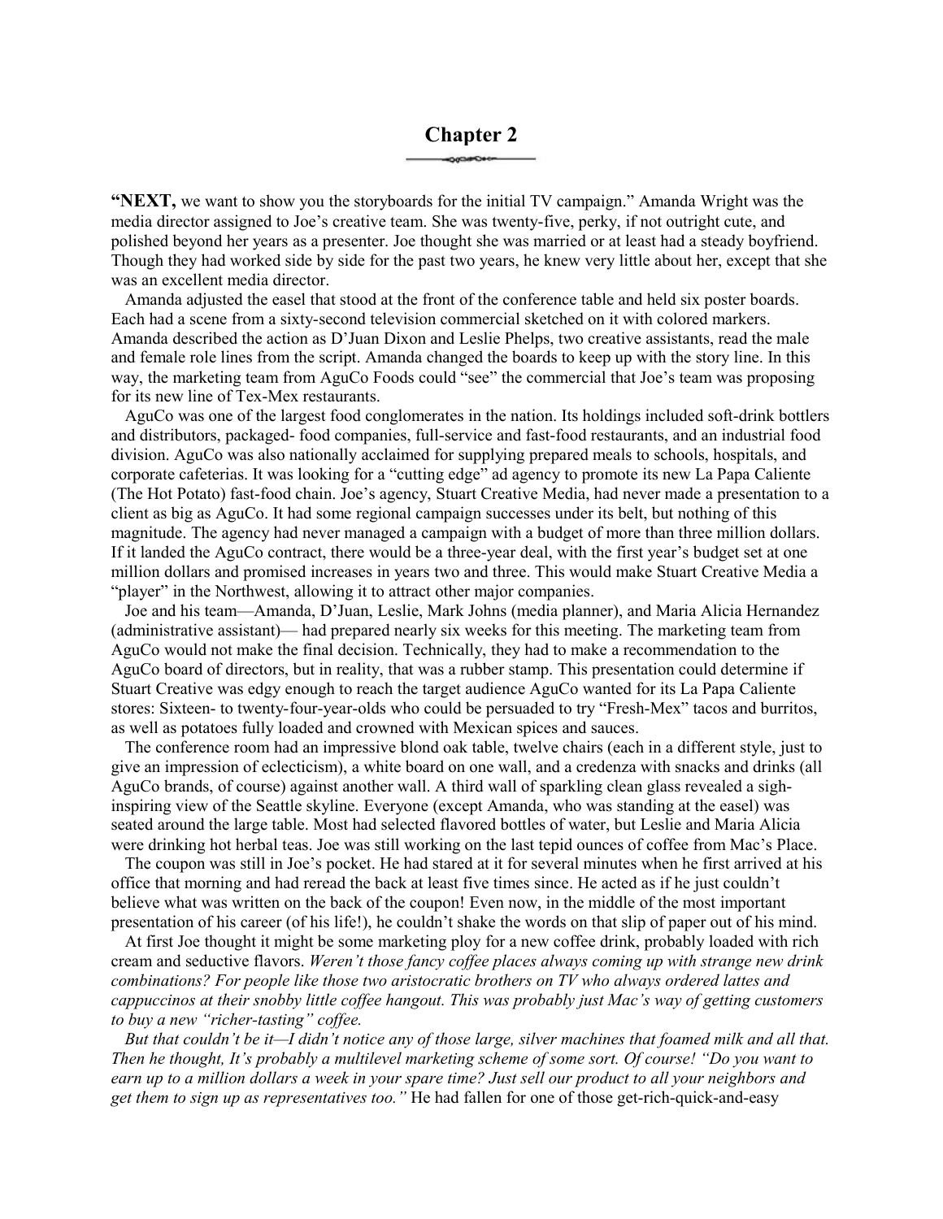# Chapter 2

**"NEXT,** we want to show you the storyboards for the initial TV campaign." Amanda Wright was the media director assigned to Joe's creative team. She was twenty-five, perky, if not outright cute, and polished beyond her years as a presenter. Joe thought she was married or at least had a steady boyfriend. Though they had worked side by side for the past two years, he knew very little about her, except that she was an excellent media director.

Amanda adjusted the easel that stood at the front of the conference table and held six poster boards. Each had a scene from a sixty-second television commercial sketched on it with colored markers. Amanda described the action as D'Juan Dixon and Leslie Phelps, two creative assistants, read the male and female role lines from the script. Amanda changed the boards to keep up with the story line. In this way, the marketing team from AguCo Foods could "see" the commercial that Joe's team was proposing for its new line of Tex-Mex restaurants.

AguCo was one of the largest food conglomerates in the nation. Its holdings included soft-drink bottlers and distributors, packaged- food companies, full-service and fast-food restaurants, and an industrial food division. AguCo was also nationally acclaimed for supplying prepared meals to schools, hospitals, and corporate cafeterias. It was looking for a "cutting edge" ad agency to promote its new La Papa Caliente (The Hot Potato) fast-food chain. Joe's agency, Stuart Creative Media, had never made a presentation to a client as big as AguCo. It had some regional campaign successes under its belt, but nothing of this magnitude. The agency had never managed a campaign with a budget of more than three million dollars. If it landed the AguCo contract, there would be a three-year deal, with the first year's budget set at one million dollars and promised increases in years two and three. This would make Stuart Creative Media a "player" in the Northwest, allowing it to attract other major companies.

Joe and his team—Amanda, D'Juan, Leslie, Mark Johns (media planner), and Maria Alicia Hernandez (administrative assistant)— had prepared nearly six weeks for this meeting. The marketing team from AguCo would not make the final decision. Technically, they had to make a recommendation to the AguCo board of directors, but in reality, that was a rubber stamp. This presentation could determine if Stuart Creative was edgy enough to reach the target audience AguCo wanted for its La Papa Caliente stores: Sixteen- to twenty-four-year-olds who could be persuaded to try "Fresh-Mex" tacos and burritos, as well as potatoes fully loaded and crowned with Mexican spices and sauces.

The conference room had an impressive blond oak table, twelve chairs (each in a different style, just to give an impression of eclecticism), a white board on one wall, and a credenza with snacks and drinks (all AguCo brands, of course) against another wall. A third wall of sparkling clean glass revealed a sigh-inspiring view of the Seattle skyline. Everyone (except Amanda, who was standing at the easel) was seated around the large table. Most had selected flavored bottles of water, but Leslie and Maria Alicia were drinking hot herbal teas. Joe was still working on the last tepid ounces of coffee from Mac's Place.

The coupon was still in Joe's pocket. He had stared at it for several minutes when he first arrived at his office that morning and had reread the back at least five times since. He acted as if he just couldn't believe what was written on the back of the coupon! Even now, in the middle of the most important presentation of his career (of his life!), he couldn't shake the words on that slip of paper out of his mind.

At first Joe thought it might be some marketing ploy for a new coffee drink, probably loaded with rich cream and seductive flavors. *Weren't those fancy coffee places always coming up with strange new drink combinations? For people like those two aristocratic brothers on TV who always ordered lattes and cappuccinos at their snobby little coffee hangout. This was probably just Mac's way of getting customers to buy a new "richer-tasting" coffee.*

*But that couldn't be it—I didn't notice any of those large, silver machines that foamed milk and all that. Then he thought, It's probably a multilevel marketing scheme of some sort. Of course! "Do you want to earn up to a million dollars a week in your spare time? Just sell our product to all your neighbors and get them to sign up as representatives too."* He had fallen for one of those get-rich-quick-and-easy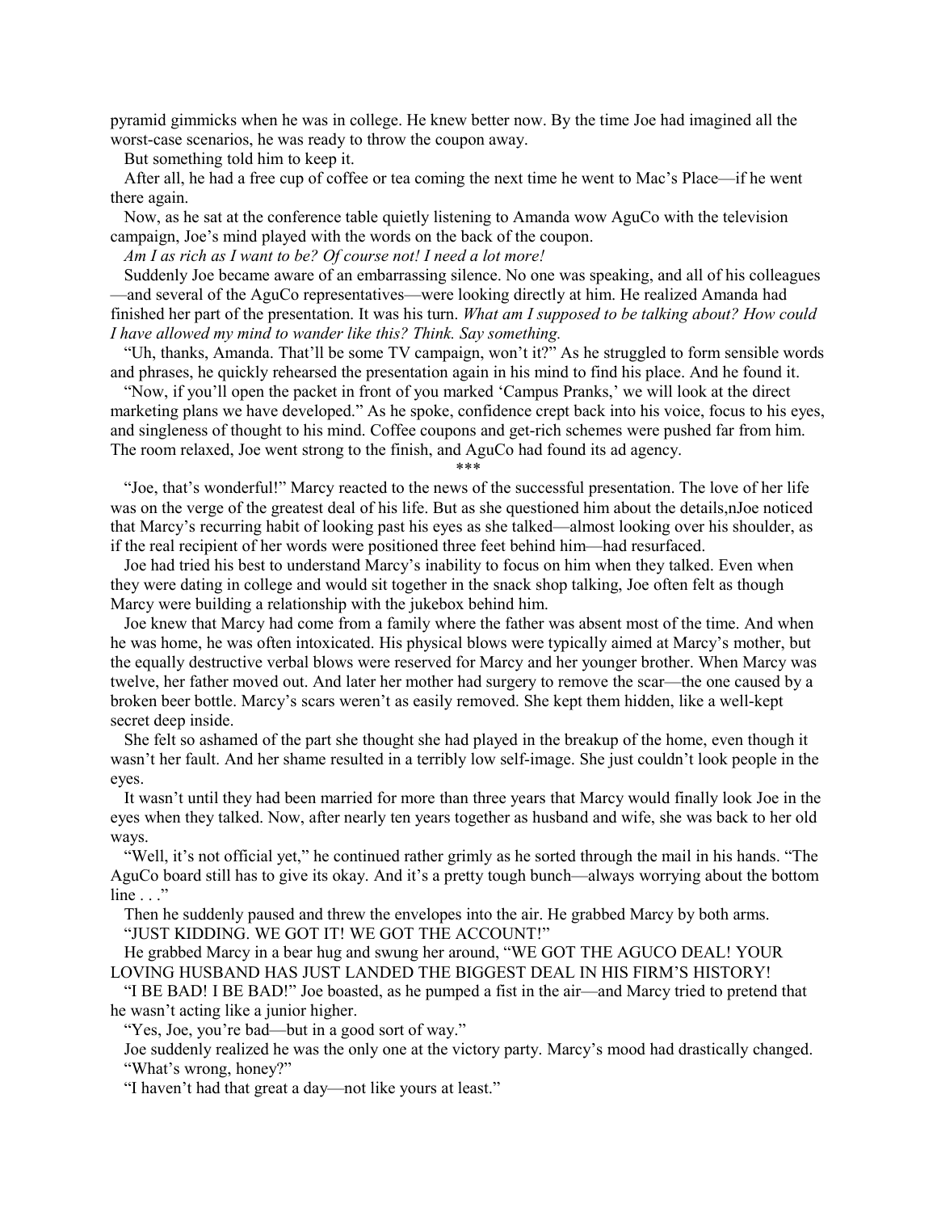pyramid gimmicks when he was in college. He knew better now. By the time Joe had imagined all the worst-case scenarios, he was ready to throw the coupon away.

But something told him to keep it.

After all, he had a free cup of coffee or tea coming the next time he went to Mac's Place—if he went there again.

Now, as he sat at the conference table quietly listening to Amanda wow AguCo with the television campaign, Joe's mind played with the words on the back of the coupon.

*Am I as rich as I want to be? Of course not! I need a lot more!*

Suddenly Joe became aware of an embarrassing silence. No one was speaking, and all of his colleagues—and several of the AguCo representatives—were looking directly at him. He realized Amanda had finished her part of the presentation. It was his turn. *What am I supposed to be talking about? How could I have allowed my mind to wander like this? Think. Say something.*

"Uh, thanks, Amanda. That'll be some TV campaign, won't it?" As he struggled to form sensible words and phrases, he quickly rehearsed the presentation again in his mind to find his place. And he found it.

"Now, if you'll open the packet in front of you marked 'Campus Pranks,' we will look at the direct marketing plans we have developed." As he spoke, confidence crept back into his voice, focus to his eyes, and singleness of thought to his mind. Coffee coupons and get-rich schemes were pushed far from him. The room relaxed, Joe went strong to the finish, and AguCo had found its ad agency.

\*\*\*

"Joe, that's wonderful!" Marcy reacted to the news of the successful presentation. The love of her life was on the verge of the greatest deal of his life. But as she questioned him about the details,nJoe noticed that Marcy's recurring habit of looking past his eyes as she talked—almost looking over his shoulder, as if the real recipient of her words were positioned three feet behind him—had resurfaced.

Joe had tried his best to understand Marcy's inability to focus on him when they talked. Even when they were dating in college and would sit together in the snack shop talking, Joe often felt as though Marcy were building a relationship with the jukebox behind him.

Joe knew that Marcy had come from a family where the father was absent most of the time. And when he was home, he was often intoxicated. His physical blows were typically aimed at Marcy's mother, but the equally destructive verbal blows were reserved for Marcy and her younger brother. When Marcy was twelve, her father moved out. And later her mother had surgery to remove the scar—the one caused by a broken beer bottle. Marcy's scars weren't as easily removed. She kept them hidden, like a well-kept secret deep inside.

She felt so ashamed of the part she thought she had played in the breakup of the home, even though it wasn't her fault. And her shame resulted in a terribly low self-image. She just couldn't look people in the eyes.

It wasn't until they had been married for more than three years that Marcy would finally look Joe in the eyes when they talked. Now, after nearly ten years together as husband and wife, she was back to her old ways.

"Well, it's not official yet," he continued rather grimly as he sorted through the mail in his hands. "The AguCo board still has to give its okay. And it's a pretty tough bunch—always worrying about the bottom line . . ."

Then he suddenly paused and threw the envelopes into the air. He grabbed Marcy by both arms.

"JUST KIDDING. WE GOT IT! WE GOT THE ACCOUNT!"

He grabbed Marcy in a bear hug and swung her around, "WE GOT THE AGUCO DEAL! YOUR LOVING HUSBAND HAS JUST LANDED THE BIGGEST DEAL IN HIS FIRM'S HISTORY!

"I BE BAD! I BE BAD!" Joe boasted, as he pumped a fist in the air—and Marcy tried to pretend that he wasn't acting like a junior higher.

"Yes, Joe, you're bad—but in a good sort of way."

Joe suddenly realized he was the only one at the victory party. Marcy's mood had drastically changed.

"What's wrong, honey?"

"I haven't had that great a day—not like yours at least."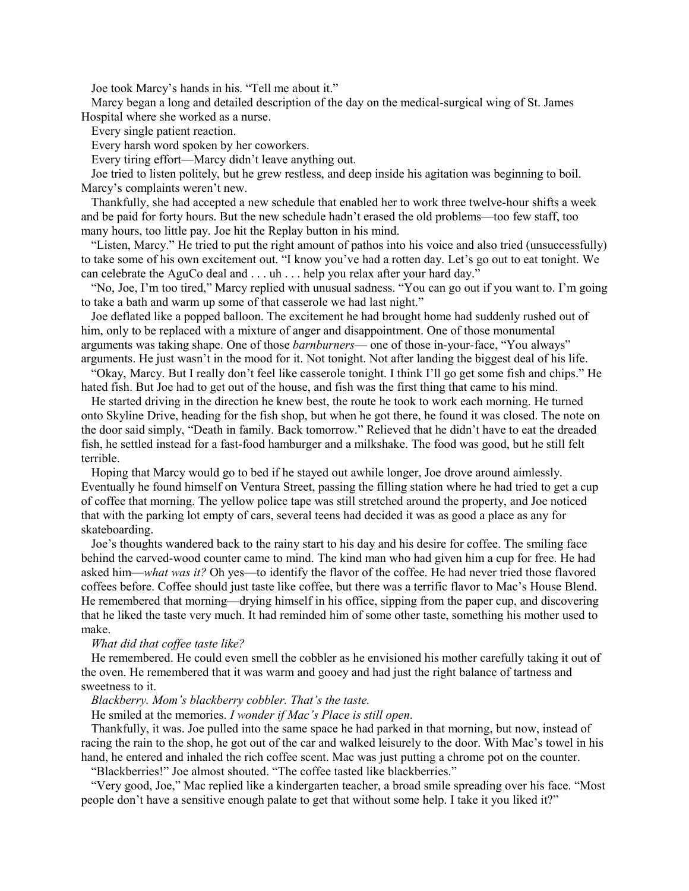Joe took Marcy's hands in his. "Tell me about it."

Marcy began a long and detailed description of the day on the medical-surgical wing of St. James Hospital where she worked as a nurse.

Every single patient reaction.

Every harsh word spoken by her coworkers.

Every tiring effort—Marcy didn't leave anything out.

Joe tried to listen politely, but he grew restless, and deep inside his agitation was beginning to boil. Marcy's complaints weren't new.

Thankfully, she had accepted a new schedule that enabled her to work three twelve-hour shifts a week and be paid for forty hours. But the new schedule hadn't erased the old problems—too few staff, too many hours, too little pay. Joe hit the Replay button in his mind.

"Listen, Marcy." He tried to put the right amount of pathos into his voice and also tried (unsuccessfully) to take some of his own excitement out. "I know you've had a rotten day. Let's go out to eat tonight. We can celebrate the AguCo deal and . . . uh . . . help you relax after your hard day."

"No, Joe, I'm too tired," Marcy replied with unusual sadness. "You can go out if you want to. I'm going to take a bath and warm up some of that casserole we had last night."

Joe deflated like a popped balloon. The excitement he had brought home had suddenly rushed out of him, only to be replaced with a mixture of anger and disappointment. One of those monumental arguments was taking shape. One of those *barnburners*— one of those in-your-face, "You always" arguments. He just wasn't in the mood for it. Not tonight. Not after landing the biggest deal of his life.

"Okay, Marcy. But I really don't feel like casserole tonight. I think I'll go get some fish and chips." He hated fish. But Joe had to get out of the house, and fish was the first thing that came to his mind.

He started driving in the direction he knew best, the route he took to work each morning. He turned onto Skyline Drive, heading for the fish shop, but when he got there, he found it was closed. The note on the door said simply, "Death in family. Back tomorrow." Relieved that he didn't have to eat the dreaded fish, he settled instead for a fast-food hamburger and a milkshake. The food was good, but he still felt terrible.

Hoping that Marcy would go to bed if he stayed out awhile longer, Joe drove around aimlessly. Eventually he found himself on Ventura Street, passing the filling station where he had tried to get a cup of coffee that morning. The yellow police tape was still stretched around the property, and Joe noticed that with the parking lot empty of cars, several teens had decided it was as good a place as any for skateboarding.

Joe's thoughts wandered back to the rainy start to his day and his desire for coffee. The smiling face behind the carved-wood counter came to mind. The kind man who had given him a cup for free. He had asked him—*what was it?* Oh yes—to identify the flavor of the coffee. He had never tried those flavored coffees before. Coffee should just taste like coffee, but there was a terrific flavor to Mac's House Blend. He remembered that morning—drying himself in his office, sipping from the paper cup, and discovering that he liked the taste very much. It had reminded him of some other taste, something his mother used to make.

*What did that coffee taste like?*

He remembered. He could even smell the cobbler as he envisioned his mother carefully taking it out of the oven. He remembered that it was warm and gooey and had just the right balance of tartness and sweetness to it.

*Blackberry. Mom's blackberry cobbler. That's the taste.*

He smiled at the memories. *I wonder if Mac's Place is still open*.

Thankfully, it was. Joe pulled into the same space he had parked in that morning, but now, instead of racing the rain to the shop, he got out of the car and walked leisurely to the door. With Mac's towel in his hand, he entered and inhaled the rich coffee scent. Mac was just putting a chrome pot on the counter.

"Blackberries!" Joe almost shouted. "The coffee tasted like blackberries."

"Very good, Joe," Mac replied like a kindergarten teacher, a broad smile spreading over his face. "Most people don't have a sensitive enough palate to get that without some help. I take it you liked it?"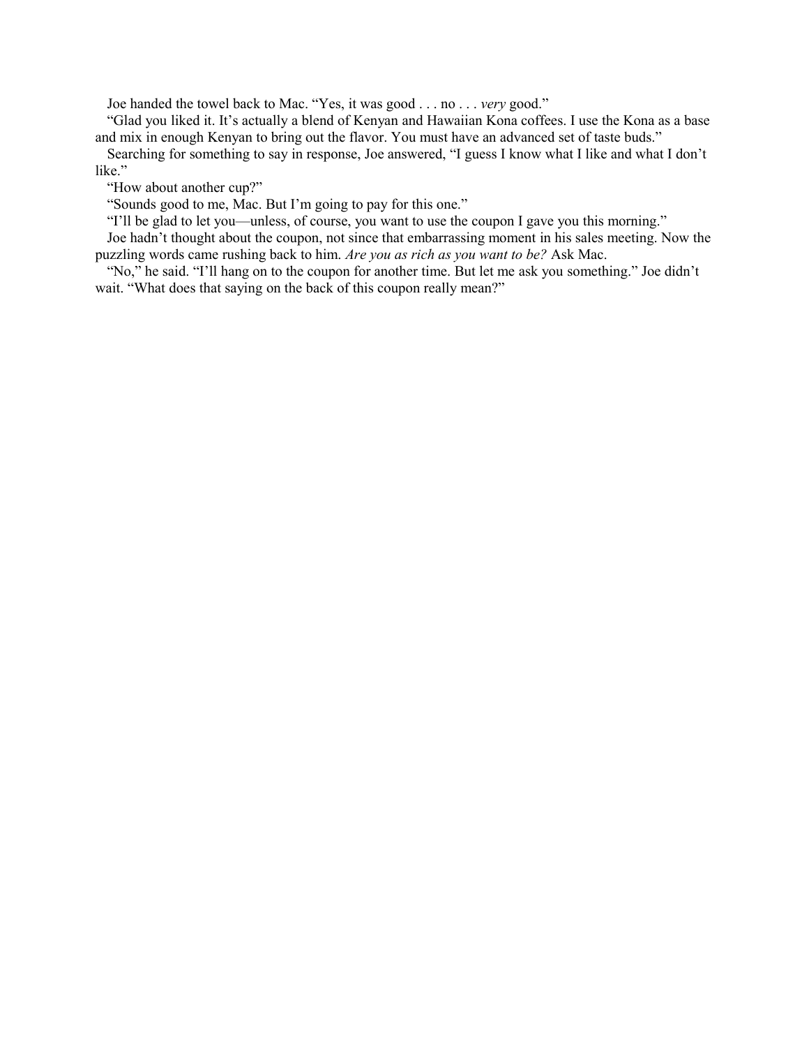Joe handed the towel back to Mac. “Yes, it was good . . . no . . . *very* good.”

“Glad you liked it. It’s actually a blend of Kenyan and Hawaiian Kona coffees. I use the Kona as a base and mix in enough Kenyan to bring out the flavor. You must have an advanced set of taste buds.”

Searching for something to say in response, Joe answered, “I guess I know what I like and what I don’t like.”

“How about another cup?”

“Sounds good to me, Mac. But I’m going to pay for this one.”

“I’ll be glad to let you—unless, of course, you want to use the coupon I gave you this morning.”

Joe hadn’t thought about the coupon, not since that embarrassing moment in his sales meeting. Now the puzzling words came rushing back to him. *Are you as rich as you want to be?* Ask Mac.

“No,” he said. “I’ll hang on to the coupon for another time. But let me ask you something.” Joe didn’t wait. “What does that saying on the back of this coupon really mean?”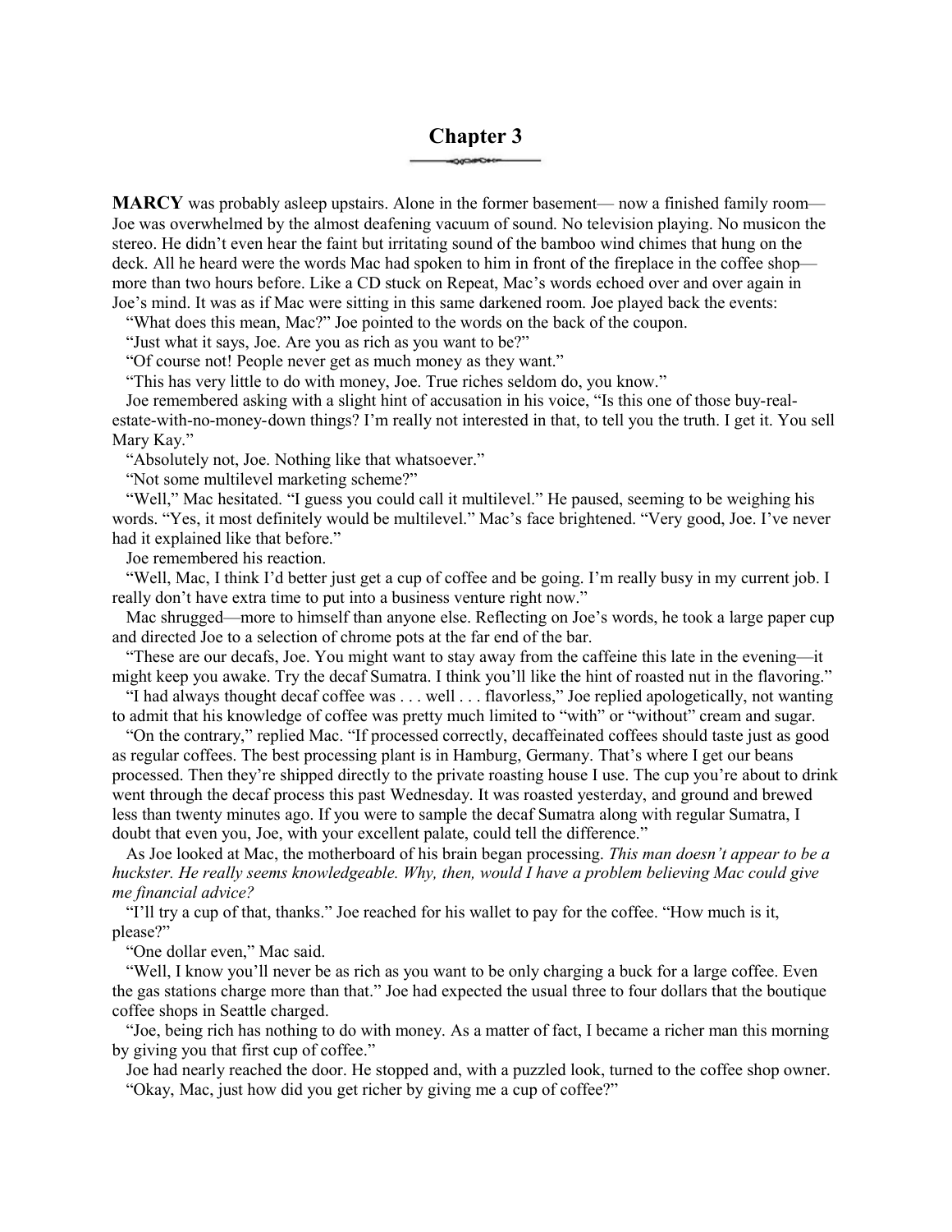# Chapter 3

**MARCY** was probably asleep upstairs. Alone in the former basement— now a finished family room—Joe was overwhelmed by the almost deafening vacuum of sound. No television playing. No musicon the stereo. He didn't even hear the faint but irritating sound of the bamboo wind chimes that hung on the deck. All he heard were the words Mac had spoken to him in front of the fireplace in the coffee shop—more than two hours before. Like a CD stuck on Repeat, Mac's words echoed over and over again in Joe's mind. It was as if Mac were sitting in this same darkened room. Joe played back the events:

"What does this mean, Mac?" Joe pointed to the words on the back of the coupon.

"Just what it says, Joe. Are you as rich as you want to be?"

"Of course not! People never get as much money as they want."

"This has very little to do with money, Joe. True riches seldom do, you know."

Joe remembered asking with a slight hint of accusation in his voice, "Is this one of those buy-real-estate-with-no-money-down things? I'm really not interested in that, to tell you the truth. I get it. You sell Mary Kay."

"Absolutely not, Joe. Nothing like that whatsoever."

"Not some multilevel marketing scheme?"

"Well," Mac hesitated. "I guess you could call it multilevel." He paused, seeming to be weighing his words. "Yes, it most definitely would be multilevel." Mac's face brightened. "Very good, Joe. I've never had it explained like that before."

Joe remembered his reaction.

"Well, Mac, I think I'd better just get a cup of coffee and be going. I'm really busy in my current job. I really don't have extra time to put into a business venture right now."

Mac shrugged—more to himself than anyone else. Reflecting on Joe's words, he took a large paper cup and directed Joe to a selection of chrome pots at the far end of the bar.

"These are our decafs, Joe. You might want to stay away from the caffeine this late in the evening—it might keep you awake. Try the decaf Sumatra. I think you'll like the hint of roasted nut in the flavoring."

"I had always thought decaf coffee was . . . well . . . flavorless," Joe replied apologetically, not wanting to admit that his knowledge of coffee was pretty much limited to "with" or "without" cream and sugar.

"On the contrary," replied Mac. "If processed correctly, decaffeinated coffees should taste just as good as regular coffees. The best processing plant is in Hamburg, Germany. That's where I get our beans processed. Then they're shipped directly to the private roasting house I use. The cup you're about to drink went through the decaf process this past Wednesday. It was roasted yesterday, and ground and brewed less than twenty minutes ago. If you were to sample the decaf Sumatra along with regular Sumatra, I doubt that even you, Joe, with your excellent palate, could tell the difference."

As Joe looked at Mac, the motherboard of his brain began processing. *This man doesn't appear to be a huckster. He really seems knowledgeable. Why, then, would I have a problem believing Mac could give me financial advice?*

"I'll try a cup of that, thanks." Joe reached for his wallet to pay for the coffee. "How much is it, please?"

"One dollar even," Mac said.

"Well, I know you'll never be as rich as you want to be only charging a buck for a large coffee. Even the gas stations charge more than that." Joe had expected the usual three to four dollars that the boutique coffee shops in Seattle charged.

"Joe, being rich has nothing to do with money. As a matter of fact, I became a richer man this morning by giving you that first cup of coffee."

Joe had nearly reached the door. He stopped and, with a puzzled look, turned to the coffee shop owner.

"Okay, Mac, just how did you get richer by giving me a cup of coffee?"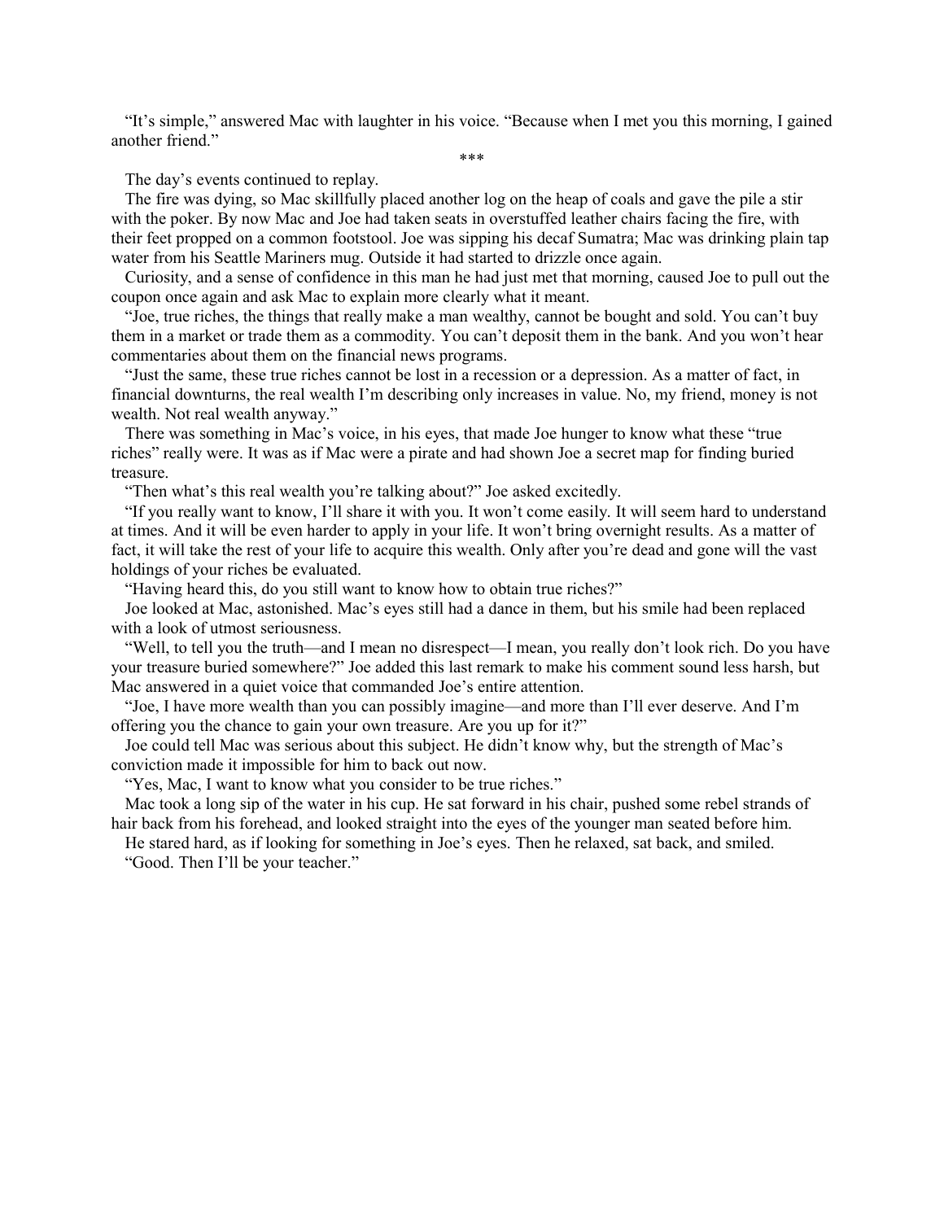"It's simple," answered Mac with laughter in his voice. "Because when I met you this morning, I gained another friend."

***

The day's events continued to replay.

The fire was dying, so Mac skillfully placed another log on the heap of coals and gave the pile a stir with the poker. By now Mac and Joe had taken seats in overstuffed leather chairs facing the fire, with their feet propped on a common footstool. Joe was sipping his decaf Sumatra; Mac was drinking plain tap water from his Seattle Mariners mug. Outside it had started to drizzle once again.

Curiosity, and a sense of confidence in this man he had just met that morning, caused Joe to pull out the coupon once again and ask Mac to explain more clearly what it meant.

"Joe, true riches, the things that really make a man wealthy, cannot be bought and sold. You can't buy them in a market or trade them as a commodity. You can't deposit them in the bank. And you won't hear commentaries about them on the financial news programs.

"Just the same, these true riches cannot be lost in a recession or a depression. As a matter of fact, in financial downturns, the real wealth I'm describing only increases in value. No, my friend, money is not wealth. Not real wealth anyway."

There was something in Mac's voice, in his eyes, that made Joe hunger to know what these "true riches" really were. It was as if Mac were a pirate and had shown Joe a secret map for finding buried treasure.

"Then what's this real wealth you're talking about?" Joe asked excitedly.

"If you really want to know, I'll share it with you. It won't come easily. It will seem hard to understand at times. And it will be even harder to apply in your life. It won't bring overnight results. As a matter of fact, it will take the rest of your life to acquire this wealth. Only after you're dead and gone will the vast holdings of your riches be evaluated.

"Having heard this, do you still want to know how to obtain true riches?"

Joe looked at Mac, astonished. Mac's eyes still had a dance in them, but his smile had been replaced with a look of utmost seriousness.

"Well, to tell you the truth—and I mean no disrespect—I mean, you really don't look rich. Do you have your treasure buried somewhere?" Joe added this last remark to make his comment sound less harsh, but Mac answered in a quiet voice that commanded Joe's entire attention.

"Joe, I have more wealth than you can possibly imagine—and more than I'll ever deserve. And I'm offering you the chance to gain your own treasure. Are you up for it?"

Joe could tell Mac was serious about this subject. He didn't know why, but the strength of Mac's conviction made it impossible for him to back out now.

"Yes, Mac, I want to know what you consider to be true riches."

Mac took a long sip of the water in his cup. He sat forward in his chair, pushed some rebel strands of hair back from his forehead, and looked straight into the eyes of the younger man seated before him.

He stared hard, as if looking for something in Joe's eyes. Then he relaxed, sat back, and smiled.

"Good. Then I'll be your teacher."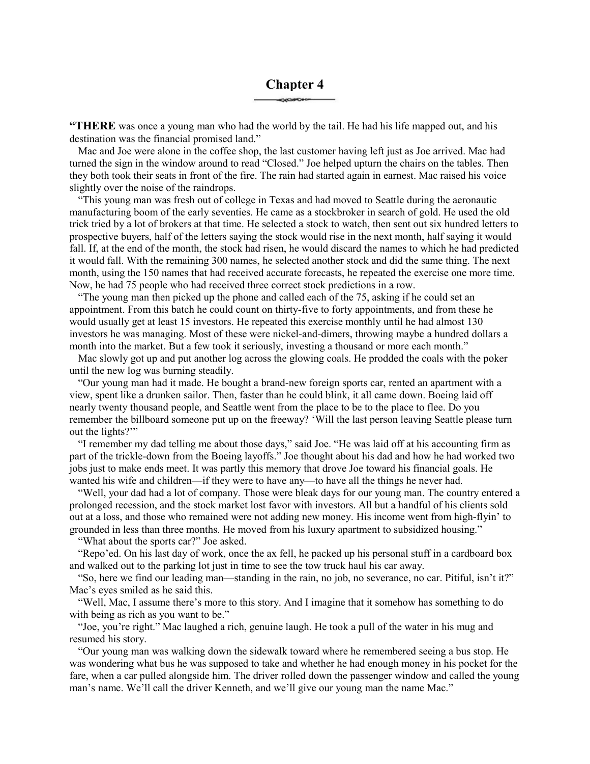# Chapter 4

**"THERE** was once a young man who had the world by the tail. He had his life mapped out, and his destination was the financial promised land."

Mac and Joe were alone in the coffee shop, the last customer having left just as Joe arrived. Mac had turned the sign in the window around to read "Closed." Joe helped upturn the chairs on the tables. Then they both took their seats in front of the fire. The rain had started again in earnest. Mac raised his voice slightly over the noise of the raindrops.

"This young man was fresh out of college in Texas and had moved to Seattle during the aeronautic manufacturing boom of the early seventies. He came as a stockbroker in search of gold. He used the old trick tried by a lot of brokers at that time. He selected a stock to watch, then sent out six hundred letters to prospective buyers, half of the letters saying the stock would rise in the next month, half saying it would fall. If, at the end of the month, the stock had risen, he would discard the names to which he had predicted it would fall. With the remaining 300 names, he selected another stock and did the same thing. The next month, using the 150 names that had received accurate forecasts, he repeated the exercise one more time. Now, he had 75 people who had received three correct stock predictions in a row.

"The young man then picked up the phone and called each of the 75, asking if he could set an appointment. From this batch he could count on thirty-five to forty appointments, and from these he would usually get at least 15 investors. He repeated this exercise monthly until he had almost 130 investors he was managing. Most of these were nickel-and-dimers, throwing maybe a hundred dollars a month into the market. But a few took it seriously, investing a thousand or more each month."

Mac slowly got up and put another log across the glowing coals. He prodded the coals with the poker until the new log was burning steadily.

"Our young man had it made. He bought a brand-new foreign sports car, rented an apartment with a view, spent like a drunken sailor. Then, faster than he could blink, it all came down. Boeing laid off nearly twenty thousand people, and Seattle went from the place to be to the place to flee. Do you remember the billboard someone put up on the freeway? 'Will the last person leaving Seattle please turn out the lights?'"

"I remember my dad telling me about those days," said Joe. "He was laid off at his accounting firm as part of the trickle-down from the Boeing layoffs." Joe thought about his dad and how he had worked two jobs just to make ends meet. It was partly this memory that drove Joe toward his financial goals. He wanted his wife and children—if they were to have any—to have all the things he never had.

"Well, your dad had a lot of company. Those were bleak days for our young man. The country entered a prolonged recession, and the stock market lost favor with investors. All but a handful of his clients sold out at a loss, and those who remained were not adding new money. His income went from high-flyin' to grounded in less than three months. He moved from his luxury apartment to subsidized housing."

"What about the sports car?" Joe asked.

"Repo'ed. On his last day of work, once the ax fell, he packed up his personal stuff in a cardboard box and walked out to the parking lot just in time to see the tow truck haul his car away.

"So, here we find our leading man—standing in the rain, no job, no severance, no car. Pitiful, isn't it?" Mac's eyes smiled as he said this.

"Well, Mac, I assume there's more to this story. And I imagine that it somehow has something to do with being as rich as you want to be."

"Joe, you're right." Mac laughed a rich, genuine laugh. He took a pull of the water in his mug and resumed his story.

"Our young man was walking down the sidewalk toward where he remembered seeing a bus stop. He was wondering what bus he was supposed to take and whether he had enough money in his pocket for the fare, when a car pulled alongside him. The driver rolled down the passenger window and called the young man's name. We'll call the driver Kenneth, and we'll give our young man the name Mac."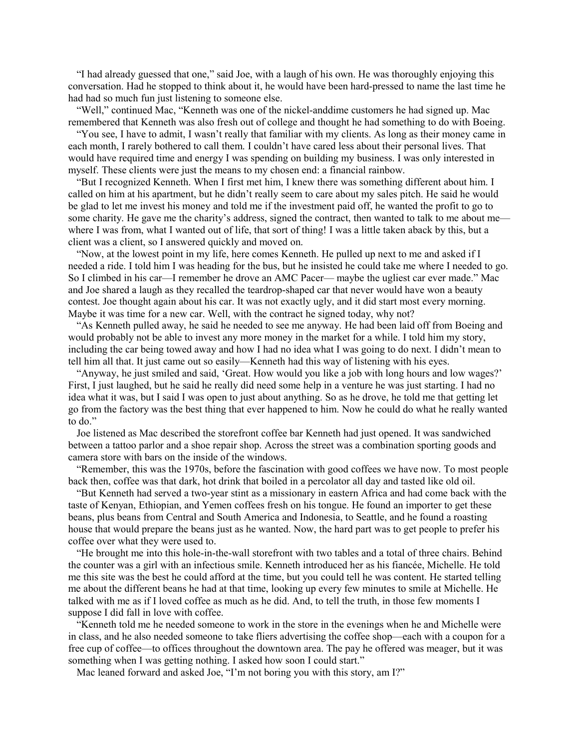"I had already guessed that one," said Joe, with a laugh of his own. He was thoroughly enjoying this conversation. Had he stopped to think about it, he would have been hard-pressed to name the last time he had had so much fun just listening to someone else.

"Well," continued Mac, "Kenneth was one of the nickel-anddime customers he had signed up. Mac remembered that Kenneth was also fresh out of college and thought he had something to do with Boeing.

"You see, I have to admit, I wasn't really that familiar with my clients. As long as their money came in each month, I rarely bothered to call them. I couldn't have cared less about their personal lives. That would have required time and energy I was spending on building my business. I was only interested in myself. These clients were just the means to my chosen end: a financial rainbow.

"But I recognized Kenneth. When I first met him, I knew there was something different about him. I called on him at his apartment, but he didn't really seem to care about my sales pitch. He said he would be glad to let me invest his money and told me if the investment paid off, he wanted the profit to go to some charity. He gave me the charity's address, signed the contract, then wanted to talk to me about me—where I was from, what I wanted out of life, that sort of thing! I was a little taken aback by this, but a client was a client, so I answered quickly and moved on.

"Now, at the lowest point in my life, here comes Kenneth. He pulled up next to me and asked if I needed a ride. I told him I was heading for the bus, but he insisted he could take me where I needed to go. So I climbed in his car—I remember he drove an AMC Pacer— maybe the ugliest car ever made." Mac and Joe shared a laugh as they recalled the teardrop-shaped car that never would have won a beauty contest. Joe thought again about his car. It was not exactly ugly, and it did start most every morning. Maybe it was time for a new car. Well, with the contract he signed today, why not?

"As Kenneth pulled away, he said he needed to see me anyway. He had been laid off from Boeing and would probably not be able to invest any more money in the market for a while. I told him my story, including the car being towed away and how I had no idea what I was going to do next. I didn't mean to tell him all that. It just came out so easily—Kenneth had this way of listening with his eyes.

"Anyway, he just smiled and said, 'Great. How would you like a job with long hours and low wages?' First, I just laughed, but he said he really did need some help in a venture he was just starting. I had no idea what it was, but I said I was open to just about anything. So as he drove, he told me that getting let go from the factory was the best thing that ever happened to him. Now he could do what he really wanted to do."

Joe listened as Mac described the storefront coffee bar Kenneth had just opened. It was sandwiched between a tattoo parlor and a shoe repair shop. Across the street was a combination sporting goods and camera store with bars on the inside of the windows.

"Remember, this was the 1970s, before the fascination with good coffees we have now. To most people back then, coffee was that dark, hot drink that boiled in a percolator all day and tasted like old oil.

"But Kenneth had served a two-year stint as a missionary in eastern Africa and had come back with the taste of Kenyan, Ethiopian, and Yemen coffees fresh on his tongue. He found an importer to get these beans, plus beans from Central and South America and Indonesia, to Seattle, and he found a roasting house that would prepare the beans just as he wanted. Now, the hard part was to get people to prefer his coffee over what they were used to.

"He brought me into this hole-in-the-wall storefront with two tables and a total of three chairs. Behind the counter was a girl with an infectious smile. Kenneth introduced her as his fiancée, Michelle. He told me this site was the best he could afford at the time, but you could tell he was content. He started telling me about the different beans he had at that time, looking up every few minutes to smile at Michelle. He talked with me as if I loved coffee as much as he did. And, to tell the truth, in those few moments I suppose I did fall in love with coffee.

"Kenneth told me he needed someone to work in the store in the evenings when he and Michelle were in class, and he also needed someone to take fliers advertising the coffee shop—each with a coupon for a free cup of coffee—to offices throughout the downtown area. The pay he offered was meager, but it was something when I was getting nothing. I asked how soon I could start."

Mac leaned forward and asked Joe, "I'm not boring you with this story, am I?"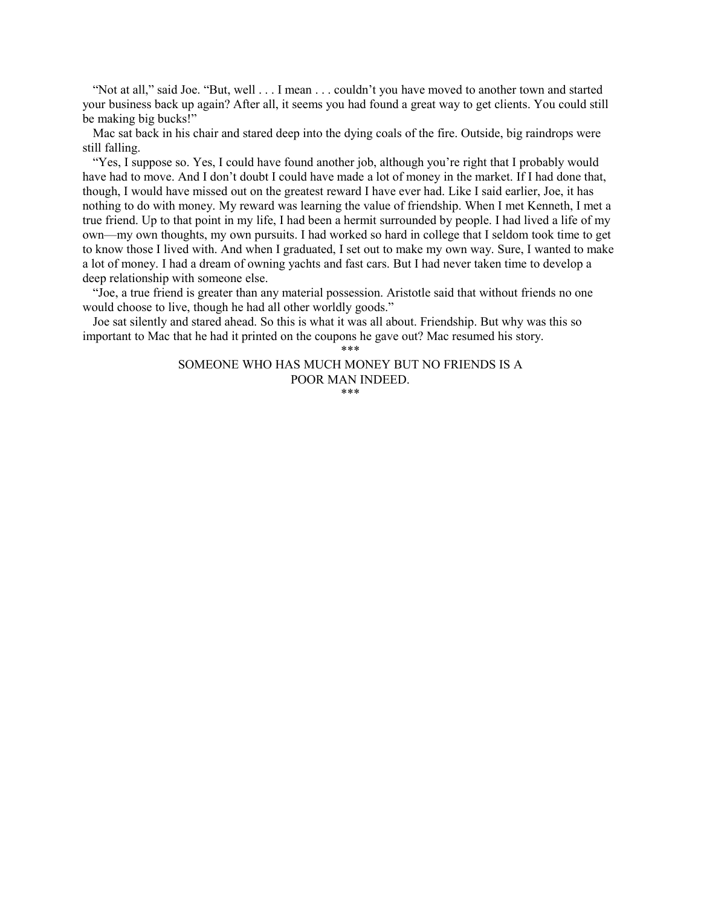"Not at all," said Joe. "But, well . . . I mean . . . couldn't you have moved to another town and started your business back up again? After all, it seems you had found a great way to get clients. You could still be making big bucks!"

Mac sat back in his chair and stared deep into the dying coals of the fire. Outside, big raindrops were still falling.

"Yes, I suppose so. Yes, I could have found another job, although you're right that I probably would have had to move. And I don't doubt I could have made a lot of money in the market. If I had done that, though, I would have missed out on the greatest reward I have ever had. Like I said earlier, Joe, it has nothing to do with money. My reward was learning the value of friendship. When I met Kenneth, I met a true friend. Up to that point in my life, I had been a hermit surrounded by people. I had lived a life of my own—my own thoughts, my own pursuits. I had worked so hard in college that I seldom took time to get to know those I lived with. And when I graduated, I set out to make my own way. Sure, I wanted to make a lot of money. I had a dream of owning yachts and fast cars. But I had never taken time to develop a deep relationship with someone else.

"Joe, a true friend is greater than any material possession. Aristotle said that without friends no one would choose to live, though he had all other worldly goods."

Joe sat silently and stared ahead. So this is what it was all about. Friendship. But why was this so important to Mac that he had it printed on the coupons he gave out? Mac resumed his story.

\*\*\*

SOMEONE WHO HAS MUCH MONEY BUT NO FRIENDS IS A POOR MAN INDEED.

\*\*\*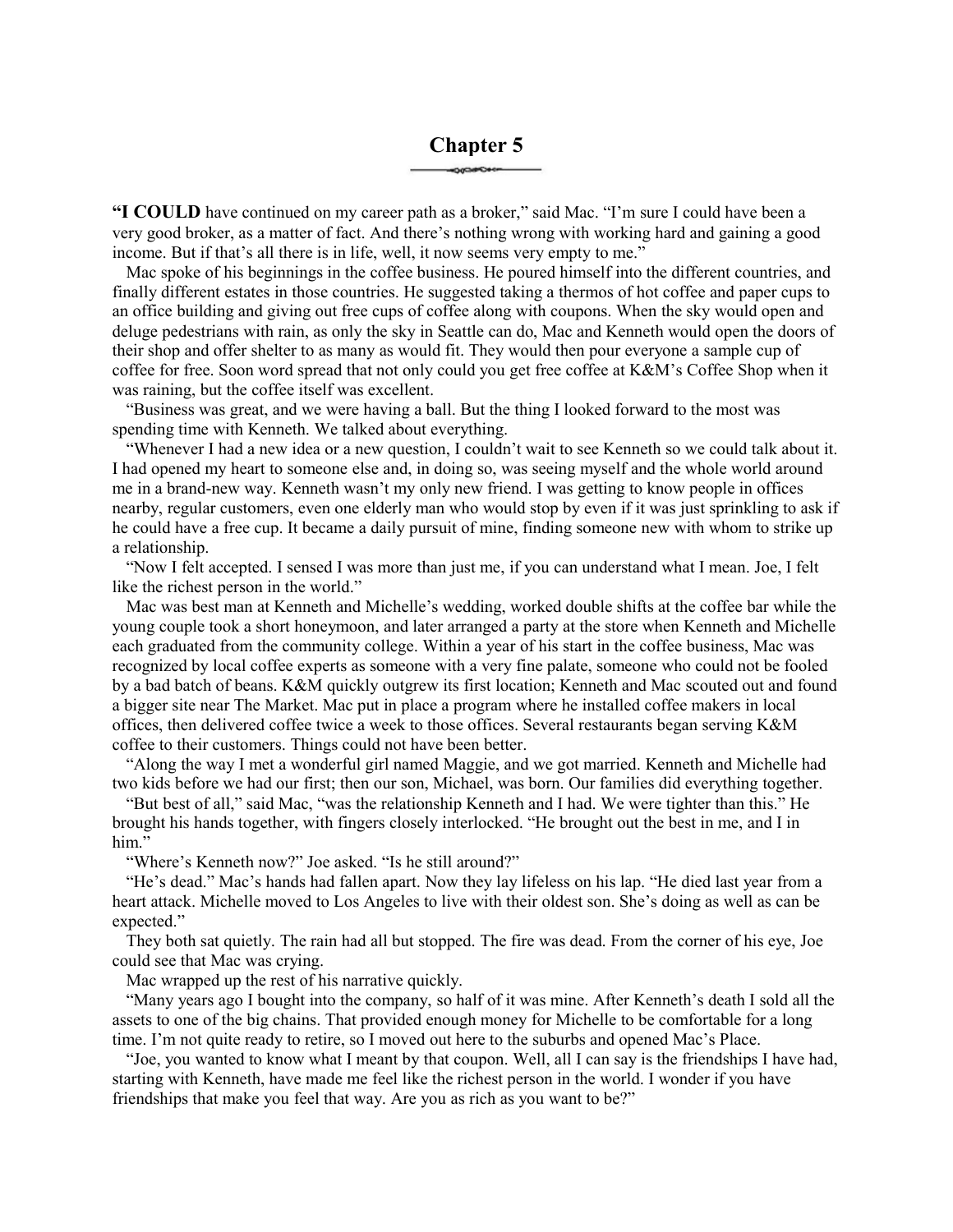# Chapter 5

**"I COULD** have continued on my career path as a broker," said Mac. "I'm sure I could have been a very good broker, as a matter of fact. And there's nothing wrong with working hard and gaining a good income. But if that's all there is in life, well, it now seems very empty to me."

Mac spoke of his beginnings in the coffee business. He poured himself into the different countries, and finally different estates in those countries. He suggested taking a thermos of hot coffee and paper cups to an office building and giving out free cups of coffee along with coupons. When the sky would open and deluge pedestrians with rain, as only the sky in Seattle can do, Mac and Kenneth would open the doors of their shop and offer shelter to as many as would fit. They would then pour everyone a sample cup of coffee for free. Soon word spread that not only could you get free coffee at K&M's Coffee Shop when it was raining, but the coffee itself was excellent.

"Business was great, and we were having a ball. But the thing I looked forward to the most was spending time with Kenneth. We talked about everything.

"Whenever I had a new idea or a new question, I couldn't wait to see Kenneth so we could talk about it. I had opened my heart to someone else and, in doing so, was seeing myself and the whole world around me in a brand-new way. Kenneth wasn't my only new friend. I was getting to know people in offices nearby, regular customers, even one elderly man who would stop by even if it was just sprinkling to ask if he could have a free cup. It became a daily pursuit of mine, finding someone new with whom to strike up a relationship.

"Now I felt accepted. I sensed I was more than just me, if you can understand what I mean. Joe, I felt like the richest person in the world."

Mac was best man at Kenneth and Michelle's wedding, worked double shifts at the coffee bar while the young couple took a short honeymoon, and later arranged a party at the store when Kenneth and Michelle each graduated from the community college. Within a year of his start in the coffee business, Mac was recognized by local coffee experts as someone with a very fine palate, someone who could not be fooled by a bad batch of beans. K&M quickly outgrew its first location; Kenneth and Mac scouted out and found a bigger site near The Market. Mac put in place a program where he installed coffee makers in local offices, then delivered coffee twice a week to those offices. Several restaurants began serving K&M coffee to their customers. Things could not have been better.

"Along the way I met a wonderful girl named Maggie, and we got married. Kenneth and Michelle had two kids before we had our first; then our son, Michael, was born. Our families did everything together.

"But best of all," said Mac, "was the relationship Kenneth and I had. We were tighter than this." He brought his hands together, with fingers closely interlocked. "He brought out the best in me, and I in him."

"Where's Kenneth now?" Joe asked. "Is he still around?"

"He's dead." Mac's hands had fallen apart. Now they lay lifeless on his lap. "He died last year from a heart attack. Michelle moved to Los Angeles to live with their oldest son. She's doing as well as can be expected."

They both sat quietly. The rain had all but stopped. The fire was dead. From the corner of his eye, Joe could see that Mac was crying.

Mac wrapped up the rest of his narrative quickly.

"Many years ago I bought into the company, so half of it was mine. After Kenneth's death I sold all the assets to one of the big chains. That provided enough money for Michelle to be comfortable for a long time. I'm not quite ready to retire, so I moved out here to the suburbs and opened Mac's Place.

"Joe, you wanted to know what I meant by that coupon. Well, all I can say is the friendships I have had, starting with Kenneth, have made me feel like the richest person in the world. I wonder if you have friendships that make you feel that way. Are you as rich as you want to be?"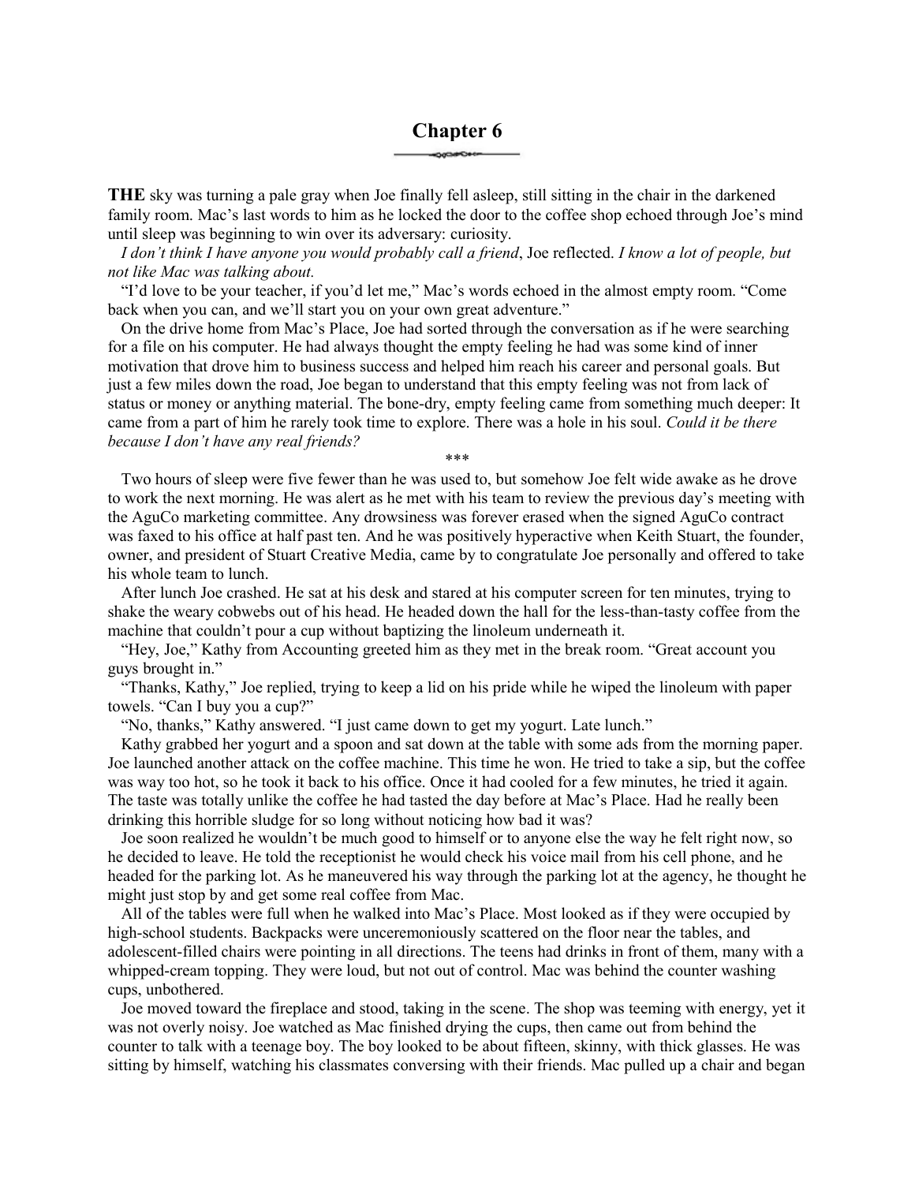# Chapter 6

**THE** sky was turning a pale gray when Joe finally fell asleep, still sitting in the chair in the darkened family room. Mac's last words to him as he locked the door to the coffee shop echoed through Joe's mind until sleep was beginning to win over its adversary: curiosity.

*I don't think I have anyone you would probably call a friend*, Joe reflected. *I know a lot of people, but not like Mac was talking about.*

"I'd love to be your teacher, if you'd let me," Mac's words echoed in the almost empty room. "Come back when you can, and we'll start you on your own great adventure."

On the drive home from Mac's Place, Joe had sorted through the conversation as if he were searching for a file on his computer. He had always thought the empty feeling he had was some kind of inner motivation that drove him to business success and helped him reach his career and personal goals. But just a few miles down the road, Joe began to understand that this empty feeling was not from lack of status or money or anything material. The bone-dry, empty feeling came from something much deeper: It came from a part of him he rarely took time to explore. There was a hole in his soul. *Could it be there because I don't have any real friends?*

\*\*\*

Two hours of sleep were five fewer than he was used to, but somehow Joe felt wide awake as he drove to work the next morning. He was alert as he met with his team to review the previous day's meeting with the AguCo marketing committee. Any drowsiness was forever erased when the signed AguCo contract was faxed to his office at half past ten. And he was positively hyperactive when Keith Stuart, the founder, owner, and president of Stuart Creative Media, came by to congratulate Joe personally and offered to take his whole team to lunch.

After lunch Joe crashed. He sat at his desk and stared at his computer screen for ten minutes, trying to shake the weary cobwebs out of his head. He headed down the hall for the less-than-tasty coffee from the machine that couldn't pour a cup without baptizing the linoleum underneath it.

"Hey, Joe," Kathy from Accounting greeted him as they met in the break room. "Great account you guys brought in."

"Thanks, Kathy," Joe replied, trying to keep a lid on his pride while he wiped the linoleum with paper towels. "Can I buy you a cup?"

"No, thanks," Kathy answered. "I just came down to get my yogurt. Late lunch."

Kathy grabbed her yogurt and a spoon and sat down at the table with some ads from the morning paper. Joe launched another attack on the coffee machine. This time he won. He tried to take a sip, but the coffee was way too hot, so he took it back to his office. Once it had cooled for a few minutes, he tried it again. The taste was totally unlike the coffee he had tasted the day before at Mac's Place. Had he really been drinking this horrible sludge for so long without noticing how bad it was?

Joe soon realized he wouldn't be much good to himself or to anyone else the way he felt right now, so he decided to leave. He told the receptionist he would check his voice mail from his cell phone, and he headed for the parking lot. As he maneuvered his way through the parking lot at the agency, he thought he might just stop by and get some real coffee from Mac.

All of the tables were full when he walked into Mac's Place. Most looked as if they were occupied by high-school students. Backpacks were unceremoniously scattered on the floor near the tables, and adolescent-filled chairs were pointing in all directions. The teens had drinks in front of them, many with a whipped-cream topping. They were loud, but not out of control. Mac was behind the counter washing cups, unbothered.

Joe moved toward the fireplace and stood, taking in the scene. The shop was teeming with energy, yet it was not overly noisy. Joe watched as Mac finished drying the cups, then came out from behind the counter to talk with a teenage boy. The boy looked to be about fifteen, skinny, with thick glasses. He was sitting by himself, watching his classmates conversing with their friends. Mac pulled up a chair and began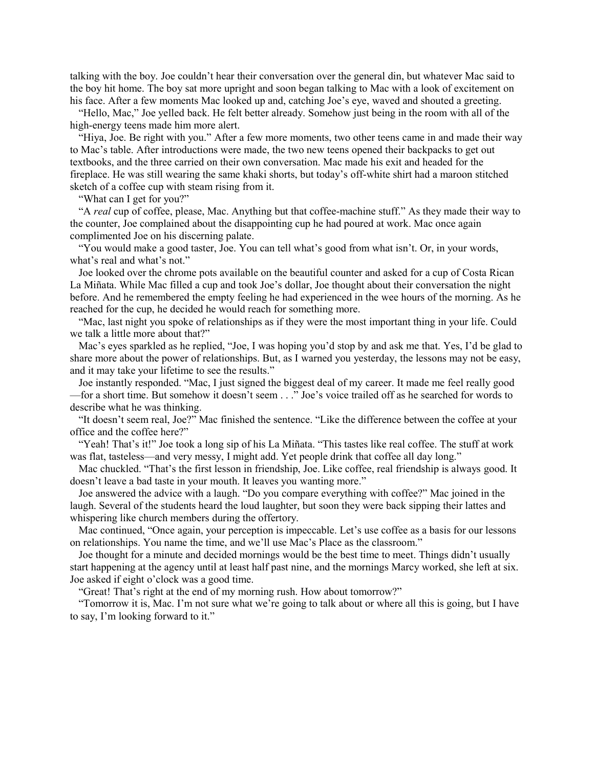talking with the boy. Joe couldn't hear their conversation over the general din, but whatever Mac said to the boy hit home. The boy sat more upright and soon began talking to Mac with a look of excitement on his face. After a few moments Mac looked up and, catching Joe's eye, waved and shouted a greeting.

"Hello, Mac," Joe yelled back. He felt better already. Somehow just being in the room with all of the high-energy teens made him more alert.

"Hiya, Joe. Be right with you." After a few more moments, two other teens came in and made their way to Mac's table. After introductions were made, the two new teens opened their backpacks to get out textbooks, and the three carried on their own conversation. Mac made his exit and headed for the fireplace. He was still wearing the same khaki shorts, but today's off-white shirt had a maroon stitched sketch of a coffee cup with steam rising from it.

"What can I get for you?"

"A *real* cup of coffee, please, Mac. Anything but that coffee-machine stuff." As they made their way to the counter, Joe complained about the disappointing cup he had poured at work. Mac once again complimented Joe on his discerning palate.

"You would make a good taster, Joe. You can tell what's good from what isn't. Or, in your words, what's real and what's not."

Joe looked over the chrome pots available on the beautiful counter and asked for a cup of Costa Rican La Miñata. While Mac filled a cup and took Joe's dollar, Joe thought about their conversation the night before. And he remembered the empty feeling he had experienced in the wee hours of the morning. As he reached for the cup, he decided he would reach for something more.

"Mac, last night you spoke of relationships as if they were the most important thing in your life. Could we talk a little more about that?"

Mac's eyes sparkled as he replied, "Joe, I was hoping you'd stop by and ask me that. Yes, I'd be glad to share more about the power of relationships. But, as I warned you yesterday, the lessons may not be easy, and it may take your lifetime to see the results."

Joe instantly responded. "Mac, I just signed the biggest deal of my career. It made me feel really good—for a short time. But somehow it doesn't seem . . ." Joe's voice trailed off as he searched for words to describe what he was thinking.

"It doesn't seem real, Joe?" Mac finished the sentence. "Like the difference between the coffee at your office and the coffee here?"

"Yeah! That's it!" Joe took a long sip of his La Miñata. "This tastes like real coffee. The stuff at work was flat, tasteless—and very messy, I might add. Yet people drink that coffee all day long."

Mac chuckled. "That's the first lesson in friendship, Joe. Like coffee, real friendship is always good. It doesn't leave a bad taste in your mouth. It leaves you wanting more."

Joe answered the advice with a laugh. "Do you compare everything with coffee?" Mac joined in the laugh. Several of the students heard the loud laughter, but soon they were back sipping their lattes and whispering like church members during the offertory.

Mac continued, "Once again, your perception is impeccable. Let's use coffee as a basis for our lessons on relationships. You name the time, and we'll use Mac's Place as the classroom."

Joe thought for a minute and decided mornings would be the best time to meet. Things didn't usually start happening at the agency until at least half past nine, and the mornings Marcy worked, she left at six. Joe asked if eight o'clock was a good time.

"Great! That's right at the end of my morning rush. How about tomorrow?"

"Tomorrow it is, Mac. I'm not sure what we're going to talk about or where all this is going, but I have to say, I'm looking forward to it."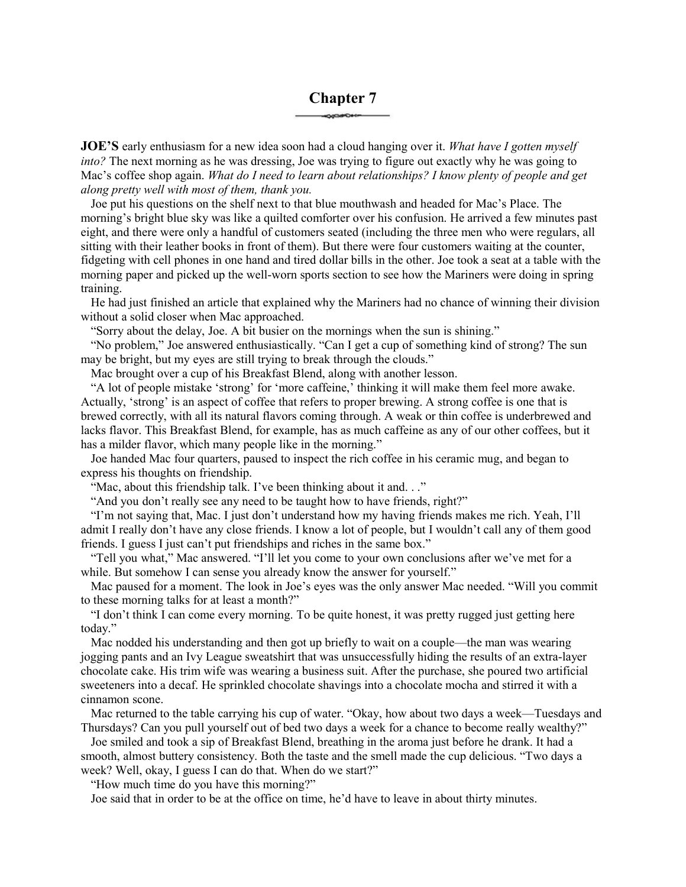# Chapter 7

**JOE'S** early enthusiasm for a new idea soon had a cloud hanging over it. *What have I gotten myself into?* The next morning as he was dressing, Joe was trying to figure out exactly why he was going to Mac's coffee shop again. *What do I need to learn about relationships? I know plenty of people and get along pretty well with most of them, thank you.*

Joe put his questions on the shelf next to that blue mouthwash and headed for Mac's Place. The morning's bright blue sky was like a quilted comforter over his confusion. He arrived a few minutes past eight, and there were only a handful of customers seated (including the three men who were regulars, all sitting with their leather books in front of them). But there were four customers waiting at the counter, fidgeting with cell phones in one hand and tired dollar bills in the other. Joe took a seat at a table with the morning paper and picked up the well-worn sports section to see how the Mariners were doing in spring training.

He had just finished an article that explained why the Mariners had no chance of winning their division without a solid closer when Mac approached.

"Sorry about the delay, Joe. A bit busier on the mornings when the sun is shining."

"No problem," Joe answered enthusiastically. "Can I get a cup of something kind of strong? The sun may be bright, but my eyes are still trying to break through the clouds."

Mac brought over a cup of his Breakfast Blend, along with another lesson.

"A lot of people mistake 'strong' for 'more caffeine,' thinking it will make them feel more awake. Actually, 'strong' is an aspect of coffee that refers to proper brewing. A strong coffee is one that is brewed correctly, with all its natural flavors coming through. A weak or thin coffee is underbrewed and lacks flavor. This Breakfast Blend, for example, has as much caffeine as any of our other coffees, but it has a milder flavor, which many people like in the morning."

Joe handed Mac four quarters, paused to inspect the rich coffee in his ceramic mug, and began to express his thoughts on friendship.

"Mac, about this friendship talk. I've been thinking about it and. . ."

"And you don't really see any need to be taught how to have friends, right?"

"I'm not saying that, Mac. I just don't understand how my having friends makes me rich. Yeah, I'll admit I really don't have any close friends. I know a lot of people, but I wouldn't call any of them good friends. I guess I just can't put friendships and riches in the same box."

"Tell you what," Mac answered. "I'll let you come to your own conclusions after we've met for a while. But somehow I can sense you already know the answer for yourself."

Mac paused for a moment. The look in Joe's eyes was the only answer Mac needed. "Will you commit to these morning talks for at least a month?"

"I don't think I can come every morning. To be quite honest, it was pretty rugged just getting here today."

Mac nodded his understanding and then got up briefly to wait on a couple—the man was wearing jogging pants and an Ivy League sweatshirt that was unsuccessfully hiding the results of an extra-layer chocolate cake. His trim wife was wearing a business suit. After the purchase, she poured two artificial sweeteners into a decaf. He sprinkled chocolate shavings into a chocolate mocha and stirred it with a cinnamon scone.

Mac returned to the table carrying his cup of water. "Okay, how about two days a week—Tuesdays and Thursdays? Can you pull yourself out of bed two days a week for a chance to become really wealthy?"

Joe smiled and took a sip of Breakfast Blend, breathing in the aroma just before he drank. It had a smooth, almost buttery consistency. Both the taste and the smell made the cup delicious. "Two days a week? Well, okay, I guess I can do that. When do we start?"

"How much time do you have this morning?"

Joe said that in order to be at the office on time, he'd have to leave in about thirty minutes.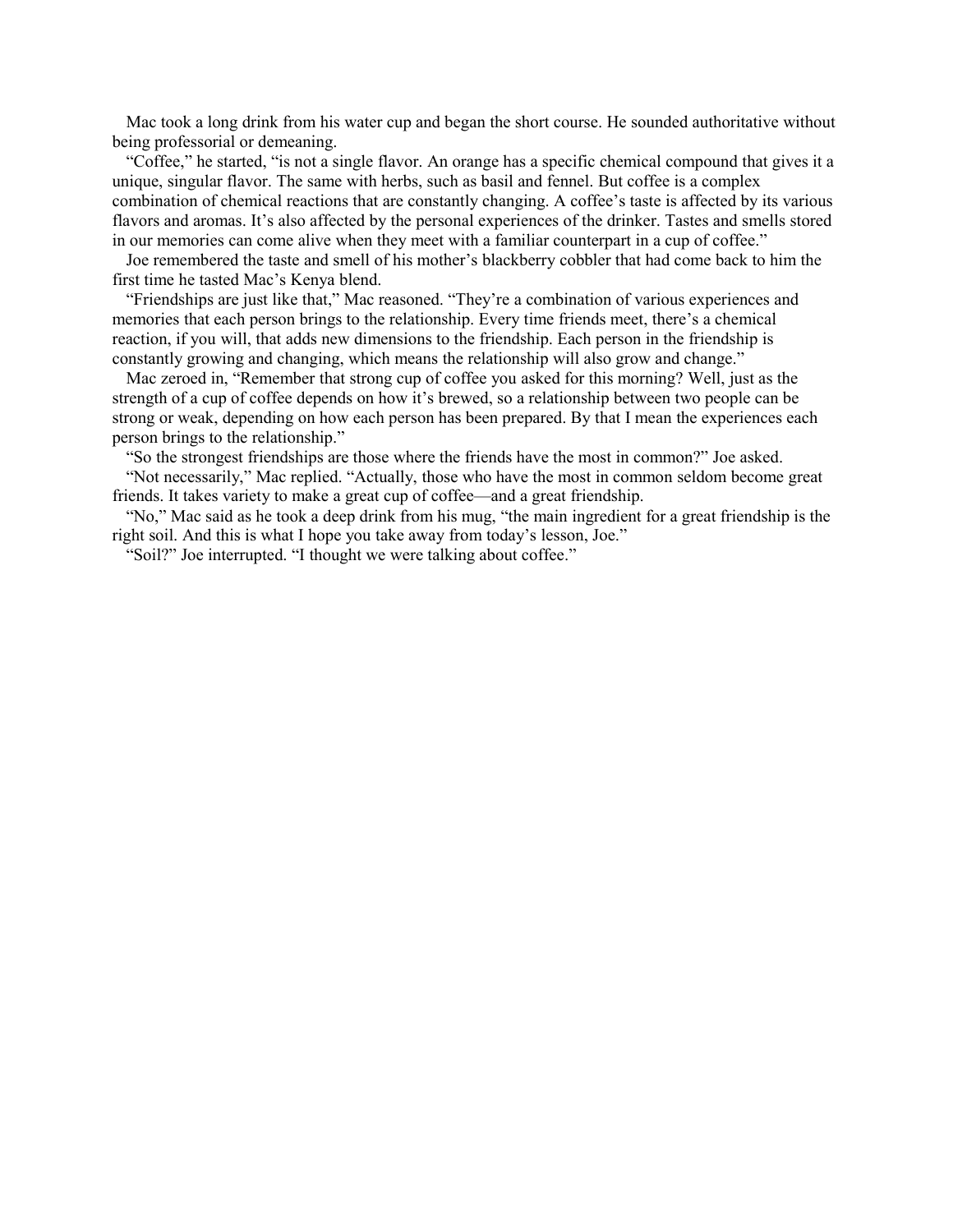Mac took a long drink from his water cup and began the short course. He sounded authoritative without being professorial or demeaning.

"Coffee," he started, "is not a single flavor. An orange has a specific chemical compound that gives it a unique, singular flavor. The same with herbs, such as basil and fennel. But coffee is a complex combination of chemical reactions that are constantly changing. A coffee's taste is affected by its various flavors and aromas. It's also affected by the personal experiences of the drinker. Tastes and smells stored in our memories can come alive when they meet with a familiar counterpart in a cup of coffee."

Joe remembered the taste and smell of his mother's blackberry cobbler that had come back to him the first time he tasted Mac's Kenya blend.

"Friendships are just like that," Mac reasoned. "They're a combination of various experiences and memories that each person brings to the relationship. Every time friends meet, there's a chemical reaction, if you will, that adds new dimensions to the friendship. Each person in the friendship is constantly growing and changing, which means the relationship will also grow and change."

Mac zeroed in, "Remember that strong cup of coffee you asked for this morning? Well, just as the strength of a cup of coffee depends on how it's brewed, so a relationship between two people can be strong or weak, depending on how each person has been prepared. By that I mean the experiences each person brings to the relationship."

"So the strongest friendships are those where the friends have the most in common?" Joe asked.

"Not necessarily," Mac replied. "Actually, those who have the most in common seldom become great friends. It takes variety to make a great cup of coffee—and a great friendship.

"No," Mac said as he took a deep drink from his mug, "the main ingredient for a great friendship is the right soil. And this is what I hope you take away from today's lesson, Joe."

"Soil?" Joe interrupted. "I thought we were talking about coffee."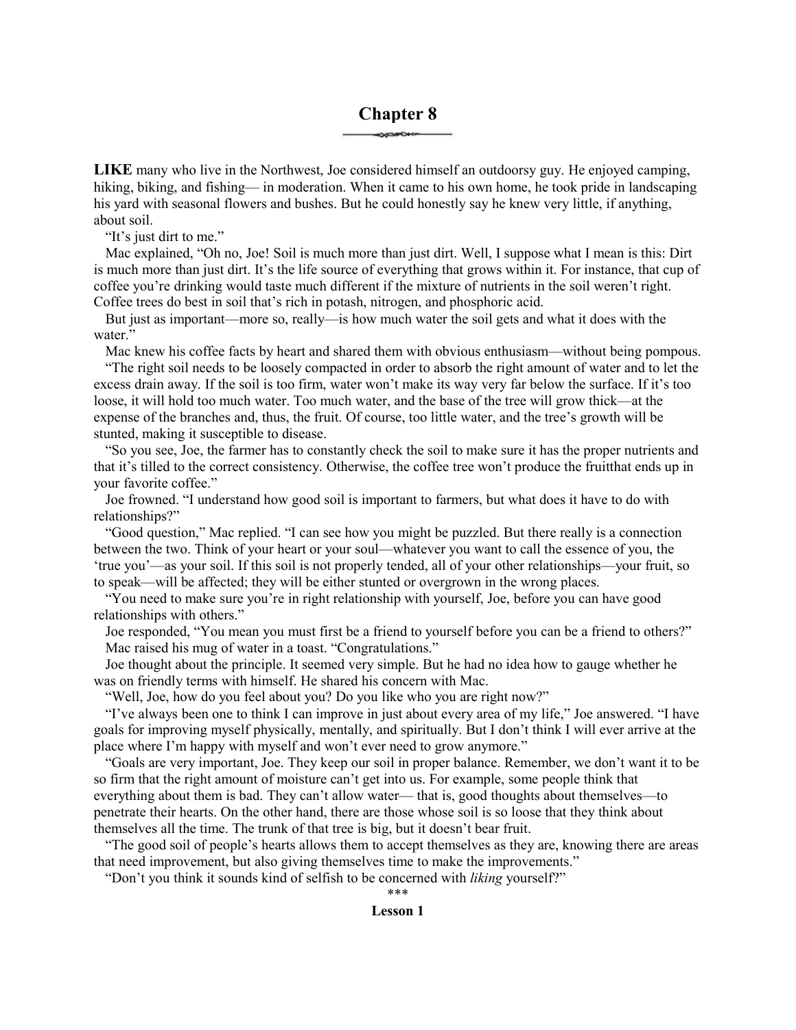# Chapter 8

**LIKE** many who live in the Northwest, Joe considered himself an outdoorsy guy. He enjoyed camping, hiking, biking, and fishing— in moderation. When it came to his own home, he took pride in landscaping his yard with seasonal flowers and bushes. But he could honestly say he knew very little, if anything, about soil.

"It's just dirt to me."

Mac explained, "Oh no, Joe! Soil is much more than just dirt. Well, I suppose what I mean is this: Dirt is much more than just dirt. It's the life source of everything that grows within it. For instance, that cup of coffee you're drinking would taste much different if the mixture of nutrients in the soil weren't right. Coffee trees do best in soil that's rich in potash, nitrogen, and phosphoric acid.

But just as important—more so, really—is how much water the soil gets and what it does with the water."

Mac knew his coffee facts by heart and shared them with obvious enthusiasm—without being pompous.

"The right soil needs to be loosely compacted in order to absorb the right amount of water and to let the excess drain away. If the soil is too firm, water won't make its way very far below the surface. If it's too loose, it will hold too much water. Too much water, and the base of the tree will grow thick—at the expense of the branches and, thus, the fruit. Of course, too little water, and the tree's growth will be stunted, making it susceptible to disease.

"So you see, Joe, the farmer has to constantly check the soil to make sure it has the proper nutrients and that it's tilled to the correct consistency. Otherwise, the coffee tree won't produce the fruitthat ends up in your favorite coffee."

Joe frowned. "I understand how good soil is important to farmers, but what does it have to do with relationships?"

"Good question," Mac replied. "I can see how you might be puzzled. But there really is a connection between the two. Think of your heart or your soul—whatever you want to call the essence of you, the 'true you'—as your soil. If this soil is not properly tended, all of your other relationships—your fruit, so to speak—will be affected; they will be either stunted or overgrown in the wrong places.

"You need to make sure you're in right relationship with yourself, Joe, before you can have good relationships with others."

Joe responded, "You mean you must first be a friend to yourself before you can be a friend to others?"

Mac raised his mug of water in a toast. "Congratulations."

Joe thought about the principle. It seemed very simple. But he had no idea how to gauge whether he was on friendly terms with himself. He shared his concern with Mac.

"Well, Joe, how do you feel about you? Do you like who you are right now?"

"I've always been one to think I can improve in just about every area of my life," Joe answered. "I have goals for improving myself physically, mentally, and spiritually. But I don't think I will ever arrive at the place where I'm happy with myself and won't ever need to grow anymore."

"Goals are very important, Joe. They keep our soil in proper balance. Remember, we don't want it to be so firm that the right amount of moisture can't get into us. For example, some people think that everything about them is bad. They can't allow water— that is, good thoughts about themselves—to penetrate their hearts. On the other hand, there are those whose soil is so loose that they think about themselves all the time. The trunk of that tree is big, but it doesn't bear fruit.

"The good soil of people's hearts allows them to accept themselves as they are, knowing there are areas that need improvement, but also giving themselves time to make the improvements."

"Don't you think it sounds kind of selfish to be concerned with *liking* yourself?"

\*\*\*

**Lesson 1**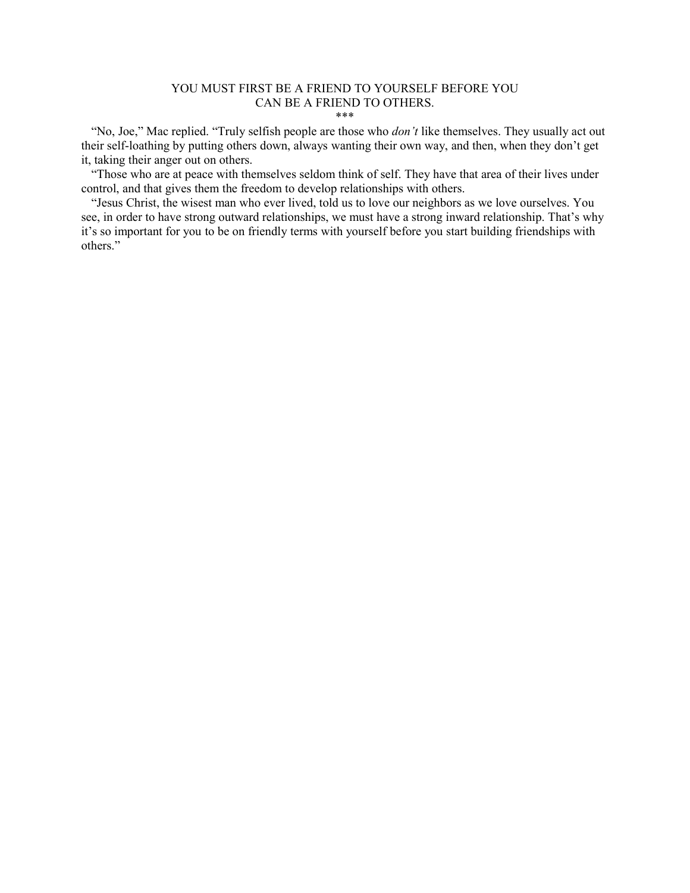YOU MUST FIRST BE A FRIEND TO YOURSELF BEFORE YOU CAN BE A FRIEND TO OTHERS.

***

"No, Joe," Mac replied. "Truly selfish people are those who *don't* like themselves. They usually act out their self-loathing by putting others down, always wanting their own way, and then, when they don't get it, taking their anger out on others.

"Those who are at peace with themselves seldom think of self. They have that area of their lives under control, and that gives them the freedom to develop relationships with others.

"Jesus Christ, the wisest man who ever lived, told us to love our neighbors as we love ourselves. You see, in order to have strong outward relationships, we must have a strong inward relationship. That's why it's so important for you to be on friendly terms with yourself before you start building friendships with others."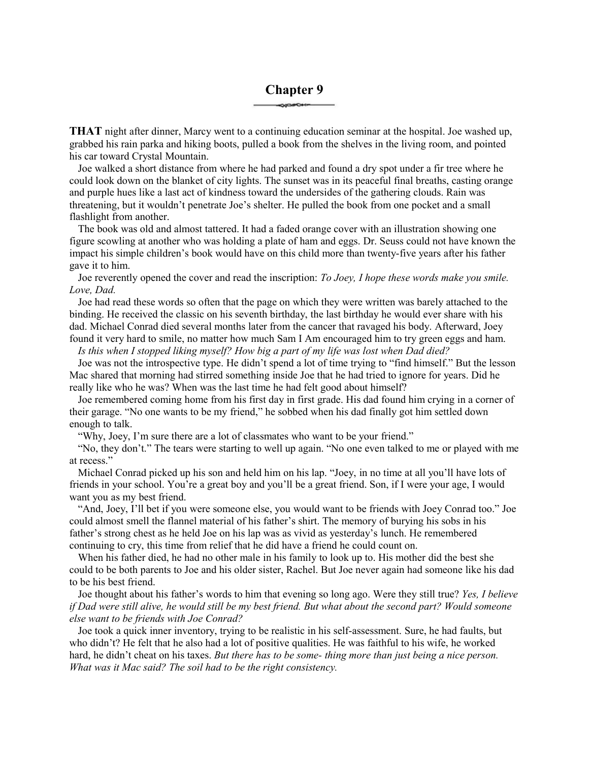# Chapter 9

**THAT** night after dinner, Marcy went to a continuing education seminar at the hospital. Joe washed up, grabbed his rain parka and hiking boots, pulled a book from the shelves in the living room, and pointed his car toward Crystal Mountain.

Joe walked a short distance from where he had parked and found a dry spot under a fir tree where he could look down on the blanket of city lights. The sunset was in its peaceful final breaths, casting orange and purple hues like a last act of kindness toward the undersides of the gathering clouds. Rain was threatening, but it wouldn't penetrate Joe's shelter. He pulled the book from one pocket and a small flashlight from another.

The book was old and almost tattered. It had a faded orange cover with an illustration showing one figure scowling at another who was holding a plate of ham and eggs. Dr. Seuss could not have known the impact his simple children's book would have on this child more than twenty-five years after his father gave it to him.

Joe reverently opened the cover and read the inscription: *To Joey, I hope these words make you smile. Love, Dad.*

Joe had read these words so often that the page on which they were written was barely attached to the binding. He received the classic on his seventh birthday, the last birthday he would ever share with his dad. Michael Conrad died several months later from the cancer that ravaged his body. Afterward, Joey found it very hard to smile, no matter how much Sam I Am encouraged him to try green eggs and ham.

*Is this when I stopped liking myself? How big a part of my life was lost when Dad died?*

Joe was not the introspective type. He didn't spend a lot of time trying to "find himself." But the lesson Mac shared that morning had stirred something inside Joe that he had tried to ignore for years. Did he really like who he was? When was the last time he had felt good about himself?

Joe remembered coming home from his first day in first grade. His dad found him crying in a corner of their garage. "No one wants to be my friend," he sobbed when his dad finally got him settled down enough to talk.

"Why, Joey, I'm sure there are a lot of classmates who want to be your friend."

"No, they don't." The tears were starting to well up again. "No one even talked to me or played with me at recess."

Michael Conrad picked up his son and held him on his lap. "Joey, in no time at all you'll have lots of friends in your school. You're a great boy and you'll be a great friend. Son, if I were your age, I would want you as my best friend.

"And, Joey, I'll bet if you were someone else, you would want to be friends with Joey Conrad too." Joe could almost smell the flannel material of his father's shirt. The memory of burying his sobs in his father's strong chest as he held Joe on his lap was as vivid as yesterday's lunch. He remembered continuing to cry, this time from relief that he did have a friend he could count on.

When his father died, he had no other male in his family to look up to. His mother did the best she could to be both parents to Joe and his older sister, Rachel. But Joe never again had someone like his dad to be his best friend.

Joe thought about his father's words to him that evening so long ago. Were they still true? *Yes, I believe if Dad were still alive, he would still be my best friend. But what about the second part? Would someone else want to be friends with Joe Conrad?*

Joe took a quick inner inventory, trying to be realistic in his self-assessment. Sure, he had faults, but who didn't? He felt that he also had a lot of positive qualities. He was faithful to his wife, he worked hard, he didn't cheat on his taxes. *But there has to be some- thing more than just being a nice person. What was it Mac said? The soil had to be the right consistency.*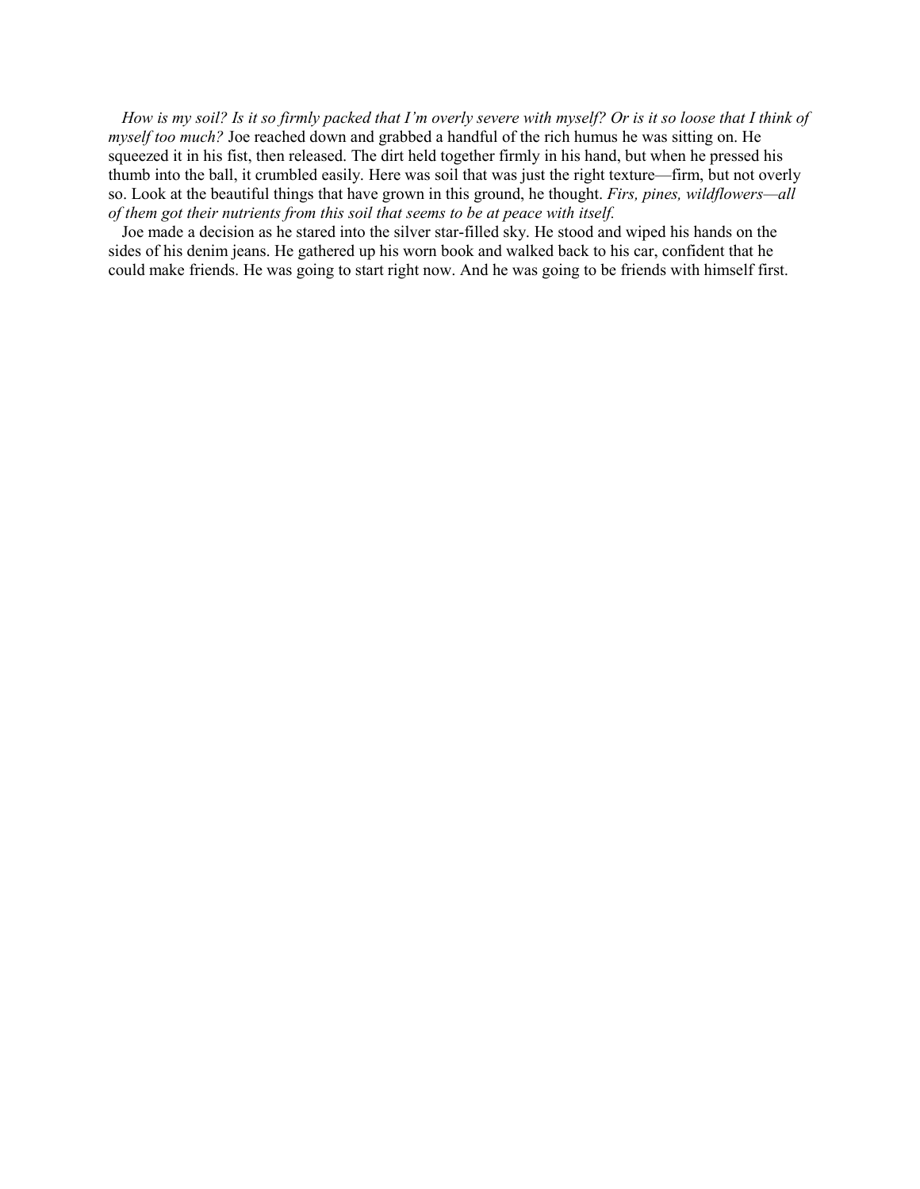*How is my soil? Is it so firmly packed that I'm overly severe with myself? Or is it so loose that I think of myself too much?* Joe reached down and grabbed a handful of the rich humus he was sitting on. He squeezed it in his fist, then released. The dirt held together firmly in his hand, but when he pressed his thumb into the ball, it crumbled easily. Here was soil that was just the right texture—firm, but not overly so. Look at the beautiful things that have grown in this ground, he thought. *Firs, pines, wildflowers—all of them got their nutrients from this soil that seems to be at peace with itself.*

Joe made a decision as he stared into the silver star-filled sky. He stood and wiped his hands on the sides of his denim jeans. He gathered up his worn book and walked back to his car, confident that he could make friends. He was going to start right now. And he was going to be friends with himself first.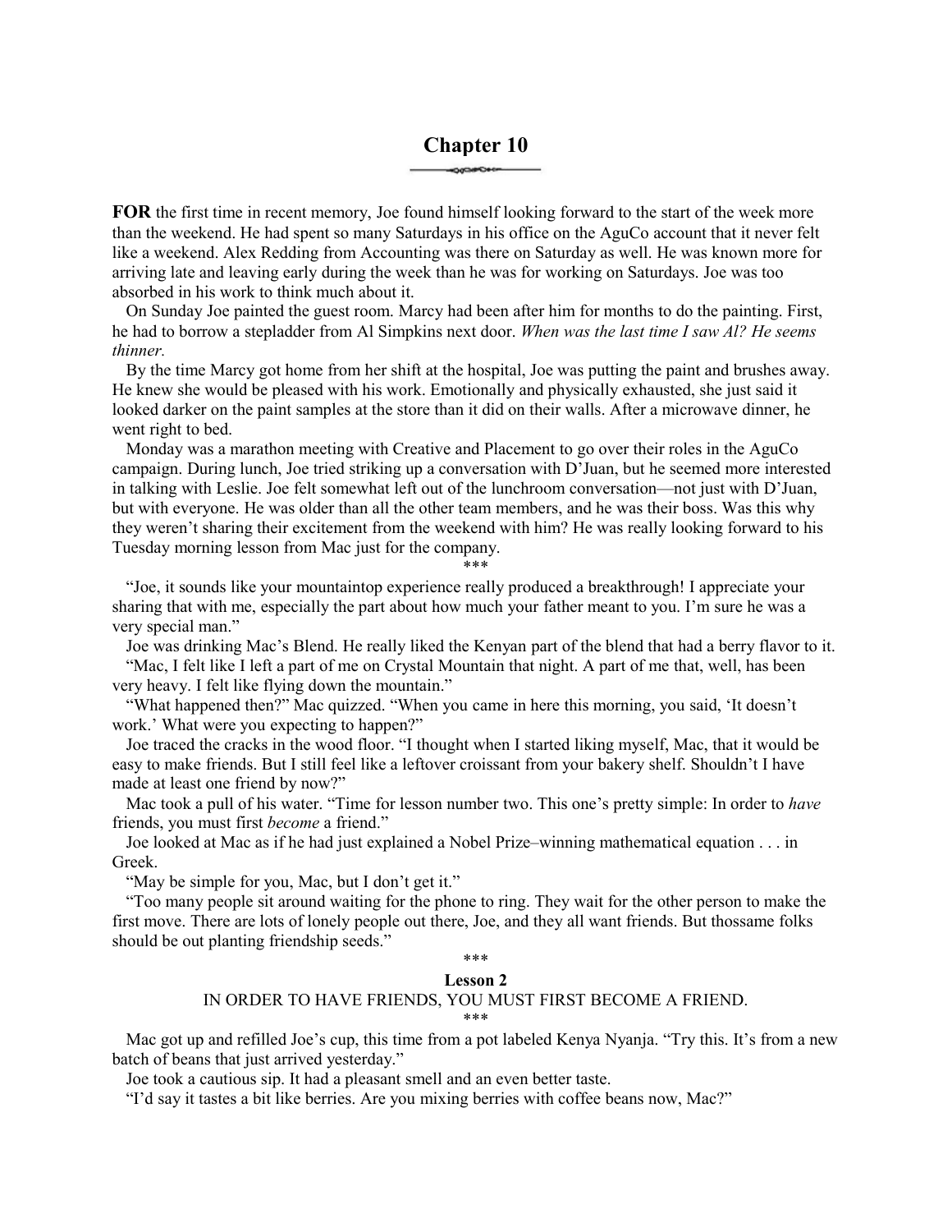# Chapter 10

**FOR** the first time in recent memory, Joe found himself looking forward to the start of the week more than the weekend. He had spent so many Saturdays in his office on the AguCo account that it never felt like a weekend. Alex Redding from Accounting was there on Saturday as well. He was known more for arriving late and leaving early during the week than he was for working on Saturdays. Joe was too absorbed in his work to think much about it.

On Sunday Joe painted the guest room. Marcy had been after him for months to do the painting. First, he had to borrow a stepladder from Al Simpkins next door. *When was the last time I saw Al? He seems thinner.*

By the time Marcy got home from her shift at the hospital, Joe was putting the paint and brushes away. He knew she would be pleased with his work. Emotionally and physically exhausted, she just said it looked darker on the paint samples at the store than it did on their walls. After a microwave dinner, he went right to bed.

Monday was a marathon meeting with Creative and Placement to go over their roles in the AguCo campaign. During lunch, Joe tried striking up a conversation with D'Juan, but he seemed more interested in talking with Leslie. Joe felt somewhat left out of the lunchroom conversation—not just with D'Juan, but with everyone. He was older than all the other team members, and he was their boss. Was this why they weren't sharing their excitement from the weekend with him? He was really looking forward to his Tuesday morning lesson from Mac just for the company.

\*\*\*

"Joe, it sounds like your mountaintop experience really produced a breakthrough! I appreciate your sharing that with me, especially the part about how much your father meant to you. I'm sure he was a very special man."

Joe was drinking Mac's Blend. He really liked the Kenyan part of the blend that had a berry flavor to it.

"Mac, I felt like I left a part of me on Crystal Mountain that night. A part of me that, well, has been very heavy. I felt like flying down the mountain."

"What happened then?" Mac quizzed. "When you came in here this morning, you said, 'It doesn't work.' What were you expecting to happen?"

Joe traced the cracks in the wood floor. "I thought when I started liking myself, Mac, that it would be easy to make friends. But I still feel like a leftover croissant from your bakery shelf. Shouldn't I have made at least one friend by now?"

Mac took a pull of his water. "Time for lesson number two. This one's pretty simple: In order to *have* friends, you must first *become* a friend."

Joe looked at Mac as if he had just explained a Nobel Prize–winning mathematical equation . . . in Greek.

"May be simple for you, Mac, but I don't get it."

"Too many people sit around waiting for the phone to ring. They wait for the other person to make the first move. There are lots of lonely people out there, Joe, and they all want friends. But thossame folks should be out planting friendship seeds."

\*\*\*

**Lesson 2**

IN ORDER TO HAVE FRIENDS, YOU MUST FIRST BECOME A FRIEND.

\*\*\*

Mac got up and refilled Joe's cup, this time from a pot labeled Kenya Nyanja. "Try this. It's from a new batch of beans that just arrived yesterday."

Joe took a cautious sip. It had a pleasant smell and an even better taste.

"I'd say it tastes a bit like berries. Are you mixing berries with coffee beans now, Mac?"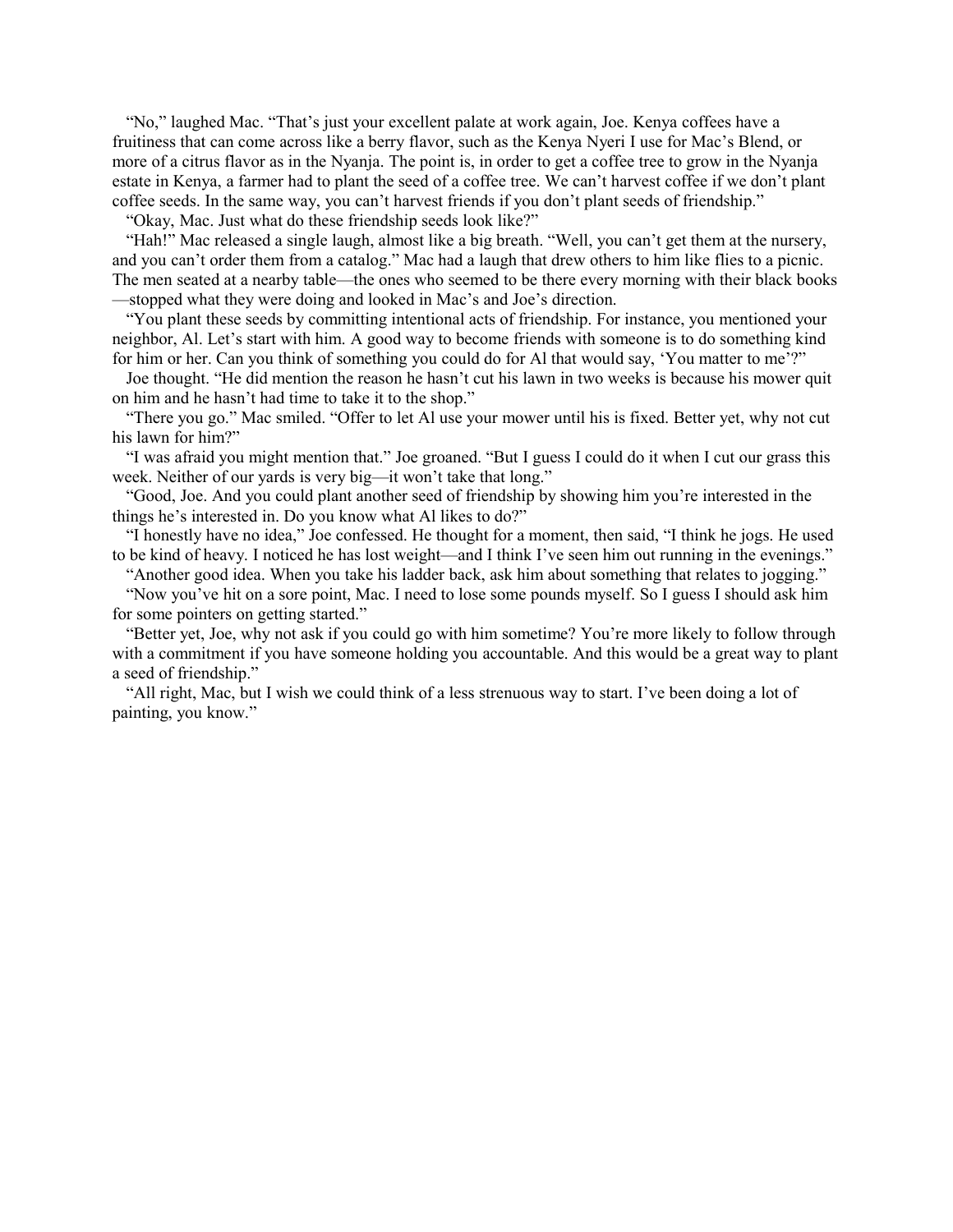"No," laughed Mac. "That's just your excellent palate at work again, Joe. Kenya coffees have a fruitiness that can come across like a berry flavor, such as the Kenya Nyeri I use for Mac's Blend, or more of a citrus flavor as in the Nyanja. The point is, in order to get a coffee tree to grow in the Nyanja estate in Kenya, a farmer had to plant the seed of a coffee tree. We can't harvest coffee if we don't plant coffee seeds. In the same way, you can't harvest friends if you don't plant seeds of friendship."

"Okay, Mac. Just what do these friendship seeds look like?"

"Hah!" Mac released a single laugh, almost like a big breath. "Well, you can't get them at the nursery, and you can't order them from a catalog." Mac had a laugh that drew others to him like flies to a picnic. The men seated at a nearby table—the ones who seemed to be there every morning with their black books—stopped what they were doing and looked in Mac's and Joe's direction.

"You plant these seeds by committing intentional acts of friendship. For instance, you mentioned your neighbor, Al. Let's start with him. A good way to become friends with someone is to do something kind for him or her. Can you think of something you could do for Al that would say, 'You matter to me'?"

Joe thought. "He did mention the reason he hasn't cut his lawn in two weeks is because his mower quit on him and he hasn't had time to take it to the shop."

"There you go." Mac smiled. "Offer to let Al use your mower until his is fixed. Better yet, why not cut his lawn for him?"

"I was afraid you might mention that." Joe groaned. "But I guess I could do it when I cut our grass this week. Neither of our yards is very big—it won't take that long."

"Good, Joe. And you could plant another seed of friendship by showing him you're interested in the things he's interested in. Do you know what Al likes to do?"

"I honestly have no idea," Joe confessed. He thought for a moment, then said, "I think he jogs. He used to be kind of heavy. I noticed he has lost weight—and I think I've seen him out running in the evenings."

"Another good idea. When you take his ladder back, ask him about something that relates to jogging."

"Now you've hit on a sore point, Mac. I need to lose some pounds myself. So I guess I should ask him for some pointers on getting started."

"Better yet, Joe, why not ask if you could go with him sometime? You're more likely to follow through with a commitment if you have someone holding you accountable. And this would be a great way to plant a seed of friendship."

"All right, Mac, but I wish we could think of a less strenuous way to start. I've been doing a lot of painting, you know."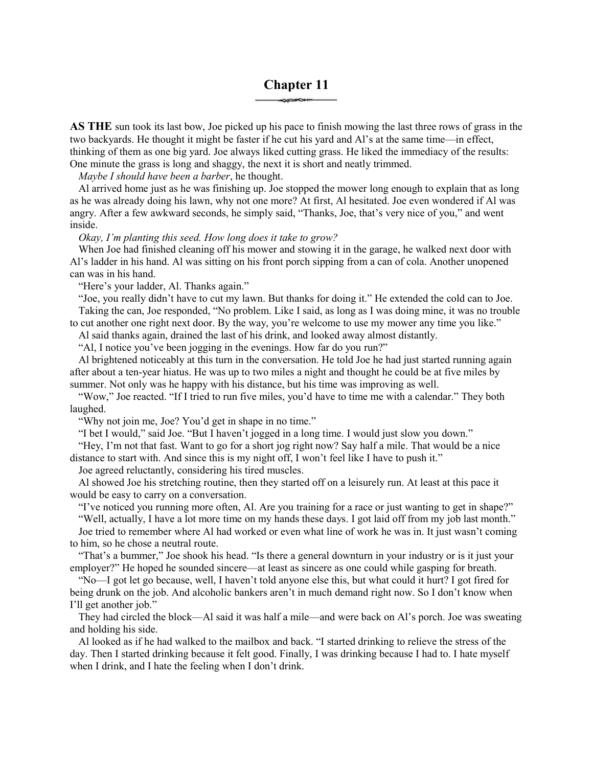# Chapter 11

**AS THE** sun took its last bow, Joe picked up his pace to finish mowing the last three rows of grass in the two backyards. He thought it might be faster if he cut his yard and Al's at the same time—in effect, thinking of them as one big yard. Joe always liked cutting grass. He liked the immediacy of the results: One minute the grass is long and shaggy, the next it is short and neatly trimmed.

*Maybe I should have been a barber*, he thought.

Al arrived home just as he was finishing up. Joe stopped the mower long enough to explain that as long as he was already doing his lawn, why not one more? At first, Al hesitated. Joe even wondered if Al was angry. After a few awkward seconds, he simply said, "Thanks, Joe, that's very nice of you," and went inside.

*Okay, I'm planting this seed. How long does it take to grow?*

When Joe had finished cleaning off his mower and stowing it in the garage, he walked next door with Al's ladder in his hand. Al was sitting on his front porch sipping from a can of cola. Another unopened can was in his hand.

"Here's your ladder, Al. Thanks again."

"Joe, you really didn't have to cut my lawn. But thanks for doing it." He extended the cold can to Joe.

Taking the can, Joe responded, "No problem. Like I said, as long as I was doing mine, it was no trouble to cut another one right next door. By the way, you're welcome to use my mower any time you like."

Al said thanks again, drained the last of his drink, and looked away almost distantly.

"Al, I notice you've been jogging in the evenings. How far do you run?"

Al brightened noticeably at this turn in the conversation. He told Joe he had just started running again after about a ten-year hiatus. He was up to two miles a night and thought he could be at five miles by summer. Not only was he happy with his distance, but his time was improving as well.

"Wow," Joe reacted. "If I tried to run five miles, you'd have to time me with a calendar." They both laughed.

"Why not join me, Joe? You'd get in shape in no time."

"I bet I would," said Joe. "But I haven't jogged in a long time. I would just slow you down."

"Hey, I'm not that fast. Want to go for a short jog right now? Say half a mile. That would be a nice distance to start with. And since this is my night off, I won't feel like I have to push it."

Joe agreed reluctantly, considering his tired muscles.

Al showed Joe his stretching routine, then they started off on a leisurely run. At least at this pace it would be easy to carry on a conversation.

"I've noticed you running more often, Al. Are you training for a race or just wanting to get in shape?"

"Well, actually, I have a lot more time on my hands these days. I got laid off from my job last month."

Joe tried to remember where Al had worked or even what line of work he was in. It just wasn't coming to him, so he chose a neutral route.

"That's a bummer," Joe shook his head. "Is there a general downturn in your industry or is it just your employer?" He hoped he sounded sincere—at least as sincere as one could while gasping for breath.

"No—I got let go because, well, I haven't told anyone else this, but what could it hurt? I got fired for being drunk on the job. And alcoholic bankers aren't in much demand right now. So I don't know when I'll get another job."

They had circled the block—Al said it was half a mile—and were back on Al's porch. Joe was sweating and holding his side.

Al looked as if he had walked to the mailbox and back. "I started drinking to relieve the stress of the day. Then I started drinking because it felt good. Finally, I was drinking because I had to. I hate myself when I drink, and I hate the feeling when I don't drink.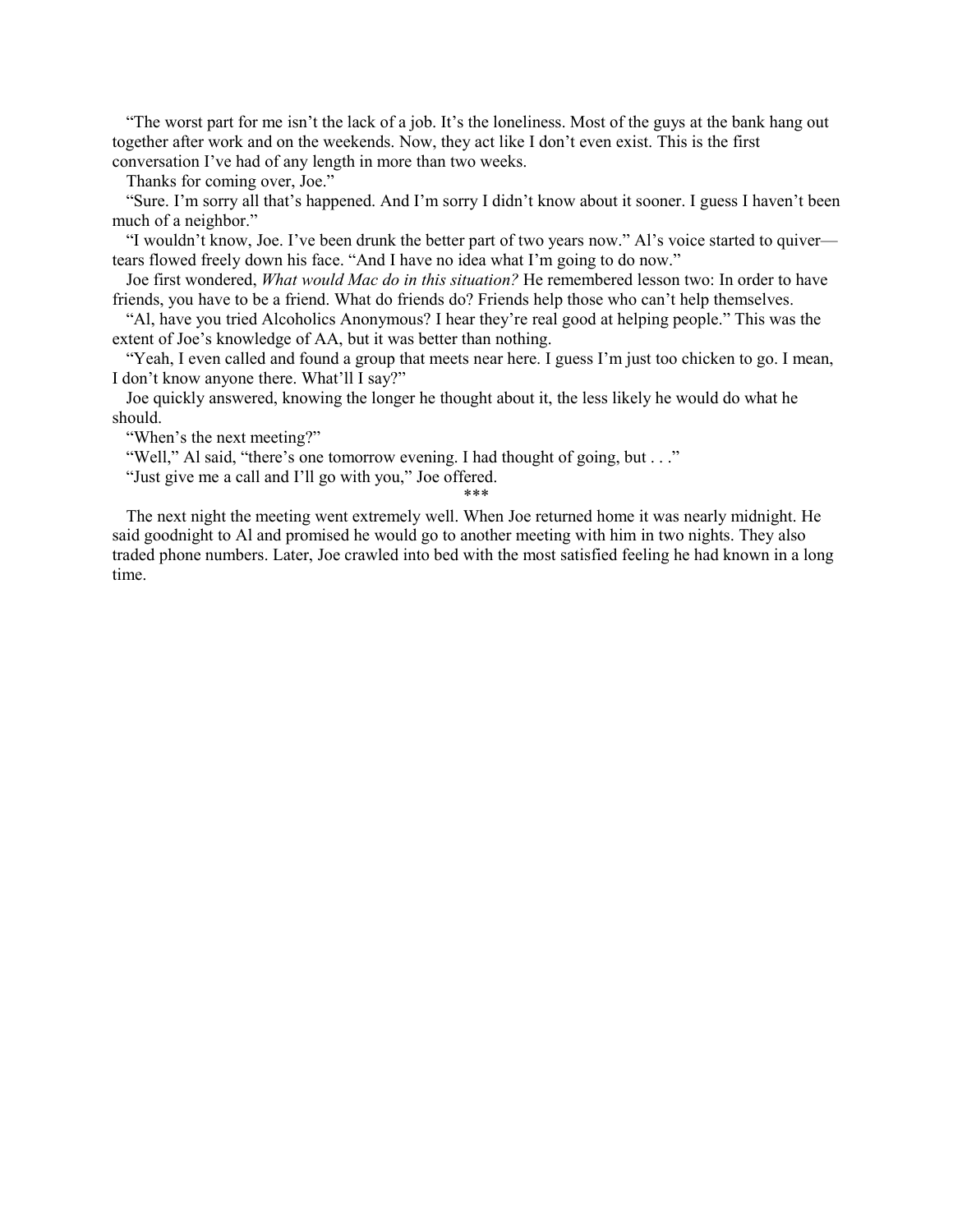"The worst part for me isn't the lack of a job. It's the loneliness. Most of the guys at the bank hang out together after work and on the weekends. Now, they act like I don't even exist. This is the first conversation I've had of any length in more than two weeks.

Thanks for coming over, Joe."

"Sure. I'm sorry all that's happened. And I'm sorry I didn't know about it sooner. I guess I haven't been much of a neighbor."

"I wouldn't know, Joe. I've been drunk the better part of two years now." Al's voice started to quiver—tears flowed freely down his face. "And I have no idea what I'm going to do now."

Joe first wondered, *What would Mac do in this situation?* He remembered lesson two: In order to have friends, you have to be a friend. What do friends do? Friends help those who can't help themselves.

"Al, have you tried Alcoholics Anonymous? I hear they're real good at helping people." This was the extent of Joe's knowledge of AA, but it was better than nothing.

"Yeah, I even called and found a group that meets near here. I guess I'm just too chicken to go. I mean, I don't know anyone there. What'll I say?"

Joe quickly answered, knowing the longer he thought about it, the less likely he would do what he should.

"When's the next meeting?"

"Well," Al said, "there's one tomorrow evening. I had thought of going, but . . ."

"Just give me a call and I'll go with you," Joe offered.

\*\*\*

The next night the meeting went extremely well. When Joe returned home it was nearly midnight. He said goodnight to Al and promised he would go to another meeting with him in two nights. They also traded phone numbers. Later, Joe crawled into bed with the most satisfied feeling he had known in a long time.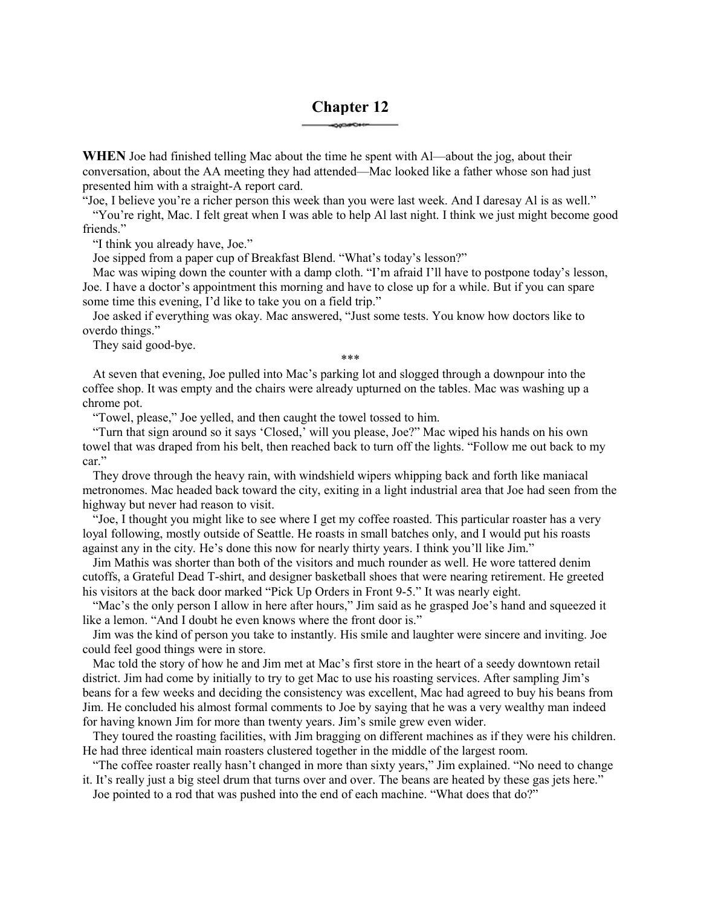# Chapter 12

**WHEN** Joe had finished telling Mac about the time he spent with Al—about the jog, about their conversation, about the AA meeting they had attended—Mac looked like a father whose son had just presented him with a straight-A report card.

"Joe, I believe you're a richer person this week than you were last week. And I daresay Al is as well."

"You're right, Mac. I felt great when I was able to help Al last night. I think we just might become good friends."

"I think you already have, Joe."

Joe sipped from a paper cup of Breakfast Blend. "What's today's lesson?"

Mac was wiping down the counter with a damp cloth. "I'm afraid I'll have to postpone today's lesson, Joe. I have a doctor's appointment this morning and have to close up for a while. But if you can spare some time this evening, I'd like to take you on a field trip."

Joe asked if everything was okay. Mac answered, "Just some tests. You know how doctors like to overdo things."

They said good-bye.

\*\*\*

At seven that evening, Joe pulled into Mac's parking lot and slogged through a downpour into the coffee shop. It was empty and the chairs were already upturned on the tables. Mac was washing up a chrome pot.

"Towel, please," Joe yelled, and then caught the towel tossed to him.

"Turn that sign around so it says 'Closed,' will you please, Joe?" Mac wiped his hands on his own towel that was draped from his belt, then reached back to turn off the lights. "Follow me out back to my car."

They drove through the heavy rain, with windshield wipers whipping back and forth like maniacal metronomes. Mac headed back toward the city, exiting in a light industrial area that Joe had seen from the highway but never had reason to visit.

"Joe, I thought you might like to see where I get my coffee roasted. This particular roaster has a very loyal following, mostly outside of Seattle. He roasts in small batches only, and I would put his roasts against any in the city. He's done this now for nearly thirty years. I think you'll like Jim."

Jim Mathis was shorter than both of the visitors and much rounder as well. He wore tattered denim cutoffs, a Grateful Dead T-shirt, and designer basketball shoes that were nearing retirement. He greeted his visitors at the back door marked "Pick Up Orders in Front 9-5." It was nearly eight.

"Mac's the only person I allow in here after hours," Jim said as he grasped Joe's hand and squeezed it like a lemon. "And I doubt he even knows where the front door is."

Jim was the kind of person you take to instantly. His smile and laughter were sincere and inviting. Joe could feel good things were in store.

Mac told the story of how he and Jim met at Mac's first store in the heart of a seedy downtown retail district. Jim had come by initially to try to get Mac to use his roasting services. After sampling Jim's beans for a few weeks and deciding the consistency was excellent, Mac had agreed to buy his beans from Jim. He concluded his almost formal comments to Joe by saying that he was a very wealthy man indeed for having known Jim for more than twenty years. Jim's smile grew even wider.

They toured the roasting facilities, with Jim bragging on different machines as if they were his children. He had three identical main roasters clustered together in the middle of the largest room.

"The coffee roaster really hasn't changed in more than sixty years," Jim explained. "No need to change it. It's really just a big steel drum that turns over and over. The beans are heated by these gas jets here."

Joe pointed to a rod that was pushed into the end of each machine. "What does that do?"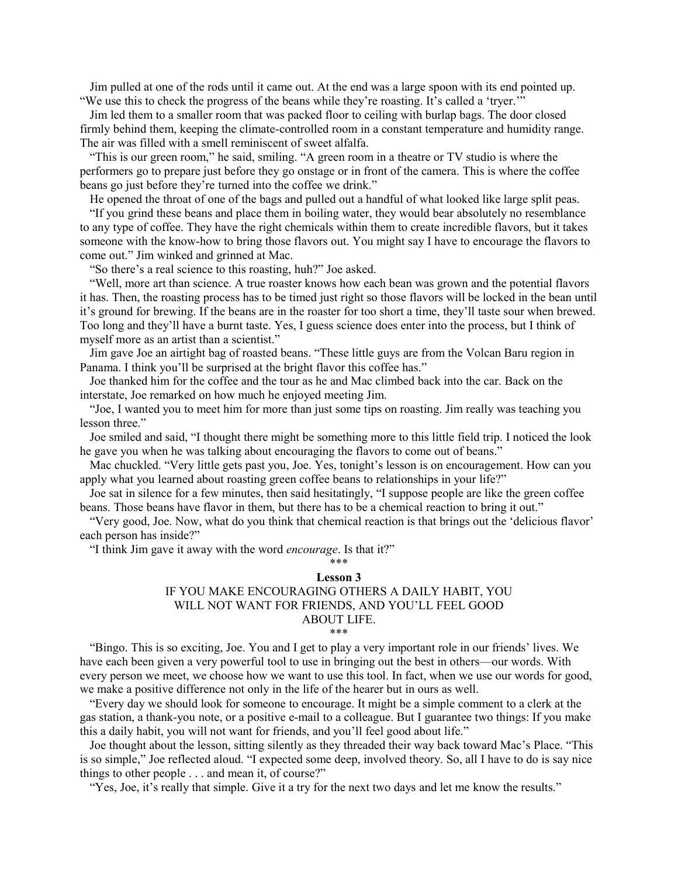Jim pulled at one of the rods until it came out. At the end was a large spoon with its end pointed up. "We use this to check the progress of the beans while they're roasting. It's called a 'tryer.'"

Jim led them to a smaller room that was packed floor to ceiling with burlap bags. The door closed firmly behind them, keeping the climate-controlled room in a constant temperature and humidity range. The air was filled with a smell reminiscent of sweet alfalfa.

"This is our green room," he said, smiling. "A green room in a theatre or TV studio is where the performers go to prepare just before they go onstage or in front of the camera. This is where the coffee beans go just before they're turned into the coffee we drink."

He opened the throat of one of the bags and pulled out a handful of what looked like large split peas.

"If you grind these beans and place them in boiling water, they would bear absolutely no resemblance to any type of coffee. They have the right chemicals within them to create incredible flavors, but it takes someone with the know-how to bring those flavors out. You might say I have to encourage the flavors to come out." Jim winked and grinned at Mac.

"So there's a real science to this roasting, huh?" Joe asked.

"Well, more art than science. A true roaster knows how each bean was grown and the potential flavors it has. Then, the roasting process has to be timed just right so those flavors will be locked in the bean until it's ground for brewing. If the beans are in the roaster for too short a time, they'll taste sour when brewed. Too long and they'll have a burnt taste. Yes, I guess science does enter into the process, but I think of myself more as an artist than a scientist."

Jim gave Joe an airtight bag of roasted beans. "These little guys are from the Volcan Baru region in Panama. I think you'll be surprised at the bright flavor this coffee has."

Joe thanked him for the coffee and the tour as he and Mac climbed back into the car. Back on the interstate, Joe remarked on how much he enjoyed meeting Jim.

"Joe, I wanted you to meet him for more than just some tips on roasting. Jim really was teaching you lesson three."

Joe smiled and said, "I thought there might be something more to this little field trip. I noticed the look he gave you when he was talking about encouraging the flavors to come out of beans."

Mac chuckled. "Very little gets past you, Joe. Yes, tonight's lesson is on encouragement. How can you apply what you learned about roasting green coffee beans to relationships in your life?"

Joe sat in silence for a few minutes, then said hesitatingly, "I suppose people are like the green coffee beans. Those beans have flavor in them, but there has to be a chemical reaction to bring it out."

"Very good, Joe. Now, what do you think that chemical reaction is that brings out the 'delicious flavor' each person has inside?"

"I think Jim gave it away with the word *encourage*. Is that it?"

\*\*\*

**Lesson 3**

IF YOU MAKE ENCOURAGING OTHERS A DAILY HABIT, YOU WILL NOT WANT FOR FRIENDS, AND YOU'LL FEEL GOOD ABOUT LIFE.

\*\*\*

"Bingo. This is so exciting, Joe. You and I get to play a very important role in our friends' lives. We have each been given a very powerful tool to use in bringing out the best in others—our words. With every person we meet, we choose how we want to use this tool. In fact, when we use our words for good, we make a positive difference not only in the life of the hearer but in ours as well.

"Every day we should look for someone to encourage. It might be a simple comment to a clerk at the gas station, a thank-you note, or a positive e-mail to a colleague. But I guarantee two things: If you make this a daily habit, you will not want for friends, and you'll feel good about life."

Joe thought about the lesson, sitting silently as they threaded their way back toward Mac's Place. "This is so simple," Joe reflected aloud. "I expected some deep, involved theory. So, all I have to do is say nice things to other people . . . and mean it, of course?"

"Yes, Joe, it's really that simple. Give it a try for the next two days and let me know the results."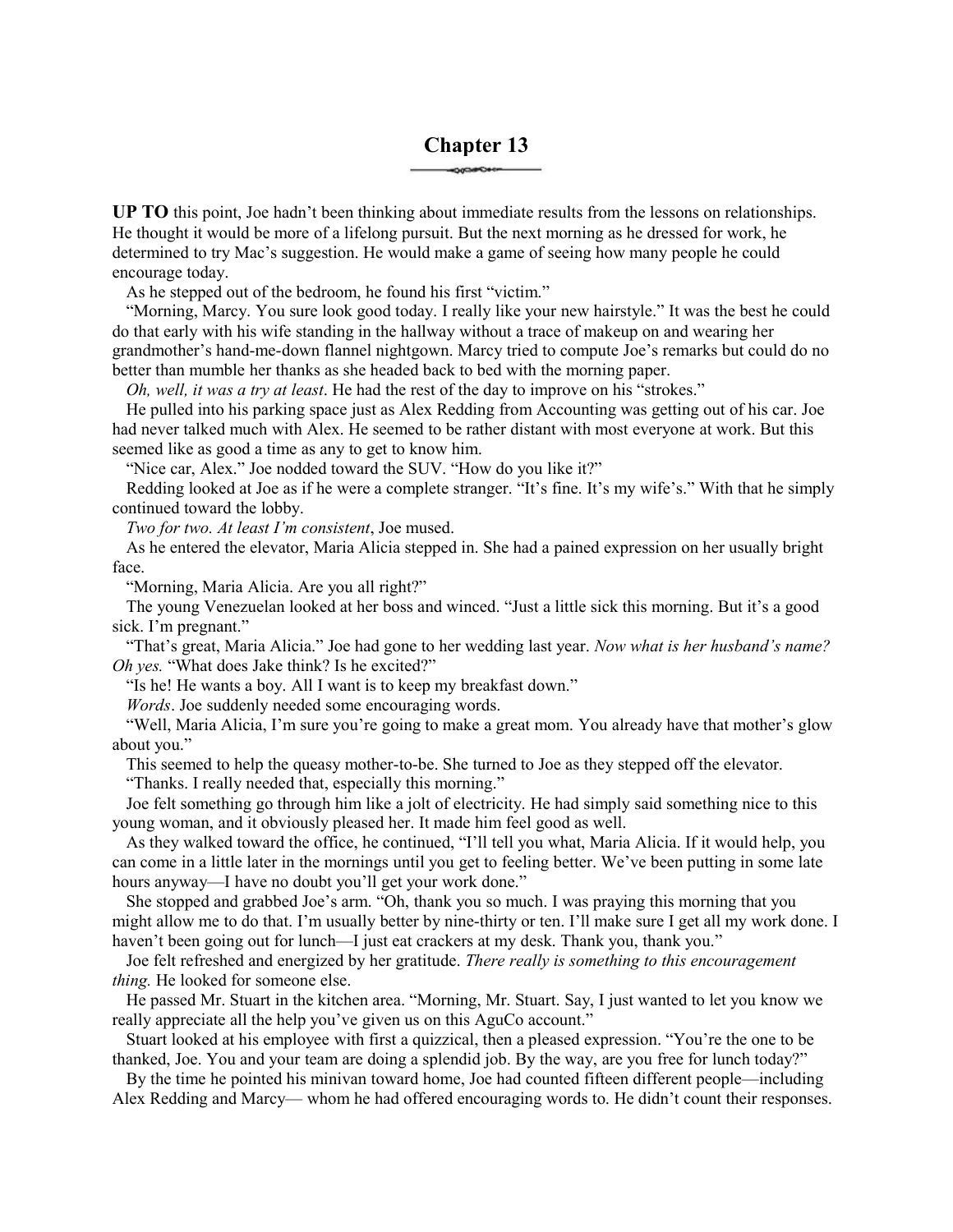# Chapter 13

**UP TO** this point, Joe hadn't been thinking about immediate results from the lessons on relationships. He thought it would be more of a lifelong pursuit. But the next morning as he dressed for work, he determined to try Mac's suggestion. He would make a game of seeing how many people he could encourage today.

As he stepped out of the bedroom, he found his first "victim."

"Morning, Marcy. You sure look good today. I really like your new hairstyle." It was the best he could do that early with his wife standing in the hallway without a trace of makeup on and wearing her grandmother's hand-me-down flannel nightgown. Marcy tried to compute Joe's remarks but could do no better than mumble her thanks as she headed back to bed with the morning paper.

*Oh, well, it was a try at least*. He had the rest of the day to improve on his "strokes."

He pulled into his parking space just as Alex Redding from Accounting was getting out of his car. Joe had never talked much with Alex. He seemed to be rather distant with most everyone at work. But this seemed like as good a time as any to get to know him.

"Nice car, Alex." Joe nodded toward the SUV. "How do you like it?"

Redding looked at Joe as if he were a complete stranger. "It's fine. It's my wife's." With that he simply continued toward the lobby.

*Two for two. At least I'm consistent*, Joe mused.

As he entered the elevator, Maria Alicia stepped in. She had a pained expression on her usually bright face.

"Morning, Maria Alicia. Are you all right?"

The young Venezuelan looked at her boss and winced. "Just a little sick this morning. But it's a good sick. I'm pregnant."

"That's great, Maria Alicia." Joe had gone to her wedding last year. *Now what is her husband's name? Oh yes.* "What does Jake think? Is he excited?"

"Is he! He wants a boy. All I want is to keep my breakfast down."

*Words*. Joe suddenly needed some encouraging words.

"Well, Maria Alicia, I'm sure you're going to make a great mom. You already have that mother's glow about you."

This seemed to help the queasy mother-to-be. She turned to Joe as they stepped off the elevator.

"Thanks. I really needed that, especially this morning."

Joe felt something go through him like a jolt of electricity. He had simply said something nice to this young woman, and it obviously pleased her. It made him feel good as well.

As they walked toward the office, he continued, "I'll tell you what, Maria Alicia. If it would help, you can come in a little later in the mornings until you get to feeling better. We've been putting in some late hours anyway—I have no doubt you'll get your work done."

She stopped and grabbed Joe's arm. "Oh, thank you so much. I was praying this morning that you might allow me to do that. I'm usually better by nine-thirty or ten. I'll make sure I get all my work done. I haven't been going out for lunch—I just eat crackers at my desk. Thank you, thank you."

Joe felt refreshed and energized by her gratitude. *There really is something to this encouragement thing.* He looked for someone else.

He passed Mr. Stuart in the kitchen area. "Morning, Mr. Stuart. Say, I just wanted to let you know we really appreciate all the help you've given us on this AguCo account."

Stuart looked at his employee with first a quizzical, then a pleased expression. "You're the one to be thanked, Joe. You and your team are doing a splendid job. By the way, are you free for lunch today?"

By the time he pointed his minivan toward home, Joe had counted fifteen different people—including Alex Redding and Marcy— whom he had offered encouraging words to. He didn't count their responses.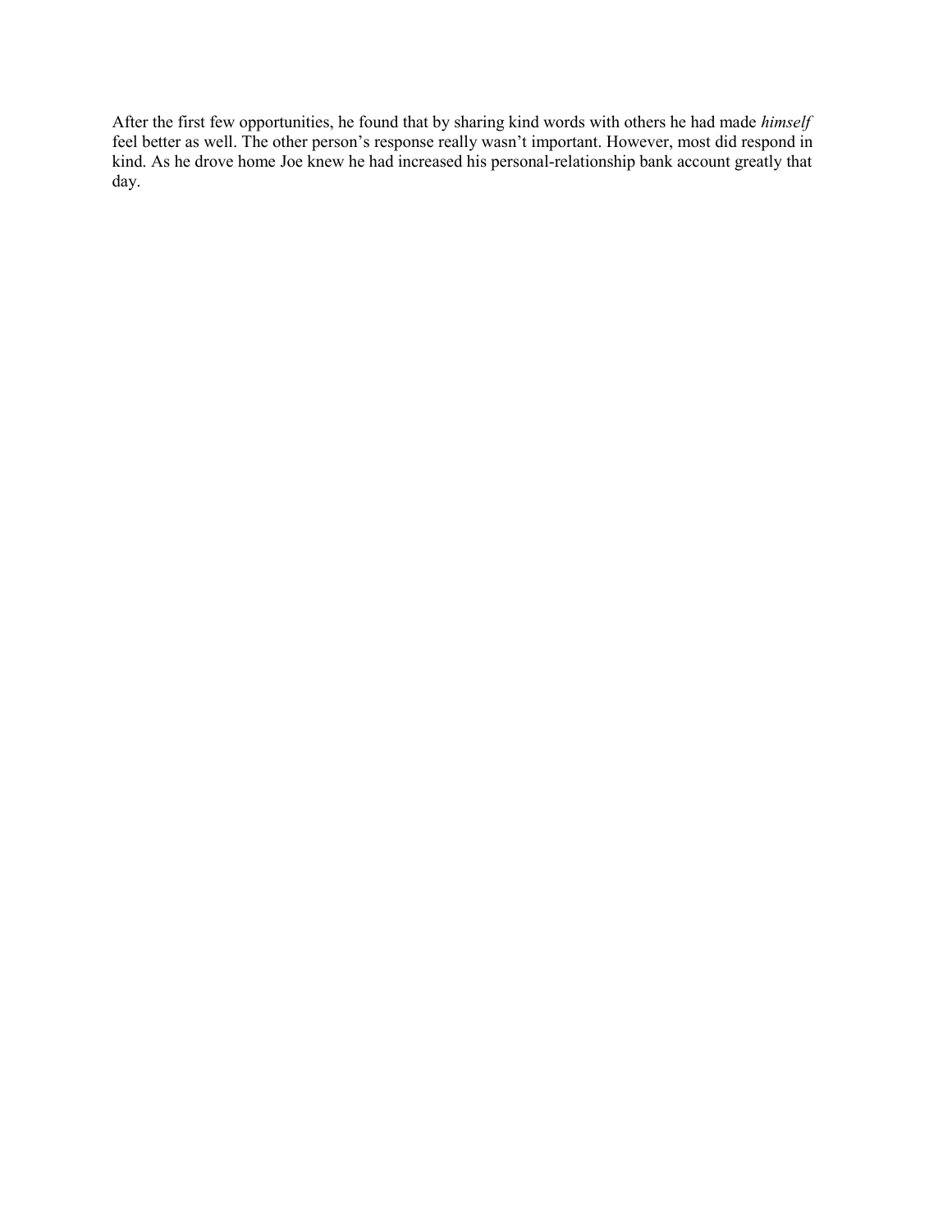After the first few opportunities, he found that by sharing kind words with others he had made *himself* feel better as well. The other person's response really wasn't important. However, most did respond in kind. As he drove home Joe knew he had increased his personal-relationship bank account greatly that day.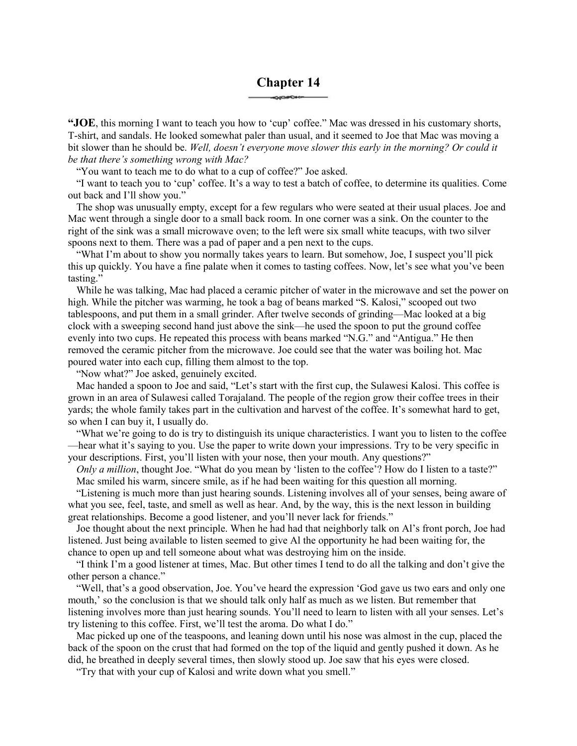# Chapter 14

**"JOE**, this morning I want to teach you how to 'cup' coffee." Mac was dressed in his customary shorts, T-shirt, and sandals. He looked somewhat paler than usual, and it seemed to Joe that Mac was moving a bit slower than he should be. *Well, doesn't everyone move slower this early in the morning? Or could it be that there's something wrong with Mac?*

"You want to teach me to do what to a cup of coffee?" Joe asked.

"I want to teach you to 'cup' coffee. It's a way to test a batch of coffee, to determine its qualities. Come out back and I'll show you."

The shop was unusually empty, except for a few regulars who were seated at their usual places. Joe and Mac went through a single door to a small back room. In one corner was a sink. On the counter to the right of the sink was a small microwave oven; to the left were six small white teacups, with two silver spoons next to them. There was a pad of paper and a pen next to the cups.

"What I'm about to show you normally takes years to learn. But somehow, Joe, I suspect you'll pick this up quickly. You have a fine palate when it comes to tasting coffees. Now, let's see what you've been tasting."

While he was talking, Mac had placed a ceramic pitcher of water in the microwave and set the power on high. While the pitcher was warming, he took a bag of beans marked "S. Kalosi," scooped out two tablespoons, and put them in a small grinder. After twelve seconds of grinding—Mac looked at a big clock with a sweeping second hand just above the sink—he used the spoon to put the ground coffee evenly into two cups. He repeated this process with beans marked "N.G." and "Antigua." He then removed the ceramic pitcher from the microwave. Joe could see that the water was boiling hot. Mac poured water into each cup, filling them almost to the top.

"Now what?" Joe asked, genuinely excited.

Mac handed a spoon to Joe and said, "Let's start with the first cup, the Sulawesi Kalosi. This coffee is grown in an area of Sulawesi called Torajaland. The people of the region grow their coffee trees in their yards; the whole family takes part in the cultivation and harvest of the coffee. It's somewhat hard to get, so when I can buy it, I usually do.

"What we're going to do is try to distinguish its unique characteristics. I want you to listen to the coffee —hear what it's saying to you. Use the paper to write down your impressions. Try to be very specific in your descriptions. First, you'll listen with your nose, then your mouth. Any questions?"

*Only a million*, thought Joe. "What do you mean by 'listen to the coffee'? How do I listen to a taste?"

Mac smiled his warm, sincere smile, as if he had been waiting for this question all morning.

"Listening is much more than just hearing sounds. Listening involves all of your senses, being aware of what you see, feel, taste, and smell as well as hear. And, by the way, this is the next lesson in building great relationships. Become a good listener, and you'll never lack for friends."

Joe thought about the next principle. When he had had that neighborly talk on Al's front porch, Joe had listened. Just being available to listen seemed to give Al the opportunity he had been waiting for, the chance to open up and tell someone about what was destroying him on the inside.

"I think I'm a good listener at times, Mac. But other times I tend to do all the talking and don't give the other person a chance."

"Well, that's a good observation, Joe. You've heard the expression 'God gave us two ears and only one mouth,' so the conclusion is that we should talk only half as much as we listen. But remember that listening involves more than just hearing sounds. You'll need to learn to listen with all your senses. Let's try listening to this coffee. First, we'll test the aroma. Do what I do."

Mac picked up one of the teaspoons, and leaning down until his nose was almost in the cup, placed the back of the spoon on the crust that had formed on the top of the liquid and gently pushed it down. As he did, he breathed in deeply several times, then slowly stood up. Joe saw that his eyes were closed.

"Try that with your cup of Kalosi and write down what you smell."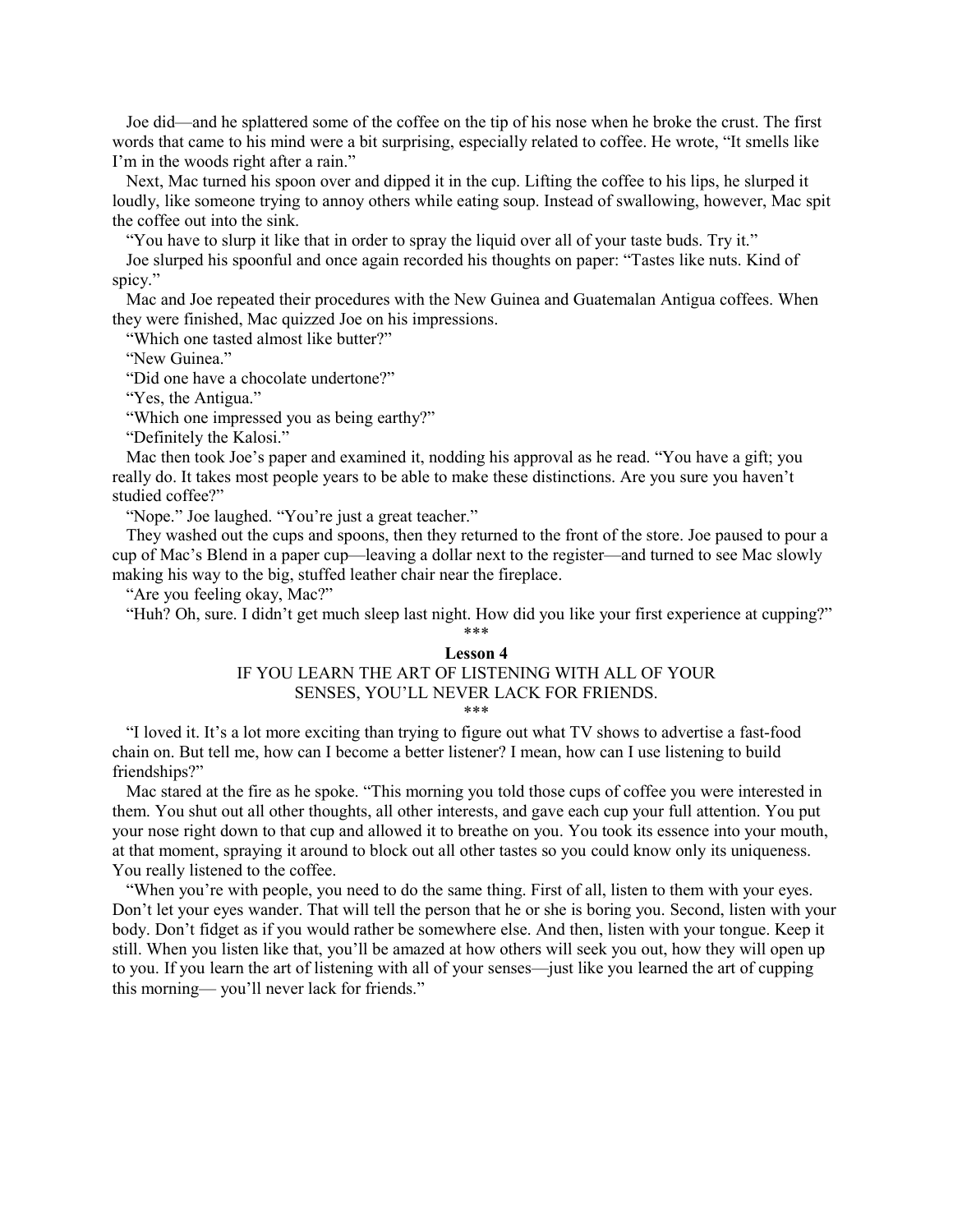Joe did—and he splattered some of the coffee on the tip of his nose when he broke the crust. The first words that came to his mind were a bit surprising, especially related to coffee. He wrote, "It smells like I'm in the woods right after a rain."

Next, Mac turned his spoon over and dipped it in the cup. Lifting the coffee to his lips, he slurped it loudly, like someone trying to annoy others while eating soup. Instead of swallowing, however, Mac spit the coffee out into the sink.

"You have to slurp it like that in order to spray the liquid over all of your taste buds. Try it."

Joe slurped his spoonful and once again recorded his thoughts on paper: "Tastes like nuts. Kind of spicy."

Mac and Joe repeated their procedures with the New Guinea and Guatemalan Antigua coffees. When they were finished, Mac quizzed Joe on his impressions.

"Which one tasted almost like butter?"

"New Guinea."

"Did one have a chocolate undertone?"

"Yes, the Antigua."

"Which one impressed you as being earthy?"

"Definitely the Kalosi."

Mac then took Joe's paper and examined it, nodding his approval as he read. "You have a gift; you really do. It takes most people years to be able to make these distinctions. Are you sure you haven't studied coffee?"

"Nope." Joe laughed. "You're just a great teacher."

They washed out the cups and spoons, then they returned to the front of the store. Joe paused to pour a cup of Mac's Blend in a paper cup—leaving a dollar next to the register—and turned to see Mac slowly making his way to the big, stuffed leather chair near the fireplace.

"Are you feeling okay, Mac?"

"Huh? Oh, sure. I didn't get much sleep last night. How did you like your first experience at cupping?"

\*\*\*

**Lesson 4**

IF YOU LEARN THE ART OF LISTENING WITH ALL OF YOUR SENSES, YOU'LL NEVER LACK FOR FRIENDS.

\*\*\*

"I loved it. It's a lot more exciting than trying to figure out what TV shows to advertise a fast-food chain on. But tell me, how can I become a better listener? I mean, how can I use listening to build friendships?"

Mac stared at the fire as he spoke. "This morning you told those cups of coffee you were interested in them. You shut out all other thoughts, all other interests, and gave each cup your full attention. You put your nose right down to that cup and allowed it to breathe on you. You took its essence into your mouth, at that moment, spraying it around to block out all other tastes so you could know only its uniqueness. You really listened to the coffee.

"When you're with people, you need to do the same thing. First of all, listen to them with your eyes. Don't let your eyes wander. That will tell the person that he or she is boring you. Second, listen with your body. Don't fidget as if you would rather be somewhere else. And then, listen with your tongue. Keep it still. When you listen like that, you'll be amazed at how others will seek you out, how they will open up to you. If you learn the art of listening with all of your senses—just like you learned the art of cupping this morning— you'll never lack for friends."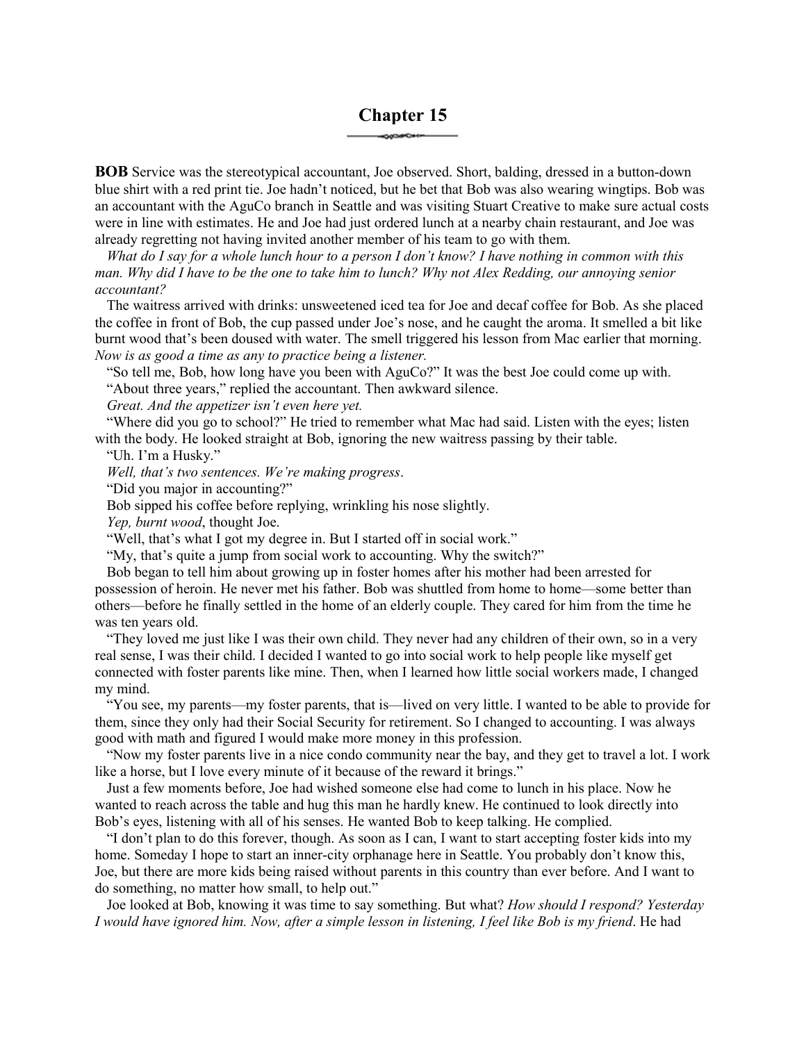# Chapter 15

**BOB** Service was the stereotypical accountant, Joe observed. Short, balding, dressed in a button-down blue shirt with a red print tie. Joe hadn't noticed, but he bet that Bob was also wearing wingtips. Bob was an accountant with the AguCo branch in Seattle and was visiting Stuart Creative to make sure actual costs were in line with estimates. He and Joe had just ordered lunch at a nearby chain restaurant, and Joe was already regretting not having invited another member of his team to go with them.

*What do I say for a whole lunch hour to a person I don't know? I have nothing in common with this man. Why did I have to be the one to take him to lunch? Why not Alex Redding, our annoying senior accountant?*

The waitress arrived with drinks: unsweetened iced tea for Joe and decaf coffee for Bob. As she placed the coffee in front of Bob, the cup passed under Joe's nose, and he caught the aroma. It smelled a bit like burnt wood that's been doused with water. The smell triggered his lesson from Mac earlier that morning. *Now is as good a time as any to practice being a listener.*

"So tell me, Bob, how long have you been with AguCo?" It was the best Joe could come up with.

"About three years," replied the accountant. Then awkward silence.

*Great. And the appetizer isn't even here yet.*

"Where did you go to school?" He tried to remember what Mac had said. Listen with the eyes; listen with the body. He looked straight at Bob, ignoring the new waitress passing by their table.

"Uh. I'm a Husky."

*Well, that's two sentences. We're making progress*.

"Did you major in accounting?"

Bob sipped his coffee before replying, wrinkling his nose slightly.

*Yep, burnt wood*, thought Joe.

"Well, that's what I got my degree in. But I started off in social work."

"My, that's quite a jump from social work to accounting. Why the switch?"

Bob began to tell him about growing up in foster homes after his mother had been arrested for possession of heroin. He never met his father. Bob was shuttled from home to home—some better than others—before he finally settled in the home of an elderly couple. They cared for him from the time he was ten years old.

"They loved me just like I was their own child. They never had any children of their own, so in a very real sense, I was their child. I decided I wanted to go into social work to help people like myself get connected with foster parents like mine. Then, when I learned how little social workers made, I changed my mind.

"You see, my parents—my foster parents, that is—lived on very little. I wanted to be able to provide for them, since they only had their Social Security for retirement. So I changed to accounting. I was always good with math and figured I would make more money in this profession.

"Now my foster parents live in a nice condo community near the bay, and they get to travel a lot. I work like a horse, but I love every minute of it because of the reward it brings."

Just a few moments before, Joe had wished someone else had come to lunch in his place. Now he wanted to reach across the table and hug this man he hardly knew. He continued to look directly into Bob's eyes, listening with all of his senses. He wanted Bob to keep talking. He complied.

"I don't plan to do this forever, though. As soon as I can, I want to start accepting foster kids into my home. Someday I hope to start an inner-city orphanage here in Seattle. You probably don't know this, Joe, but there are more kids being raised without parents in this country than ever before. And I want to do something, no matter how small, to help out."

Joe looked at Bob, knowing it was time to say something. But what? *How should I respond? Yesterday I would have ignored him. Now, after a simple lesson in listening, I feel like Bob is my friend*. He had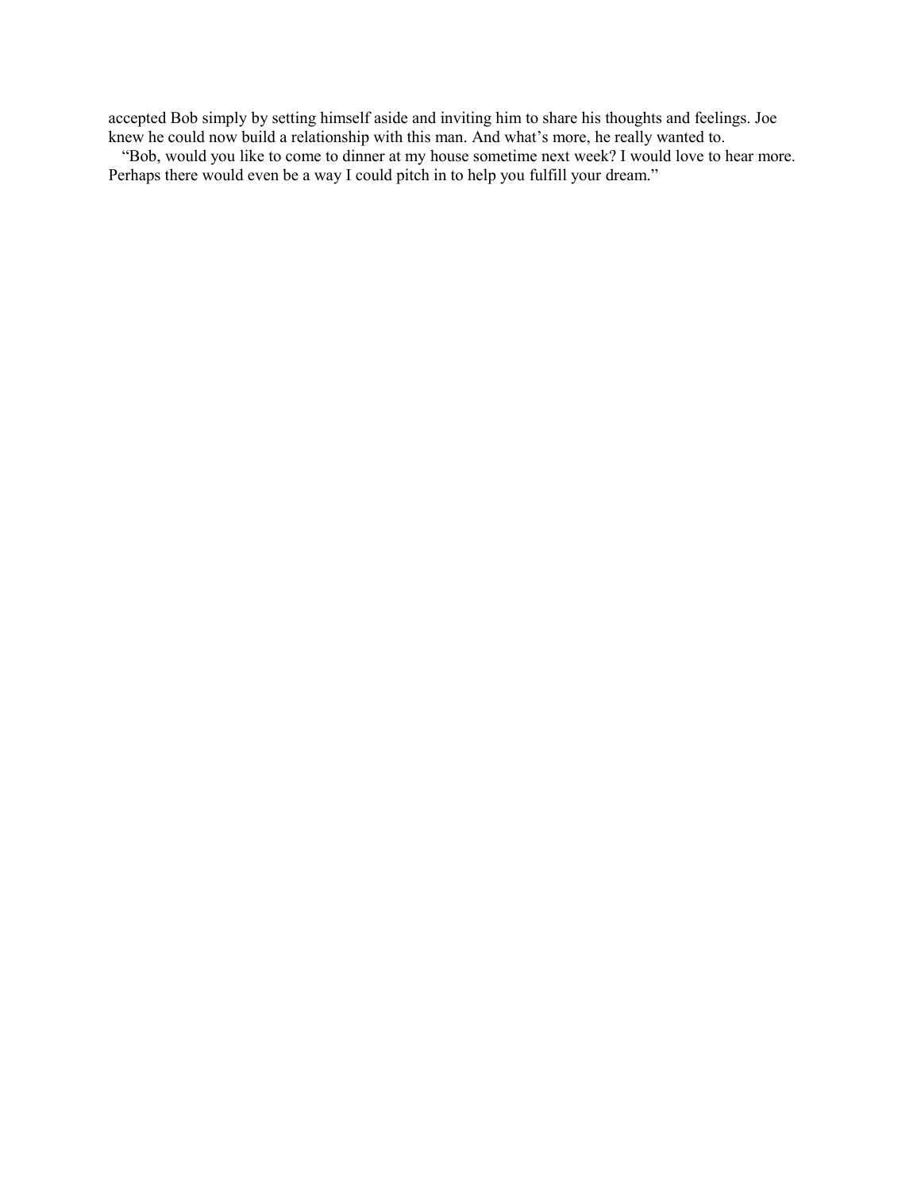accepted Bob simply by setting himself aside and inviting him to share his thoughts and feelings. Joe knew he could now build a relationship with this man. And what's more, he really wanted to.

"Bob, would you like to come to dinner at my house sometime next week? I would love to hear more. Perhaps there would even be a way I could pitch in to help you fulfill your dream."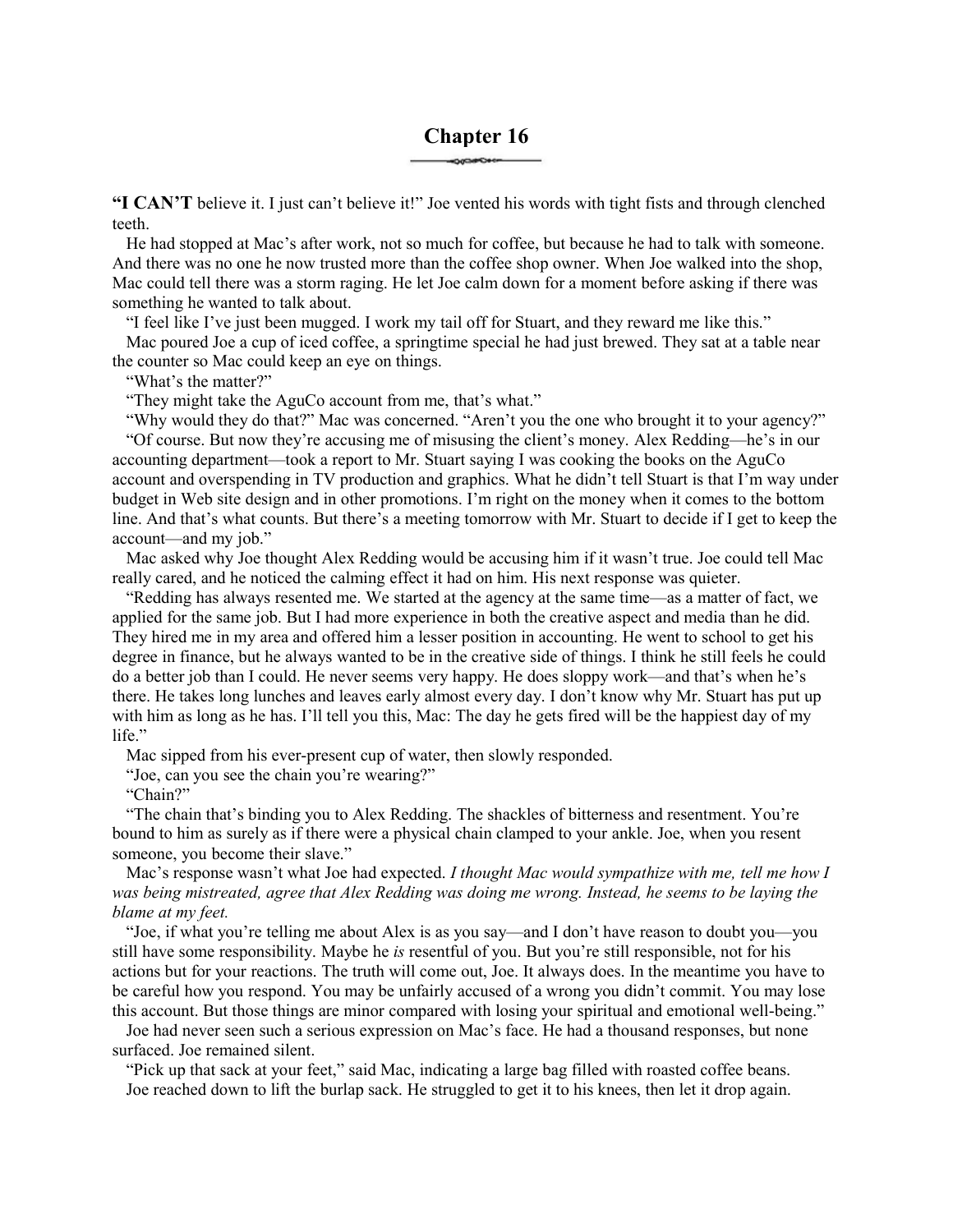# Chapter 16

**"I CAN'T** believe it. I just can't believe it!" Joe vented his words with tight fists and through clenched teeth.

He had stopped at Mac's after work, not so much for coffee, but because he had to talk with someone. And there was no one he now trusted more than the coffee shop owner. When Joe walked into the shop, Mac could tell there was a storm raging. He let Joe calm down for a moment before asking if there was something he wanted to talk about.

"I feel like I've just been mugged. I work my tail off for Stuart, and they reward me like this."

Mac poured Joe a cup of iced coffee, a springtime special he had just brewed. They sat at a table near the counter so Mac could keep an eye on things.

"What's the matter?"

"They might take the AguCo account from me, that's what."

"Why would they do that?" Mac was concerned. "Aren't you the one who brought it to your agency?"

"Of course. But now they're accusing me of misusing the client's money. Alex Redding—he's in our accounting department—took a report to Mr. Stuart saying I was cooking the books on the AguCo account and overspending in TV production and graphics. What he didn't tell Stuart is that I'm way under budget in Web site design and in other promotions. I'm right on the money when it comes to the bottom line. And that's what counts. But there's a meeting tomorrow with Mr. Stuart to decide if I get to keep the account—and my job."

Mac asked why Joe thought Alex Redding would be accusing him if it wasn't true. Joe could tell Mac really cared, and he noticed the calming effect it had on him. His next response was quieter.

"Redding has always resented me. We started at the agency at the same time—as a matter of fact, we applied for the same job. But I had more experience in both the creative aspect and media than he did. They hired me in my area and offered him a lesser position in accounting. He went to school to get his degree in finance, but he always wanted to be in the creative side of things. I think he still feels he could do a better job than I could. He never seems very happy. He does sloppy work—and that's when he's there. He takes long lunches and leaves early almost every day. I don't know why Mr. Stuart has put up with him as long as he has. I'll tell you this, Mac: The day he gets fired will be the happiest day of my life."

Mac sipped from his ever-present cup of water, then slowly responded.

"Joe, can you see the chain you're wearing?"

"Chain?"

"The chain that's binding you to Alex Redding. The shackles of bitterness and resentment. You're bound to him as surely as if there were a physical chain clamped to your ankle. Joe, when you resent someone, you become their slave."

Mac's response wasn't what Joe had expected. *I thought Mac would sympathize with me, tell me how I was being mistreated, agree that Alex Redding was doing me wrong. Instead, he seems to be laying the blame at my feet.*

"Joe, if what you're telling me about Alex is as you say—and I don't have reason to doubt you—you still have some responsibility. Maybe he *is* resentful of you. But you're still responsible, not for his actions but for your reactions. The truth will come out, Joe. It always does. In the meantime you have to be careful how you respond. You may be unfairly accused of a wrong you didn't commit. You may lose this account. But those things are minor compared with losing your spiritual and emotional well-being."

Joe had never seen such a serious expression on Mac's face. He had a thousand responses, but none surfaced. Joe remained silent.

"Pick up that sack at your feet," said Mac, indicating a large bag filled with roasted coffee beans.

Joe reached down to lift the burlap sack. He struggled to get it to his knees, then let it drop again.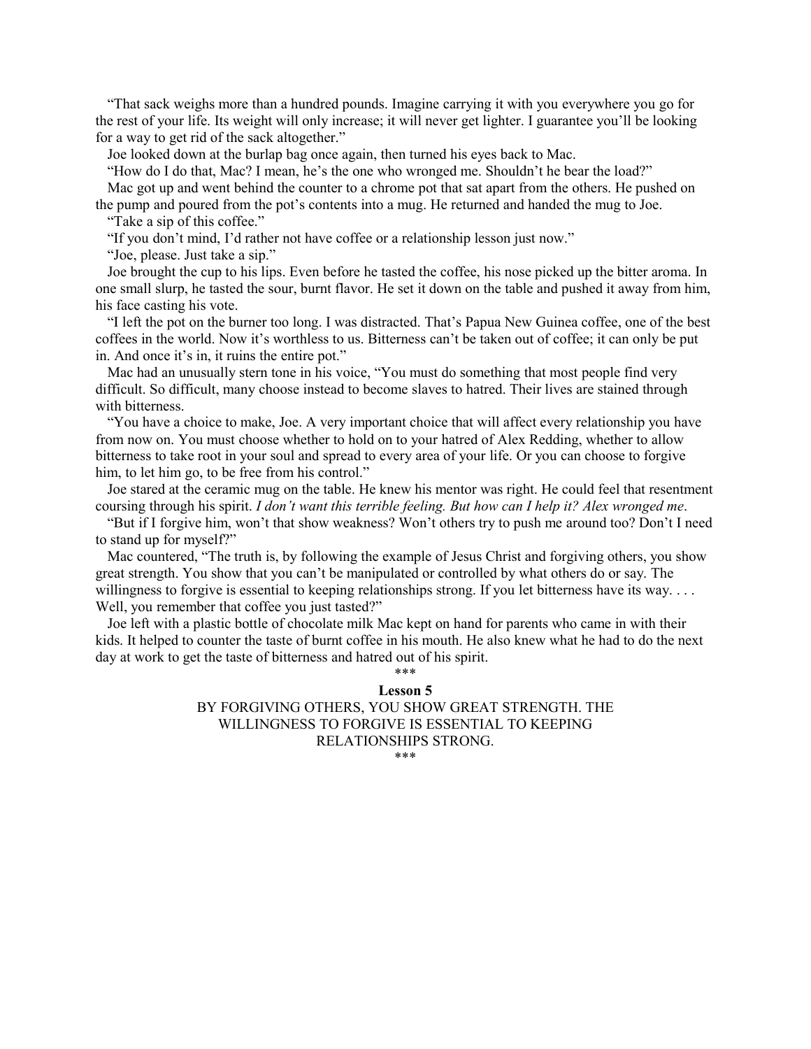"That sack weighs more than a hundred pounds. Imagine carrying it with you everywhere you go for the rest of your life. Its weight will only increase; it will never get lighter. I guarantee you'll be looking for a way to get rid of the sack altogether."

Joe looked down at the burlap bag once again, then turned his eyes back to Mac.

"How do I do that, Mac? I mean, he's the one who wronged me. Shouldn't he bear the load?"

Mac got up and went behind the counter to a chrome pot that sat apart from the others. He pushed on the pump and poured from the pot's contents into a mug. He returned and handed the mug to Joe.

"Take a sip of this coffee."

"If you don't mind, I'd rather not have coffee or a relationship lesson just now."

"Joe, please. Just take a sip."

Joe brought the cup to his lips. Even before he tasted the coffee, his nose picked up the bitter aroma. In one small slurp, he tasted the sour, burnt flavor. He set it down on the table and pushed it away from him, his face casting his vote.

"I left the pot on the burner too long. I was distracted. That's Papua New Guinea coffee, one of the best coffees in the world. Now it's worthless to us. Bitterness can't be taken out of coffee; it can only be put in. And once it's in, it ruins the entire pot."

Mac had an unusually stern tone in his voice, "You must do something that most people find very difficult. So difficult, many choose instead to become slaves to hatred. Their lives are stained through with bitterness.

"You have a choice to make, Joe. A very important choice that will affect every relationship you have from now on. You must choose whether to hold on to your hatred of Alex Redding, whether to allow bitterness to take root in your soul and spread to every area of your life. Or you can choose to forgive him, to let him go, to be free from his control."

Joe stared at the ceramic mug on the table. He knew his mentor was right. He could feel that resentment coursing through his spirit. *I don't want this terrible feeling. But how can I help it? Alex wronged me*.

"But if I forgive him, won't that show weakness? Won't others try to push me around too? Don't I need to stand up for myself?"

Mac countered, "The truth is, by following the example of Jesus Christ and forgiving others, you show great strength. You show that you can't be manipulated or controlled by what others do or say. The willingness to forgive is essential to keeping relationships strong. If you let bitterness have its way. . . . Well, you remember that coffee you just tasted?"

Joe left with a plastic bottle of chocolate milk Mac kept on hand for parents who came in with their kids. It helped to counter the taste of burnt coffee in his mouth. He also knew what he had to do the next day at work to get the taste of bitterness and hatred out of his spirit.

\*\*\*

**Lesson 5**

BY FORGIVING OTHERS, YOU SHOW GREAT STRENGTH. THE WILLINGNESS TO FORGIVE IS ESSENTIAL TO KEEPING RELATIONSHIPS STRONG.

\*\*\*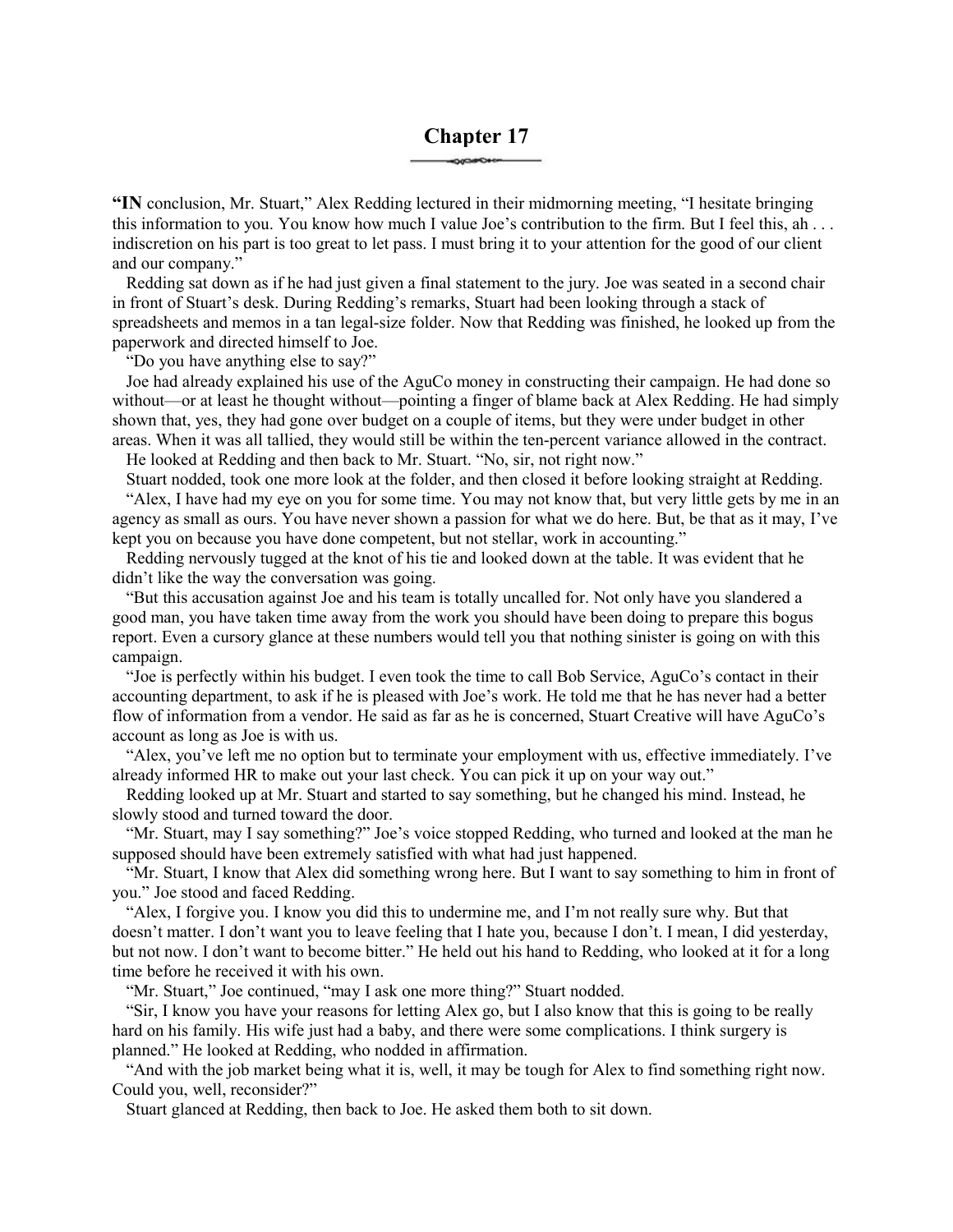# Chapter 17

**"IN** conclusion, Mr. Stuart," Alex Redding lectured in their midmorning meeting, "I hesitate bringing this information to you. You know how much I value Joe's contribution to the firm. But I feel this, ah . . . indiscretion on his part is too great to let pass. I must bring it to your attention for the good of our client and our company."

Redding sat down as if he had just given a final statement to the jury. Joe was seated in a second chair in front of Stuart's desk. During Redding's remarks, Stuart had been looking through a stack of spreadsheets and memos in a tan legal-size folder. Now that Redding was finished, he looked up from the paperwork and directed himself to Joe.

"Do you have anything else to say?"

Joe had already explained his use of the AguCo money in constructing their campaign. He had done so without—or at least he thought without—pointing a finger of blame back at Alex Redding. He had simply shown that, yes, they had gone over budget on a couple of items, but they were under budget in other areas. When it was all tallied, they would still be within the ten-percent variance allowed in the contract.

He looked at Redding and then back to Mr. Stuart. "No, sir, not right now."

Stuart nodded, took one more look at the folder, and then closed it before looking straight at Redding.

"Alex, I have had my eye on you for some time. You may not know that, but very little gets by me in an agency as small as ours. You have never shown a passion for what we do here. But, be that as it may, I've kept you on because you have done competent, but not stellar, work in accounting."

Redding nervously tugged at the knot of his tie and looked down at the table. It was evident that he didn't like the way the conversation was going.

"But this accusation against Joe and his team is totally uncalled for. Not only have you slandered a good man, you have taken time away from the work you should have been doing to prepare this bogus report. Even a cursory glance at these numbers would tell you that nothing sinister is going on with this campaign.

"Joe is perfectly within his budget. I even took the time to call Bob Service, AguCo's contact in their accounting department, to ask if he is pleased with Joe's work. He told me that he has never had a better flow of information from a vendor. He said as far as he is concerned, Stuart Creative will have AguCo's account as long as Joe is with us.

"Alex, you've left me no option but to terminate your employment with us, effective immediately. I've already informed HR to make out your last check. You can pick it up on your way out."

Redding looked up at Mr. Stuart and started to say something, but he changed his mind. Instead, he slowly stood and turned toward the door.

"Mr. Stuart, may I say something?" Joe's voice stopped Redding, who turned and looked at the man he supposed should have been extremely satisfied with what had just happened.

"Mr. Stuart, I know that Alex did something wrong here. But I want to say something to him in front of you." Joe stood and faced Redding.

"Alex, I forgive you. I know you did this to undermine me, and I'm not really sure why. But that doesn't matter. I don't want you to leave feeling that I hate you, because I don't. I mean, I did yesterday, but not now. I don't want to become bitter." He held out his hand to Redding, who looked at it for a long time before he received it with his own.

"Mr. Stuart," Joe continued, "may I ask one more thing?" Stuart nodded.

"Sir, I know you have your reasons for letting Alex go, but I also know that this is going to be really hard on his family. His wife just had a baby, and there were some complications. I think surgery is planned." He looked at Redding, who nodded in affirmation.

"And with the job market being what it is, well, it may be tough for Alex to find something right now. Could you, well, reconsider?"

Stuart glanced at Redding, then back to Joe. He asked them both to sit down.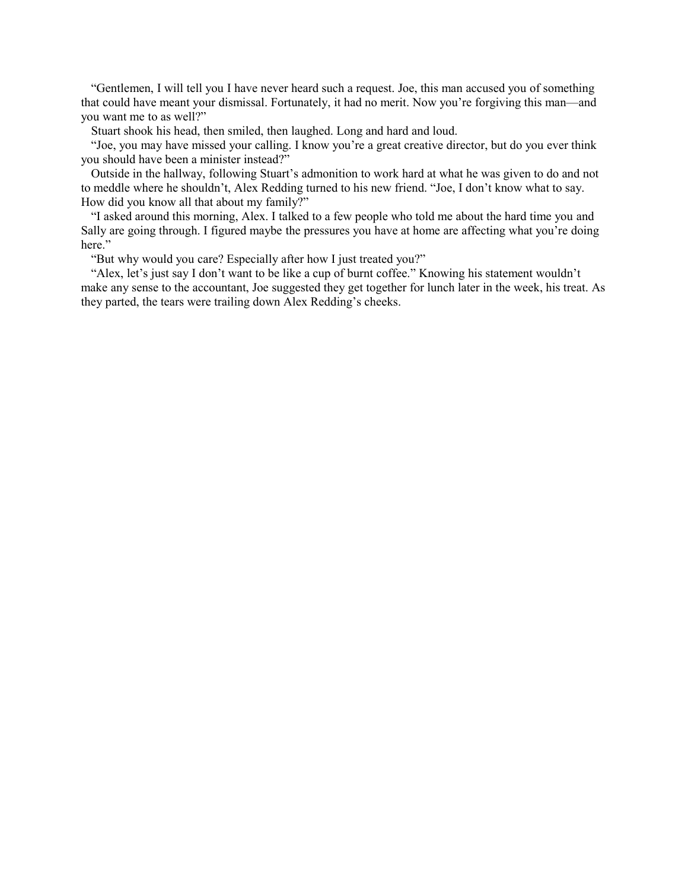"Gentlemen, I will tell you I have never heard such a request. Joe, this man accused you of something that could have meant your dismissal. Fortunately, it had no merit. Now you're forgiving this man—and you want me to as well?"

Stuart shook his head, then smiled, then laughed. Long and hard and loud.

"Joe, you may have missed your calling. I know you're a great creative director, but do you ever think you should have been a minister instead?"

Outside in the hallway, following Stuart's admonition to work hard at what he was given to do and not to meddle where he shouldn't, Alex Redding turned to his new friend. "Joe, I don't know what to say. How did you know all that about my family?"

"I asked around this morning, Alex. I talked to a few people who told me about the hard time you and Sally are going through. I figured maybe the pressures you have at home are affecting what you're doing here."

"But why would you care? Especially after how I just treated you?"

"Alex, let's just say I don't want to be like a cup of burnt coffee." Knowing his statement wouldn't make any sense to the accountant, Joe suggested they get together for lunch later in the week, his treat. As they parted, the tears were trailing down Alex Redding's cheeks.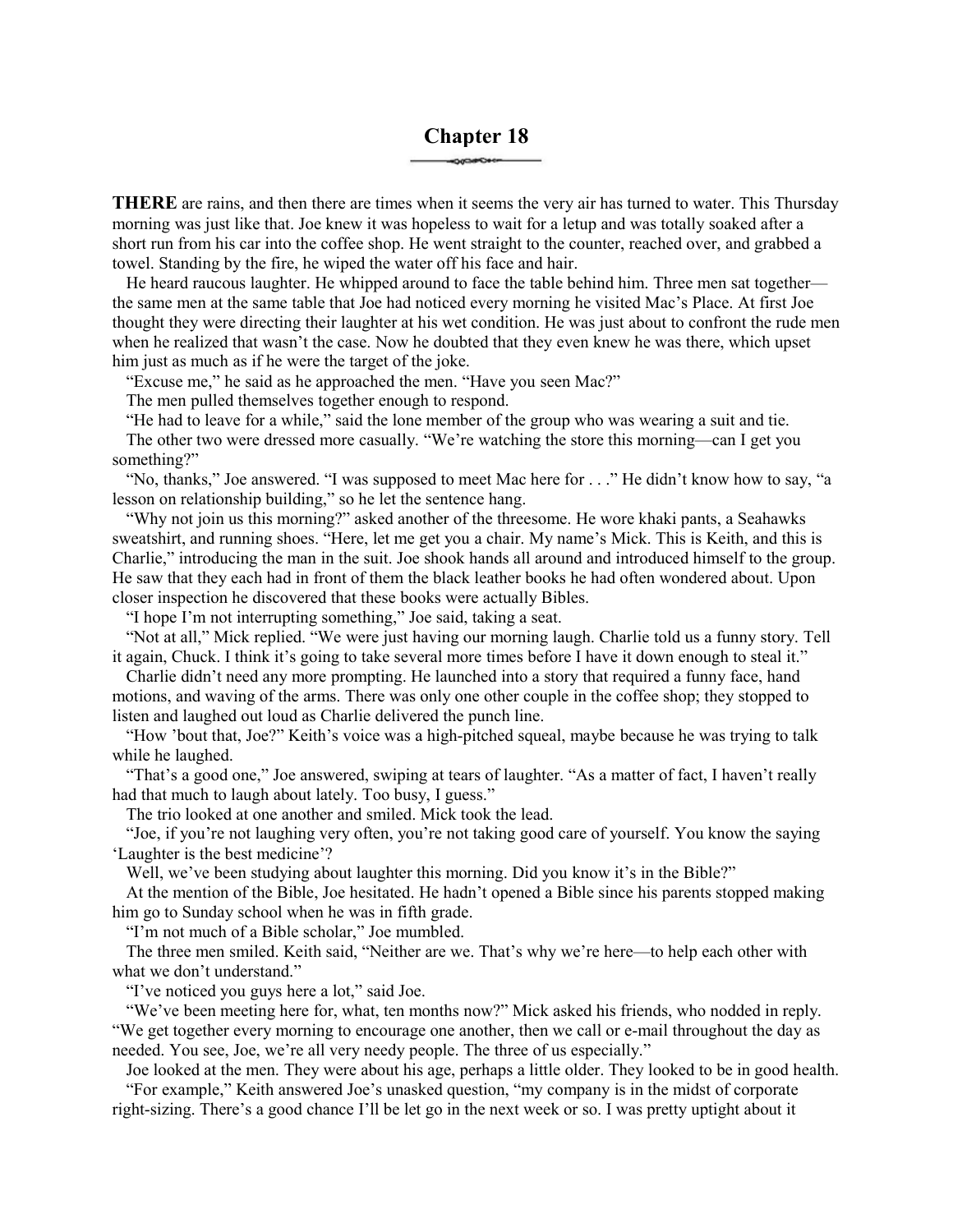# Chapter 18

**THERE** are rains, and then there are times when it seems the very air has turned to water. This Thursday morning was just like that. Joe knew it was hopeless to wait for a letup and was totally soaked after a short run from his car into the coffee shop. He went straight to the counter, reached over, and grabbed a towel. Standing by the fire, he wiped the water off his face and hair.

He heard raucous laughter. He whipped around to face the table behind him. Three men sat together—the same men at the same table that Joe had noticed every morning he visited Mac's Place. At first Joe thought they were directing their laughter at his wet condition. He was just about to confront the rude men when he realized that wasn't the case. Now he doubted that they even knew he was there, which upset him just as much as if he were the target of the joke.

"Excuse me," he said as he approached the men. "Have you seen Mac?"

The men pulled themselves together enough to respond.

"He had to leave for a while," said the lone member of the group who was wearing a suit and tie.

The other two were dressed more casually. "We're watching the store this morning—can I get you something?"

"No, thanks," Joe answered. "I was supposed to meet Mac here for . . ." He didn't know how to say, "a lesson on relationship building," so he let the sentence hang.

"Why not join us this morning?" asked another of the threesome. He wore khaki pants, a Seahawks sweatshirt, and running shoes. "Here, let me get you a chair. My name's Mick. This is Keith, and this is Charlie," introducing the man in the suit. Joe shook hands all around and introduced himself to the group. He saw that they each had in front of them the black leather books he had often wondered about. Upon closer inspection he discovered that these books were actually Bibles.

"I hope I'm not interrupting something," Joe said, taking a seat.

"Not at all," Mick replied. "We were just having our morning laugh. Charlie told us a funny story. Tell it again, Chuck. I think it's going to take several more times before I have it down enough to steal it."

Charlie didn't need any more prompting. He launched into a story that required a funny face, hand motions, and waving of the arms. There was only one other couple in the coffee shop; they stopped to listen and laughed out loud as Charlie delivered the punch line.

"How 'bout that, Joe?" Keith's voice was a high-pitched squeal, maybe because he was trying to talk while he laughed.

"That's a good one," Joe answered, swiping at tears of laughter. "As a matter of fact, I haven't really had that much to laugh about lately. Too busy, I guess."

The trio looked at one another and smiled. Mick took the lead.

"Joe, if you're not laughing very often, you're not taking good care of yourself. You know the saying 'Laughter is the best medicine'?

Well, we've been studying about laughter this morning. Did you know it's in the Bible?"

At the mention of the Bible, Joe hesitated. He hadn't opened a Bible since his parents stopped making him go to Sunday school when he was in fifth grade.

"I'm not much of a Bible scholar," Joe mumbled.

The three men smiled. Keith said, "Neither are we. That's why we're here—to help each other with what we don't understand."

"I've noticed you guys here a lot," said Joe.

"We've been meeting here for, what, ten months now?" Mick asked his friends, who nodded in reply. "We get together every morning to encourage one another, then we call or e-mail throughout the day as needed. You see, Joe, we're all very needy people. The three of us especially."

Joe looked at the men. They were about his age, perhaps a little older. They looked to be in good health.

"For example," Keith answered Joe's unasked question, "my company is in the midst of corporate right-sizing. There's a good chance I'll be let go in the next week or so. I was pretty uptight about it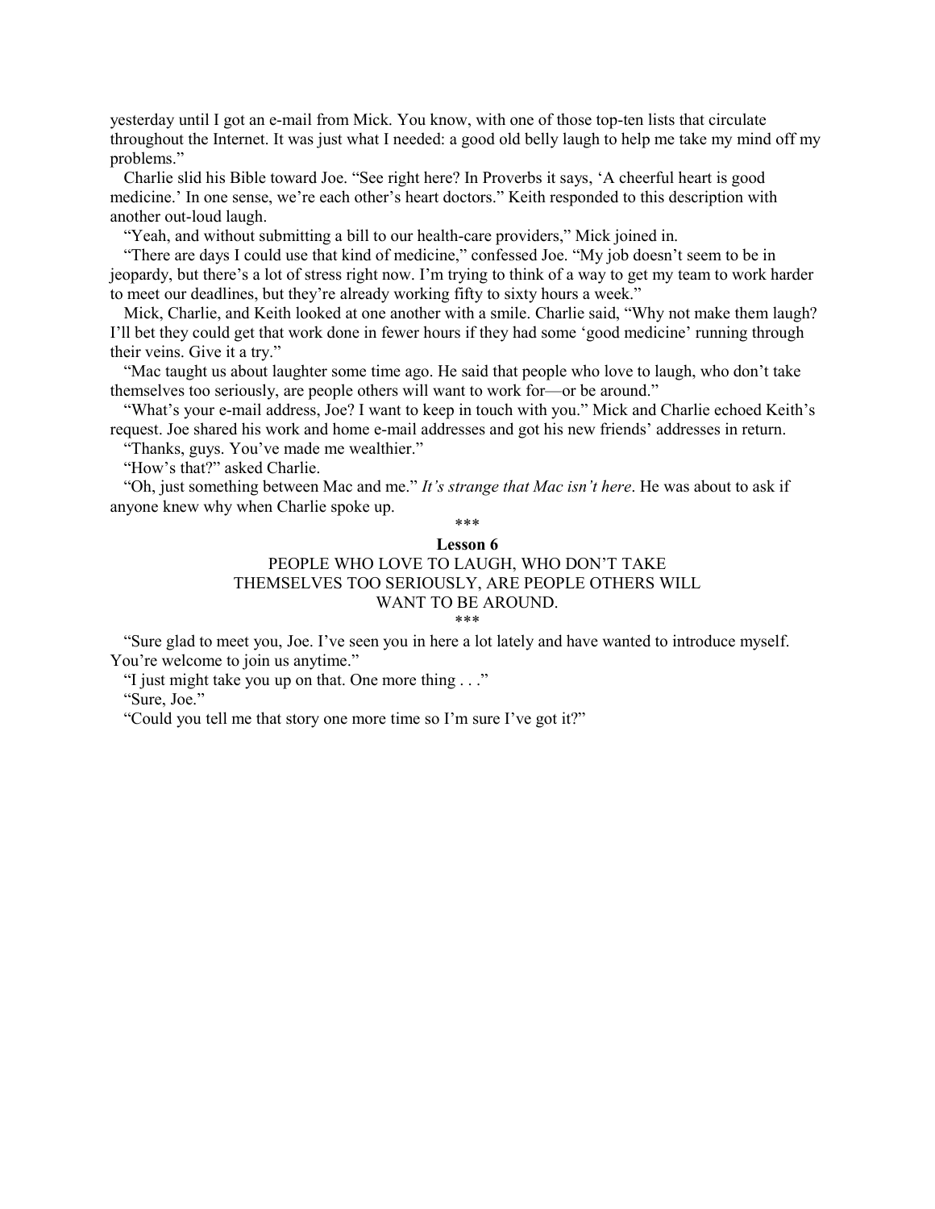yesterday until I got an e-mail from Mick. You know, with one of those top-ten lists that circulate throughout the Internet. It was just what I needed: a good old belly laugh to help me take my mind off my problems."

Charlie slid his Bible toward Joe. "See right here? In Proverbs it says, 'A cheerful heart is good medicine.' In one sense, we're each other's heart doctors." Keith responded to this description with another out-loud laugh.

"Yeah, and without submitting a bill to our health-care providers," Mick joined in.

"There are days I could use that kind of medicine," confessed Joe. "My job doesn't seem to be in jeopardy, but there's a lot of stress right now. I'm trying to think of a way to get my team to work harder to meet our deadlines, but they're already working fifty to sixty hours a week."

Mick, Charlie, and Keith looked at one another with a smile. Charlie said, "Why not make them laugh? I'll bet they could get that work done in fewer hours if they had some 'good medicine' running through their veins. Give it a try."

"Mac taught us about laughter some time ago. He said that people who love to laugh, who don't take themselves too seriously, are people others will want to work for—or be around."

"What's your e-mail address, Joe? I want to keep in touch with you." Mick and Charlie echoed Keith's request. Joe shared his work and home e-mail addresses and got his new friends' addresses in return.

"Thanks, guys. You've made me wealthier."

"How's that?" asked Charlie.

"Oh, just something between Mac and me." *It's strange that Mac isn't here*. He was about to ask if anyone knew why when Charlie spoke up.

\*\*\*

**Lesson 6**

PEOPLE WHO LOVE TO LAUGH, WHO DON'T TAKE THEMSELVES TOO SERIOUSLY, ARE PEOPLE OTHERS WILL WANT TO BE AROUND.

\*\*\*

"Sure glad to meet you, Joe. I've seen you in here a lot lately and have wanted to introduce myself. You're welcome to join us anytime."

"I just might take you up on that. One more thing . . ."

"Sure, Joe."

"Could you tell me that story one more time so I'm sure I've got it?"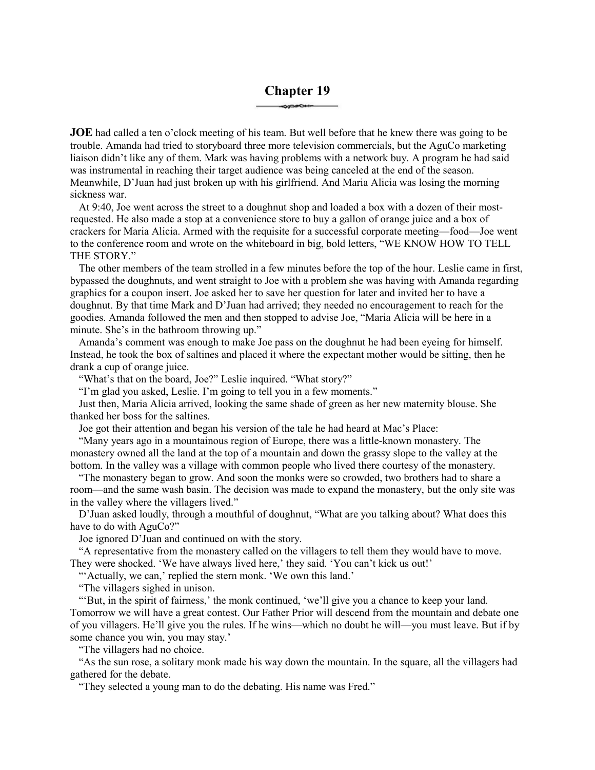# Chapter 19

**JOE** had called a ten o'clock meeting of his team. But well before that he knew there was going to be trouble. Amanda had tried to storyboard three more television commercials, but the AguCo marketing liaison didn't like any of them. Mark was having problems with a network buy. A program he had said was instrumental in reaching their target audience was being canceled at the end of the season. Meanwhile, D'Juan had just broken up with his girlfriend. And Maria Alicia was losing the morning sickness war.

At 9:40, Joe went across the street to a doughnut shop and loaded a box with a dozen of their most-requested. He also made a stop at a convenience store to buy a gallon of orange juice and a box of crackers for Maria Alicia. Armed with the requisite for a successful corporate meeting—food—Joe went to the conference room and wrote on the whiteboard in big, bold letters, "WE KNOW HOW TO TELL THE STORY."

The other members of the team strolled in a few minutes before the top of the hour. Leslie came in first, bypassed the doughnuts, and went straight to Joe with a problem she was having with Amanda regarding graphics for a coupon insert. Joe asked her to save her question for later and invited her to have a doughnut. By that time Mark and D'Juan had arrived; they needed no encouragement to reach for the goodies. Amanda followed the men and then stopped to advise Joe, "Maria Alicia will be here in a minute. She's in the bathroom throwing up."

Amanda's comment was enough to make Joe pass on the doughnut he had been eyeing for himself. Instead, he took the box of saltines and placed it where the expectant mother would be sitting, then he drank a cup of orange juice.

"What's that on the board, Joe?" Leslie inquired. "What story?"

"I'm glad you asked, Leslie. I'm going to tell you in a few moments."

Just then, Maria Alicia arrived, looking the same shade of green as her new maternity blouse. She thanked her boss for the saltines.

Joe got their attention and began his version of the tale he had heard at Mac's Place:

"Many years ago in a mountainous region of Europe, there was a little-known monastery. The monastery owned all the land at the top of a mountain and down the grassy slope to the valley at the bottom. In the valley was a village with common people who lived there courtesy of the monastery.

"The monastery began to grow. And soon the monks were so crowded, two brothers had to share a room—and the same wash basin. The decision was made to expand the monastery, but the only site was in the valley where the villagers lived."

D'Juan asked loudly, through a mouthful of doughnut, "What are you talking about? What does this have to do with AguCo?"

Joe ignored D'Juan and continued on with the story.

"A representative from the monastery called on the villagers to tell them they would have to move. They were shocked. 'We have always lived here,' they said. 'You can't kick us out!'

"'Actually, we can,' replied the stern monk. 'We own this land.'

"The villagers sighed in unison.

"'But, in the spirit of fairness,' the monk continued, 'we'll give you a chance to keep your land. Tomorrow we will have a great contest. Our Father Prior will descend from the mountain and debate one of you villagers. He'll give you the rules. If he wins—which no doubt he will—you must leave. But if by some chance you win, you may stay.'

"The villagers had no choice.

"As the sun rose, a solitary monk made his way down the mountain. In the square, all the villagers had gathered for the debate.

"They selected a young man to do the debating. His name was Fred."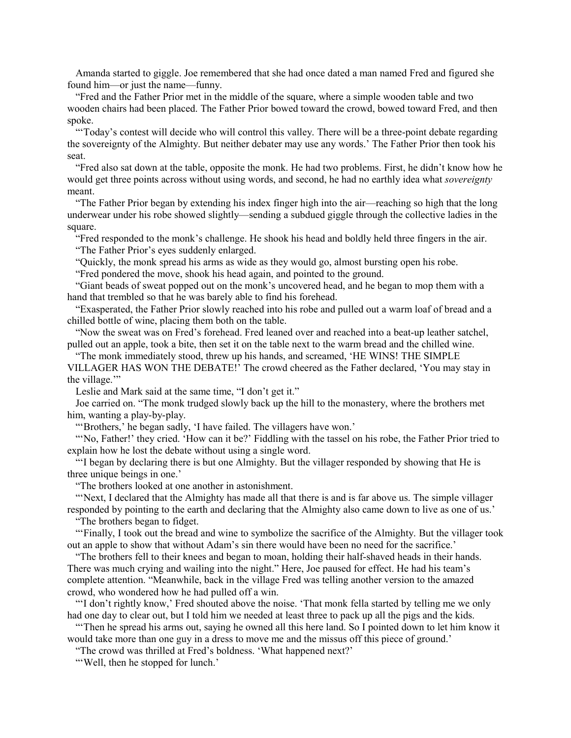Amanda started to giggle. Joe remembered that she had once dated a man named Fred and figured she found him—or just the name—funny.

"Fred and the Father Prior met in the middle of the square, where a simple wooden table and two wooden chairs had been placed. The Father Prior bowed toward the crowd, bowed toward Fred, and then spoke.

"'Today's contest will decide who will control this valley. There will be a three-point debate regarding the sovereignty of the Almighty. But neither debater may use any words.' The Father Prior then took his seat.

"Fred also sat down at the table, opposite the monk. He had two problems. First, he didn't know how he would get three points across without using words, and second, he had no earthly idea what *sovereignty* meant.

"The Father Prior began by extending his index finger high into the air—reaching so high that the long underwear under his robe showed slightly—sending a subdued giggle through the collective ladies in the square.

"Fred responded to the monk's challenge. He shook his head and boldly held three fingers in the air.

"The Father Prior's eyes suddenly enlarged.

"Quickly, the monk spread his arms as wide as they would go, almost bursting open his robe.

"Fred pondered the move, shook his head again, and pointed to the ground.

"Giant beads of sweat popped out on the monk's uncovered head, and he began to mop them with a hand that trembled so that he was barely able to find his forehead.

"Exasperated, the Father Prior slowly reached into his robe and pulled out a warm loaf of bread and a chilled bottle of wine, placing them both on the table.

"Now the sweat was on Fred's forehead. Fred leaned over and reached into a beat-up leather satchel, pulled out an apple, took a bite, then set it on the table next to the warm bread and the chilled wine.

"The monk immediately stood, threw up his hands, and screamed, 'HE WINS! THE SIMPLE VILLAGER HAS WON THE DEBATE!' The crowd cheered as the Father declared, 'You may stay in the village.'"

Leslie and Mark said at the same time, "I don't get it."

Joe carried on. "The monk trudged slowly back up the hill to the monastery, where the brothers met him, wanting a play-by-play.

"'Brothers,' he began sadly, 'I have failed. The villagers have won.'

"'No, Father!' they cried. 'How can it be?' Fiddling with the tassel on his robe, the Father Prior tried to explain how he lost the debate without using a single word.

"'I began by declaring there is but one Almighty. But the villager responded by showing that He is three unique beings in one.'

"The brothers looked at one another in astonishment.

"'Next, I declared that the Almighty has made all that there is and is far above us. The simple villager responded by pointing to the earth and declaring that the Almighty also came down to live as one of us.'

"The brothers began to fidget.

"'Finally, I took out the bread and wine to symbolize the sacrifice of the Almighty. But the villager took out an apple to show that without Adam's sin there would have been no need for the sacrifice.'

"The brothers fell to their knees and began to moan, holding their half-shaved heads in their hands. There was much crying and wailing into the night." Here, Joe paused for effect. He had his team's complete attention. "Meanwhile, back in the village Fred was telling another version to the amazed crowd, who wondered how he had pulled off a win.

"'I don't rightly know,' Fred shouted above the noise. 'That monk fella started by telling me we only had one day to clear out, but I told him we needed at least three to pack up all the pigs and the kids.

"'Then he spread his arms out, saying he owned all this here land. So I pointed down to let him know it would take more than one guy in a dress to move me and the missus off this piece of ground.'

"The crowd was thrilled at Fred's boldness. 'What happened next?'

"'Well, then he stopped for lunch.'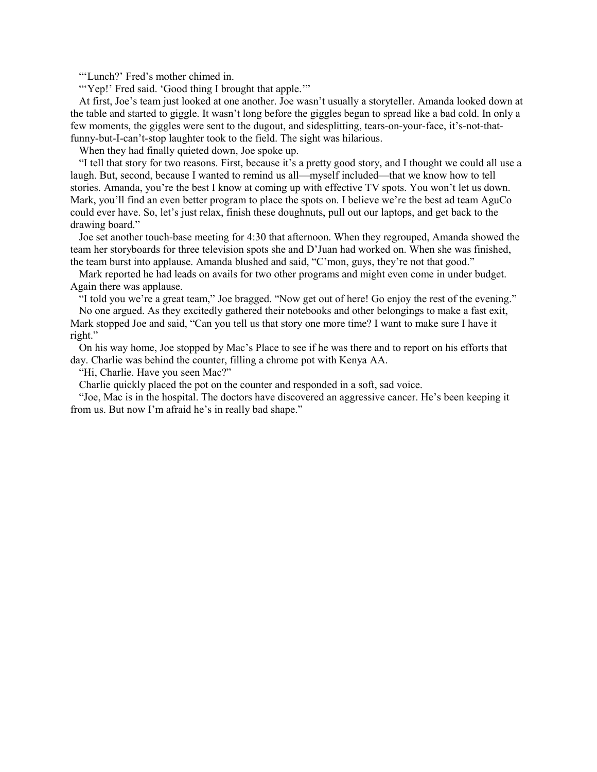"'Lunch?' Fred's mother chimed in.

"'Yep!' Fred said. 'Good thing I brought that apple.'"

At first, Joe's team just looked at one another. Joe wasn't usually a storyteller. Amanda looked down at the table and started to giggle. It wasn't long before the giggles began to spread like a bad cold. In only a few moments, the giggles were sent to the dugout, and sidesplitting, tears-on-your-face, it's-not-that-funny-but-I-can't-stop laughter took to the field. The sight was hilarious.

When they had finally quieted down, Joe spoke up.

"I tell that story for two reasons. First, because it's a pretty good story, and I thought we could all use a laugh. But, second, because I wanted to remind us all—myself included—that we know how to tell stories. Amanda, you're the best I know at coming up with effective TV spots. You won't let us down. Mark, you'll find an even better program to place the spots on. I believe we're the best ad team AguCo could ever have. So, let's just relax, finish these doughnuts, pull out our laptops, and get back to the drawing board."

Joe set another touch-base meeting for 4:30 that afternoon. When they regrouped, Amanda showed the team her storyboards for three television spots she and D'Juan had worked on. When she was finished, the team burst into applause. Amanda blushed and said, "C'mon, guys, they're not that good."

Mark reported he had leads on avails for two other programs and might even come in under budget. Again there was applause.

"I told you we're a great team," Joe bragged. "Now get out of here! Go enjoy the rest of the evening."

No one argued. As they excitedly gathered their notebooks and other belongings to make a fast exit, Mark stopped Joe and said, "Can you tell us that story one more time? I want to make sure I have it right."

On his way home, Joe stopped by Mac's Place to see if he was there and to report on his efforts that day. Charlie was behind the counter, filling a chrome pot with Kenya AA.

"Hi, Charlie. Have you seen Mac?"

Charlie quickly placed the pot on the counter and responded in a soft, sad voice.

"Joe, Mac is in the hospital. The doctors have discovered an aggressive cancer. He's been keeping it from us. But now I'm afraid he's in really bad shape."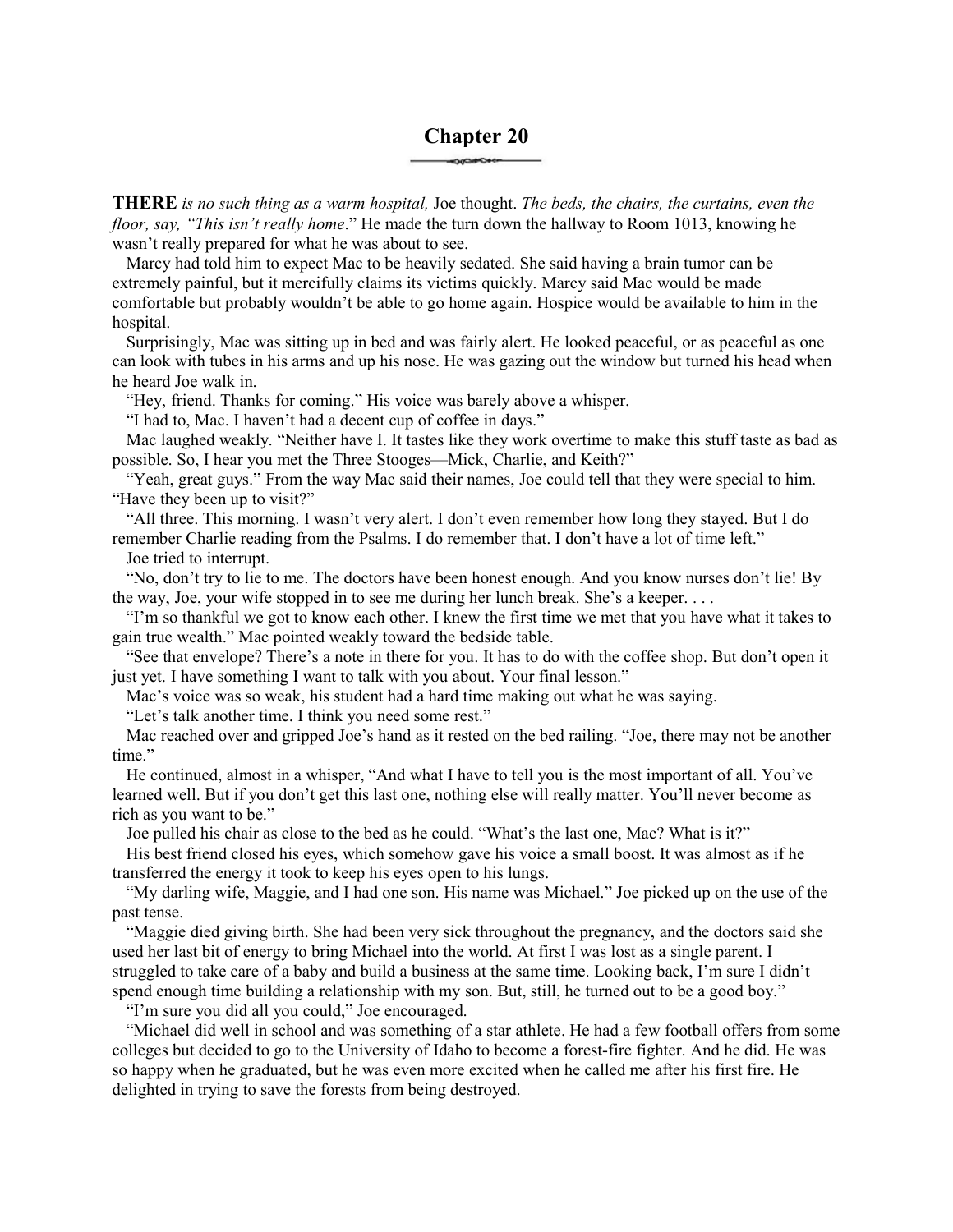# Chapter 20

**THERE** *is no such thing as a warm hospital,* Joe thought. *The beds, the chairs, the curtains, even the floor, say, "This isn't really home*." He made the turn down the hallway to Room 1013, knowing he wasn't really prepared for what he was about to see.

Marcy had told him to expect Mac to be heavily sedated. She said having a brain tumor can be extremely painful, but it mercifully claims its victims quickly. Marcy said Mac would be made comfortable but probably wouldn't be able to go home again. Hospice would be available to him in the hospital.

Surprisingly, Mac was sitting up in bed and was fairly alert. He looked peaceful, or as peaceful as one can look with tubes in his arms and up his nose. He was gazing out the window but turned his head when he heard Joe walk in.

"Hey, friend. Thanks for coming." His voice was barely above a whisper.

"I had to, Mac. I haven't had a decent cup of coffee in days."

Mac laughed weakly. "Neither have I. It tastes like they work overtime to make this stuff taste as bad as possible. So, I hear you met the Three Stooges—Mick, Charlie, and Keith?"

"Yeah, great guys." From the way Mac said their names, Joe could tell that they were special to him. "Have they been up to visit?"

"All three. This morning. I wasn't very alert. I don't even remember how long they stayed. But I do remember Charlie reading from the Psalms. I do remember that. I don't have a lot of time left."

Joe tried to interrupt.

"No, don't try to lie to me. The doctors have been honest enough. And you know nurses don't lie! By the way, Joe, your wife stopped in to see me during her lunch break. She's a keeper. . . .

"I'm so thankful we got to know each other. I knew the first time we met that you have what it takes to gain true wealth." Mac pointed weakly toward the bedside table.

"See that envelope? There's a note in there for you. It has to do with the coffee shop. But don't open it just yet. I have something I want to talk with you about. Your final lesson."

Mac's voice was so weak, his student had a hard time making out what he was saying.

"Let's talk another time. I think you need some rest."

Mac reached over and gripped Joe's hand as it rested on the bed railing. "Joe, there may not be another time."

He continued, almost in a whisper, "And what I have to tell you is the most important of all. You've learned well. But if you don't get this last one, nothing else will really matter. You'll never become as rich as you want to be."

Joe pulled his chair as close to the bed as he could. "What's the last one, Mac? What is it?"

His best friend closed his eyes, which somehow gave his voice a small boost. It was almost as if he transferred the energy it took to keep his eyes open to his lungs.

"My darling wife, Maggie, and I had one son. His name was Michael." Joe picked up on the use of the past tense.

"Maggie died giving birth. She had been very sick throughout the pregnancy, and the doctors said she used her last bit of energy to bring Michael into the world. At first I was lost as a single parent. I struggled to take care of a baby and build a business at the same time. Looking back, I'm sure I didn't spend enough time building a relationship with my son. But, still, he turned out to be a good boy."

"I'm sure you did all you could," Joe encouraged.

"Michael did well in school and was something of a star athlete. He had a few football offers from some colleges but decided to go to the University of Idaho to become a forest-fire fighter. And he did. He was so happy when he graduated, but he was even more excited when he called me after his first fire. He delighted in trying to save the forests from being destroyed.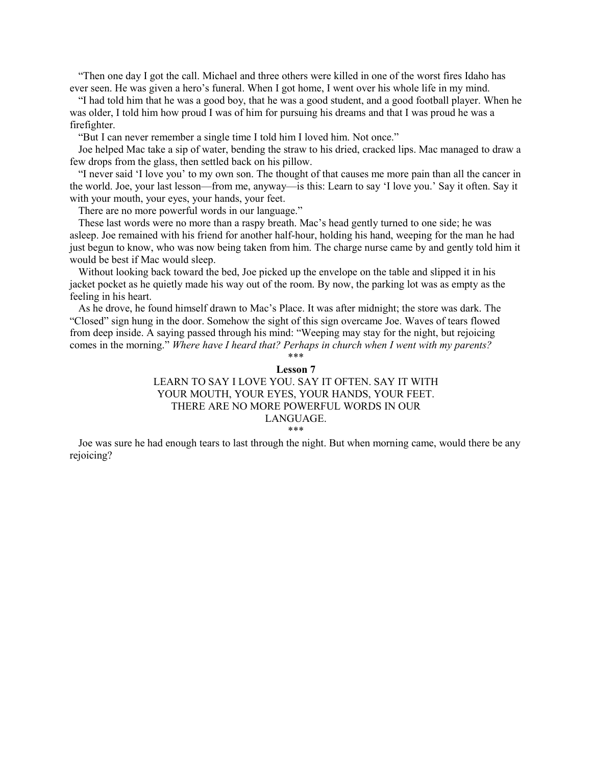"Then one day I got the call. Michael and three others were killed in one of the worst fires Idaho has ever seen. He was given a hero's funeral. When I got home, I went over his whole life in my mind.

"I had told him that he was a good boy, that he was a good student, and a good football player. When he was older, I told him how proud I was of him for pursuing his dreams and that I was proud he was a firefighter.

"But I can never remember a single time I told him I loved him. Not once."

Joe helped Mac take a sip of water, bending the straw to his dried, cracked lips. Mac managed to draw a few drops from the glass, then settled back on his pillow.

"I never said 'I love you' to my own son. The thought of that causes me more pain than all the cancer in the world. Joe, your last lesson—from me, anyway—is this: Learn to say 'I love you.' Say it often. Say it with your mouth, your eyes, your hands, your feet.

There are no more powerful words in our language."

These last words were no more than a raspy breath. Mac's head gently turned to one side; he was asleep. Joe remained with his friend for another half-hour, holding his hand, weeping for the man he had just begun to know, who was now being taken from him. The charge nurse came by and gently told him it would be best if Mac would sleep.

Without looking back toward the bed, Joe picked up the envelope on the table and slipped it in his jacket pocket as he quietly made his way out of the room. By now, the parking lot was as empty as the feeling in his heart.

As he drove, he found himself drawn to Mac's Place. It was after midnight; the store was dark. The "Closed" sign hung in the door. Somehow the sight of this sign overcame Joe. Waves of tears flowed from deep inside. A saying passed through his mind: "Weeping may stay for the night, but rejoicing comes in the morning." *Where have I heard that? Perhaps in church when I went with my parents?*

\*\*\*

**Lesson 7**

LEARN TO SAY I LOVE YOU. SAY IT OFTEN. SAY IT WITH YOUR MOUTH, YOUR EYES, YOUR HANDS, YOUR FEET. THERE ARE NO MORE POWERFUL WORDS IN OUR LANGUAGE.

\*\*\*

Joe was sure he had enough tears to last through the night. But when morning came, would there be any rejoicing?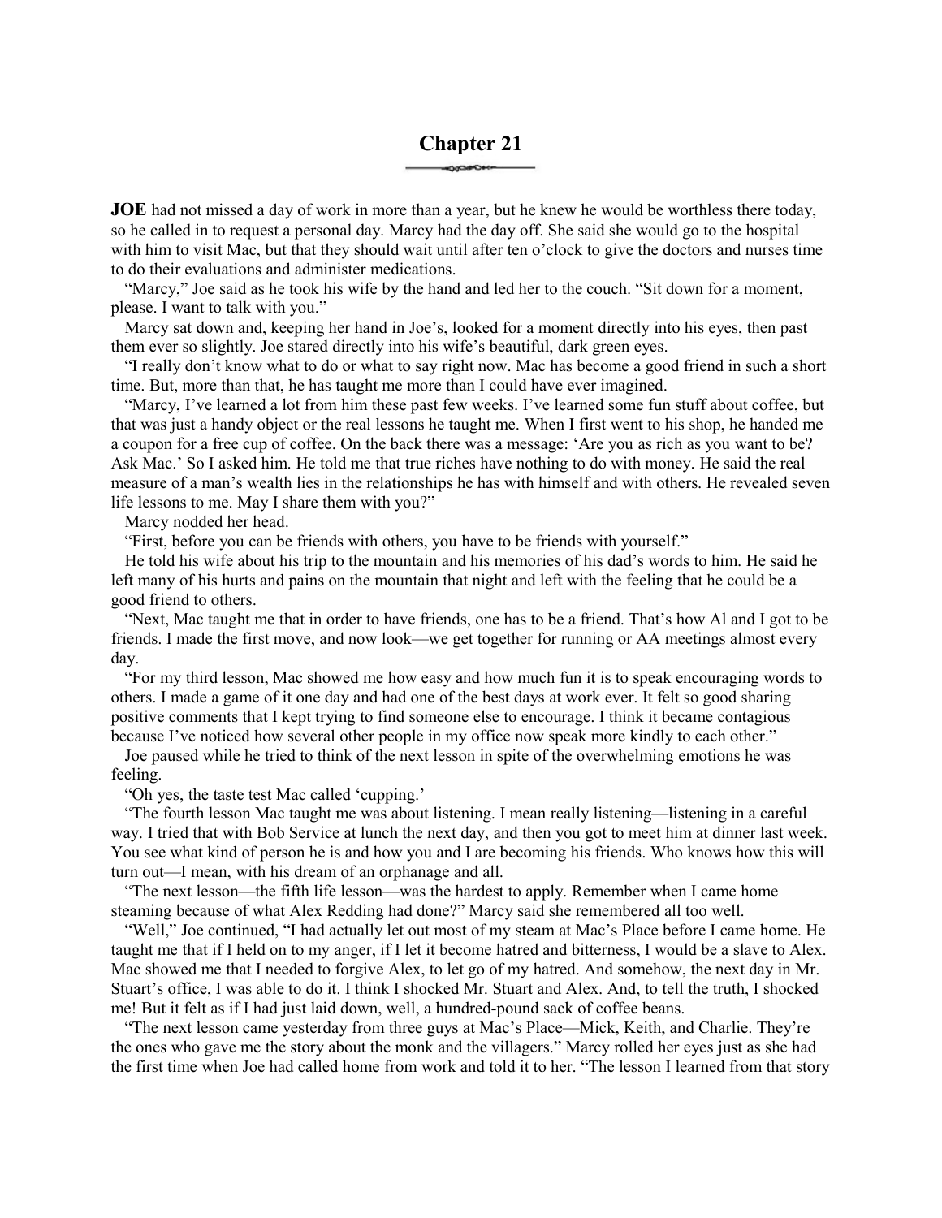## Chapter 21

**JOE** had not missed a day of work in more than a year, but he knew he would be worthless there today, so he called in to request a personal day. Marcy had the day off. She said she would go to the hospital with him to visit Mac, but that they should wait until after ten o'clock to give the doctors and nurses time to do their evaluations and administer medications.

"Marcy," Joe said as he took his wife by the hand and led her to the couch. "Sit down for a moment, please. I want to talk with you."

Marcy sat down and, keeping her hand in Joe's, looked for a moment directly into his eyes, then past them ever so slightly. Joe stared directly into his wife's beautiful, dark green eyes.

"I really don't know what to do or what to say right now. Mac has become a good friend in such a short time. But, more than that, he has taught me more than I could have ever imagined.

"Marcy, I've learned a lot from him these past few weeks. I've learned some fun stuff about coffee, but that was just a handy object or the real lessons he taught me. When I first went to his shop, he handed me a coupon for a free cup of coffee. On the back there was a message: 'Are you as rich as you want to be? Ask Mac.' So I asked him. He told me that true riches have nothing to do with money. He said the real measure of a man's wealth lies in the relationships he has with himself and with others. He revealed seven life lessons to me. May I share them with you?"

Marcy nodded her head.

"First, before you can be friends with others, you have to be friends with yourself."

He told his wife about his trip to the mountain and his memories of his dad's words to him. He said he left many of his hurts and pains on the mountain that night and left with the feeling that he could be a good friend to others.

"Next, Mac taught me that in order to have friends, one has to be a friend. That's how Al and I got to be friends. I made the first move, and now look—we get together for running or AA meetings almost every day.

"For my third lesson, Mac showed me how easy and how much fun it is to speak encouraging words to others. I made a game of it one day and had one of the best days at work ever. It felt so good sharing positive comments that I kept trying to find someone else to encourage. I think it became contagious because I've noticed how several other people in my office now speak more kindly to each other."

Joe paused while he tried to think of the next lesson in spite of the overwhelming emotions he was feeling.

"Oh yes, the taste test Mac called 'cupping.'

"The fourth lesson Mac taught me was about listening. I mean really listening—listening in a careful way. I tried that with Bob Service at lunch the next day, and then you got to meet him at dinner last week. You see what kind of person he is and how you and I are becoming his friends. Who knows how this will turn out—I mean, with his dream of an orphanage and all.

"The next lesson—the fifth life lesson—was the hardest to apply. Remember when I came home steaming because of what Alex Redding had done?" Marcy said she remembered all too well.

"Well," Joe continued, "I had actually let out most of my steam at Mac's Place before I came home. He taught me that if I held on to my anger, if I let it become hatred and bitterness, I would be a slave to Alex. Mac showed me that I needed to forgive Alex, to let go of my hatred. And somehow, the next day in Mr. Stuart's office, I was able to do it. I think I shocked Mr. Stuart and Alex. And, to tell the truth, I shocked me! But it felt as if I had just laid down, well, a hundred-pound sack of coffee beans.

"The next lesson came yesterday from three guys at Mac's Place—Mick, Keith, and Charlie. They're the ones who gave me the story about the monk and the villagers." Marcy rolled her eyes just as she had the first time when Joe had called home from work and told it to her. "The lesson I learned from that story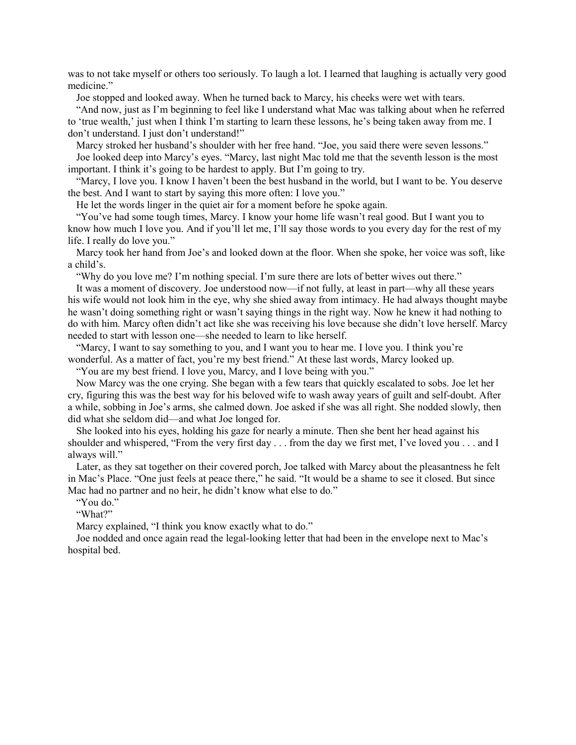was to not take myself or others too seriously. To laugh a lot. I learned that laughing is actually very good medicine."

Joe stopped and looked away. When he turned back to Marcy, his cheeks were wet with tears.

"And now, just as I'm beginning to feel like I understand what Mac was talking about when he referred to 'true wealth,' just when I think I'm starting to learn these lessons, he's being taken away from me. I don't understand. I just don't understand!"

Marcy stroked her husband's shoulder with her free hand. "Joe, you said there were seven lessons."

Joe looked deep into Marcy's eyes. "Marcy, last night Mac told me that the seventh lesson is the most important. I think it's going to be hardest to apply. But I'm going to try.

"Marcy, I love you. I know I haven't been the best husband in the world, but I want to be. You deserve the best. And I want to start by saying this more often: I love you."

He let the words linger in the quiet air for a moment before he spoke again.

"You've had some tough times, Marcy. I know your home life wasn't real good. But I want you to know how much I love you. And if you'll let me, I'll say those words to you every day for the rest of my life. I really do love you."

Marcy took her hand from Joe's and looked down at the floor. When she spoke, her voice was soft, like a child's.

"Why do you love me? I'm nothing special. I'm sure there are lots of better wives out there."

It was a moment of discovery. Joe understood now—if not fully, at least in part—why all these years his wife would not look him in the eye, why she shied away from intimacy. He had always thought maybe he wasn't doing something right or wasn't saying things in the right way. Now he knew it had nothing to do with him. Marcy often didn't act like she was receiving his love because she didn't love herself. Marcy needed to start with lesson one—she needed to learn to like herself.

"Marcy, I want to say something to you, and I want you to hear me. I love you. I think you're wonderful. As a matter of fact, you're my best friend." At these last words, Marcy looked up.

"You are my best friend. I love you, Marcy, and I love being with you."

Now Marcy was the one crying. She began with a few tears that quickly escalated to sobs. Joe let her cry, figuring this was the best way for his beloved wife to wash away years of guilt and self-doubt. After a while, sobbing in Joe's arms, she calmed down. Joe asked if she was all right. She nodded slowly, then did what she seldom did—and what Joe longed for.

She looked into his eyes, holding his gaze for nearly a minute. Then she bent her head against his shoulder and whispered, "From the very first day . . . from the day we first met, I've loved you . . . and I always will."

Later, as they sat together on their covered porch, Joe talked with Marcy about the pleasantness he felt in Mac's Place. "One just feels at peace there," he said. "It would be a shame to see it closed. But since Mac had no partner and no heir, he didn't know what else to do."

"You do."

"What?"

Marcy explained, "I think you know exactly what to do."

Joe nodded and once again read the legal-looking letter that had been in the envelope next to Mac's hospital bed.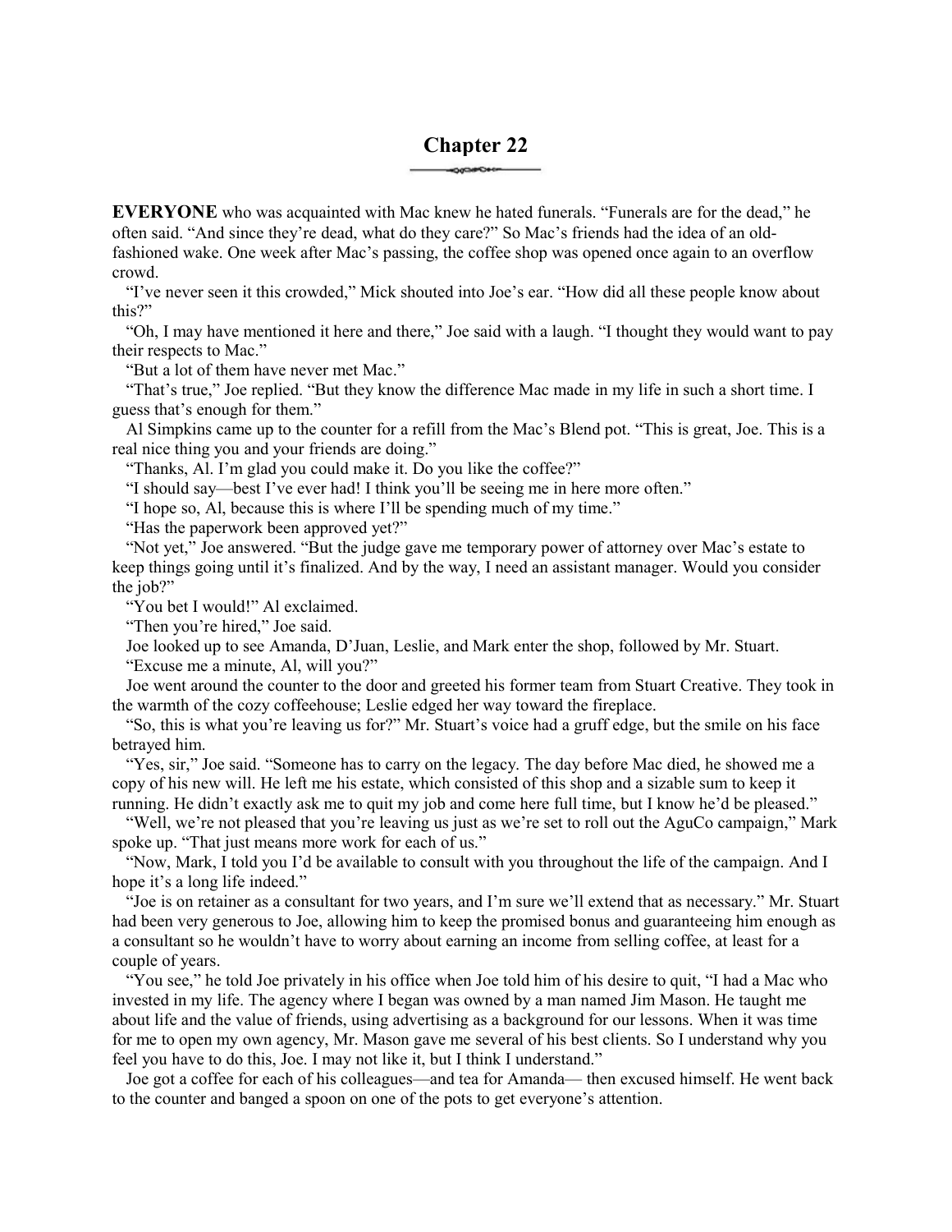## Chapter 22

**EVERYONE** who was acquainted with Mac knew he hated funerals. “Funerals are for the dead,” he often said. “And since they’re dead, what do they care?” So Mac’s friends had the idea of an old-fashioned wake. One week after Mac’s passing, the coffee shop was opened once again to an overflow crowd.

“I’ve never seen it this crowded,” Mick shouted into Joe’s ear. “How did all these people know about this?”

“Oh, I may have mentioned it here and there,” Joe said with a laugh. “I thought they would want to pay their respects to Mac.”

“But a lot of them have never met Mac.”

“That’s true,” Joe replied. “But they know the difference Mac made in my life in such a short time. I guess that’s enough for them.”

Al Simpkins came up to the counter for a refill from the Mac’s Blend pot. “This is great, Joe. This is a real nice thing you and your friends are doing.”

“Thanks, Al. I’m glad you could make it. Do you like the coffee?”

“I should say—best I’ve ever had! I think you’ll be seeing me in here more often.”

“I hope so, Al, because this is where I’ll be spending much of my time.”

“Has the paperwork been approved yet?”

“Not yet,” Joe answered. “But the judge gave me temporary power of attorney over Mac’s estate to keep things going until it’s finalized. And by the way, I need an assistant manager. Would you consider the job?”

“You bet I would!” Al exclaimed.

“Then you’re hired,” Joe said.

Joe looked up to see Amanda, D’Juan, Leslie, and Mark enter the shop, followed by Mr. Stuart.

“Excuse me a minute, Al, will you?”

Joe went around the counter to the door and greeted his former team from Stuart Creative. They took in the warmth of the cozy coffeehouse; Leslie edged her way toward the fireplace.

“So, this is what you’re leaving us for?” Mr. Stuart’s voice had a gruff edge, but the smile on his face betrayed him.

“Yes, sir,” Joe said. “Someone has to carry on the legacy. The day before Mac died, he showed me a copy of his new will. He left me his estate, which consisted of this shop and a sizable sum to keep it running. He didn’t exactly ask me to quit my job and come here full time, but I know he’d be pleased.”

“Well, we’re not pleased that you’re leaving us just as we’re set to roll out the AguCo campaign,” Mark spoke up. “That just means more work for each of us.”

“Now, Mark, I told you I’d be available to consult with you throughout the life of the campaign. And I hope it’s a long life indeed.”

“Joe is on retainer as a consultant for two years, and I’m sure we’ll extend that as necessary.” Mr. Stuart had been very generous to Joe, allowing him to keep the promised bonus and guaranteeing him enough as a consultant so he wouldn’t have to worry about earning an income from selling coffee, at least for a couple of years.

“You see,” he told Joe privately in his office when Joe told him of his desire to quit, “I had a Mac who invested in my life. The agency where I began was owned by a man named Jim Mason. He taught me about life and the value of friends, using advertising as a background for our lessons. When it was time for me to open my own agency, Mr. Mason gave me several of his best clients. So I understand why you feel you have to do this, Joe. I may not like it, but I think I understand.”

Joe got a coffee for each of his colleagues—and tea for Amanda— then excused himself. He went back to the counter and banged a spoon on one of the pots to get everyone’s attention.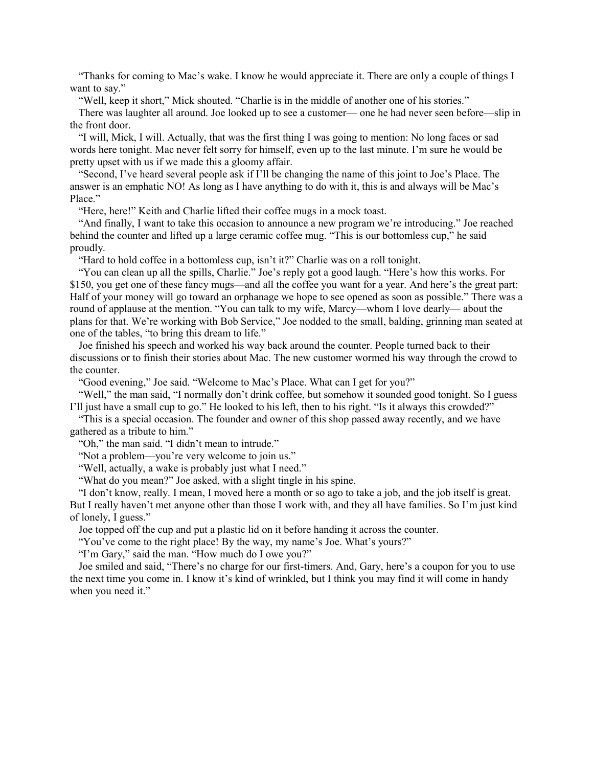"Thanks for coming to Mac's wake. I know he would appreciate it. There are only a couple of things I want to say."

"Well, keep it short," Mick shouted. "Charlie is in the middle of another one of his stories."

There was laughter all around. Joe looked up to see a customer— one he had never seen before—slip in the front door.

"I will, Mick, I will. Actually, that was the first thing I was going to mention: No long faces or sad words here tonight. Mac never felt sorry for himself, even up to the last minute. I'm sure he would be pretty upset with us if we made this a gloomy affair.

"Second, I've heard several people ask if I'll be changing the name of this joint to Joe's Place. The answer is an emphatic NO! As long as I have anything to do with it, this is and always will be Mac's Place."

"Here, here!" Keith and Charlie lifted their coffee mugs in a mock toast.

"And finally, I want to take this occasion to announce a new program we're introducing." Joe reached behind the counter and lifted up a large ceramic coffee mug. "This is our bottomless cup," he said proudly.

"Hard to hold coffee in a bottomless cup, isn't it?" Charlie was on a roll tonight.

"You can clean up all the spills, Charlie." Joe's reply got a good laugh. "Here's how this works. For $150, you get one of these fancy mugs—and all the coffee you want for a year. And here's the great part: Half of your money will go toward an orphanage we hope to see opened as soon as possible." There was a round of applause at the mention. "You can talk to my wife, Marcy—whom I love dearly— about the plans for that. We're working with Bob Service," Joe nodded to the small, balding, grinning man seated at one of the tables, "to bring this dream to life."

Joe finished his speech and worked his way back around the counter. People turned back to their discussions or to finish their stories about Mac. The new customer wormed his way through the crowd to the counter.

"Good evening," Joe said. "Welcome to Mac's Place. What can I get for you?"

"Well," the man said, "I normally don't drink coffee, but somehow it sounded good tonight. So I guess I'll just have a small cup to go." He looked to his left, then to his right. "Is it always this crowded?"

"This is a special occasion. The founder and owner of this shop passed away recently, and we have gathered as a tribute to him."

"Oh," the man said. "I didn't mean to intrude."

"Not a problem—you're very welcome to join us."

"Well, actually, a wake is probably just what I need."

"What do you mean?" Joe asked, with a slight tingle in his spine.

"I don't know, really. I mean, I moved here a month or so ago to take a job, and the job itself is great. But I really haven't met anyone other than those I work with, and they all have families. So I'm just kind of lonely, I guess."

Joe topped off the cup and put a plastic lid on it before handing it across the counter.

"You've come to the right place! By the way, my name's Joe. What's yours?"

"I'm Gary," said the man. "How much do I owe you?"

Joe smiled and said, "There's no charge for our first-timers. And, Gary, here's a coupon for you to use the next time you come in. I know it's kind of wrinkled, but I think you may find it will come in handy when you need it."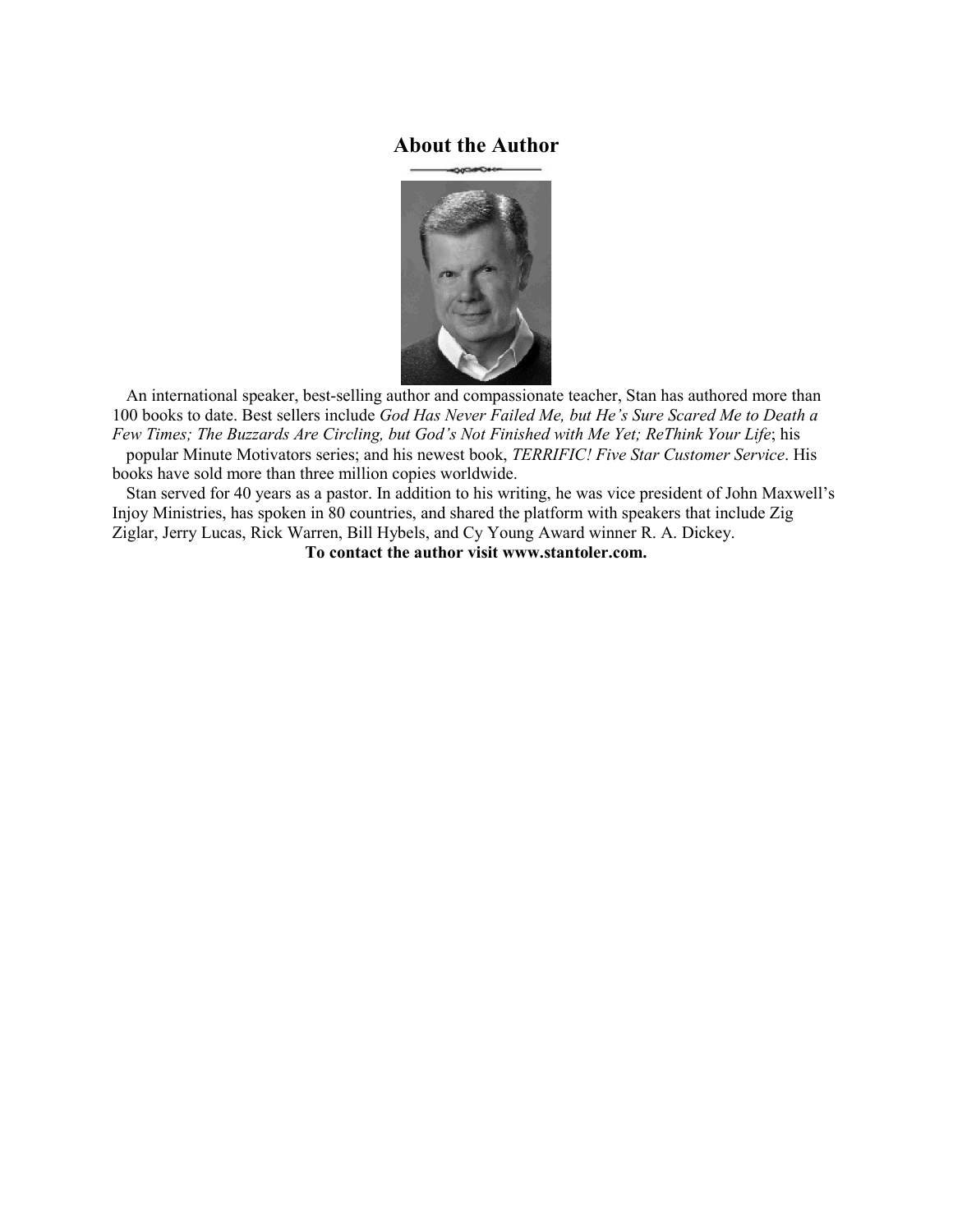## About the Author

An international speaker, best-selling author and compassionate teacher, Stan has authored more than 100 books to date. Best sellers include *God Has Never Failed Me, but He's Sure Scared Me to Death a Few Times; The Buzzards Are Circling, but God's Not Finished with Me Yet; ReThink Your Life*; his popular Minute Motivators series; and his newest book, *TERRIFIC! Five Star Customer Service*. His books have sold more than three million copies worldwide.

Stan served for 40 years as a pastor. In addition to his writing, he was vice president of John Maxwell's Injoy Ministries, has spoken in 80 countries, and shared the platform with speakers that include Zig Ziglar, Jerry Lucas, Rick Warren, Bill Hybels, and Cy Young Award winner R. A. Dickey.

**To contact the author visit www.stantoler.com.**